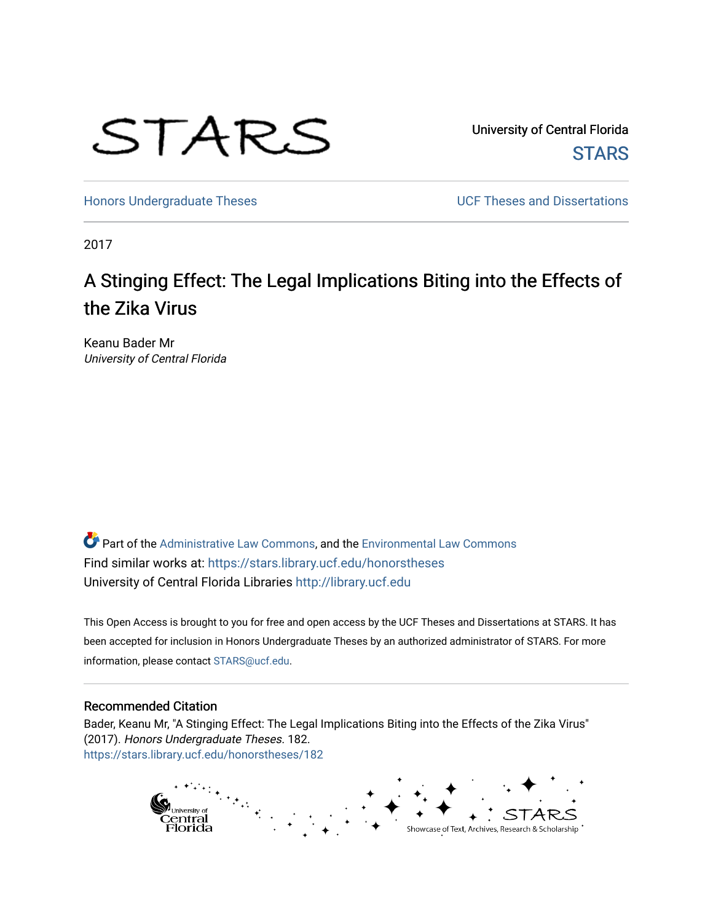STARS

University of Central Florida

STARS

Honors Undergraduate Theses

UCF Theses and Dissertations

2017

# A Stinging Effect: The Legal Implications Biting into the Effects of the Zika Virus

Keanu Bader Mr

*University of Central Florida*

Part of the Administrative Law Commons, and the Environmental Law Commons

Find similar works at: https://stars.library.ucf.edu/honorstheses

University of Central Florida Libraries http://library.ucf.edu

This Open Access is brought to you for free and open access by the UCF Theses and Dissertations at STARS. It has been accepted for inclusion in Honors Undergraduate Theses by an authorized administrator of STARS. For more information, please contact STARS@ucf.edu.

## Recommended Citation

Bader, Keanu Mr, "A Stinging Effect: The Legal Implications Biting into the Effects of the Zika Virus" (2017). *Honors Undergraduate Theses*. 182.
https://stars.library.ucf.edu/honorstheses/182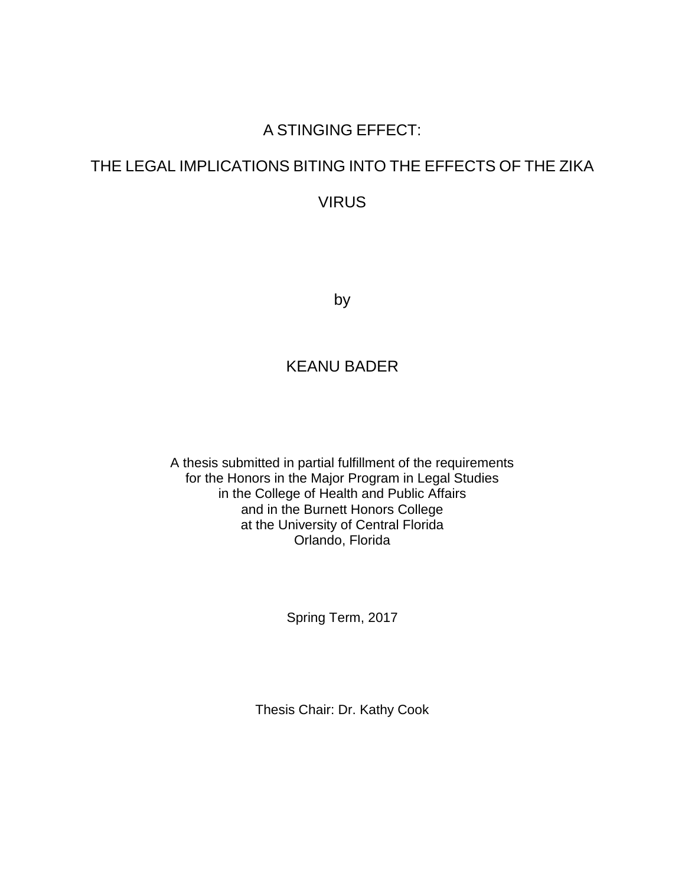# A STINGING EFFECT:

# THE LEGAL IMPLICATIONS BITING INTO THE EFFECTS OF THE ZIKA VIRUS

by

KEANU BADER

A thesis submitted in partial fulfillment of the requirements
for the Honors in the Major Program in Legal Studies
in the College of Health and Public Affairs
and in the Burnett Honors College
at the University of Central Florida
Orlando, Florida

Spring Term, 2017

Thesis Chair: Dr. Kathy Cook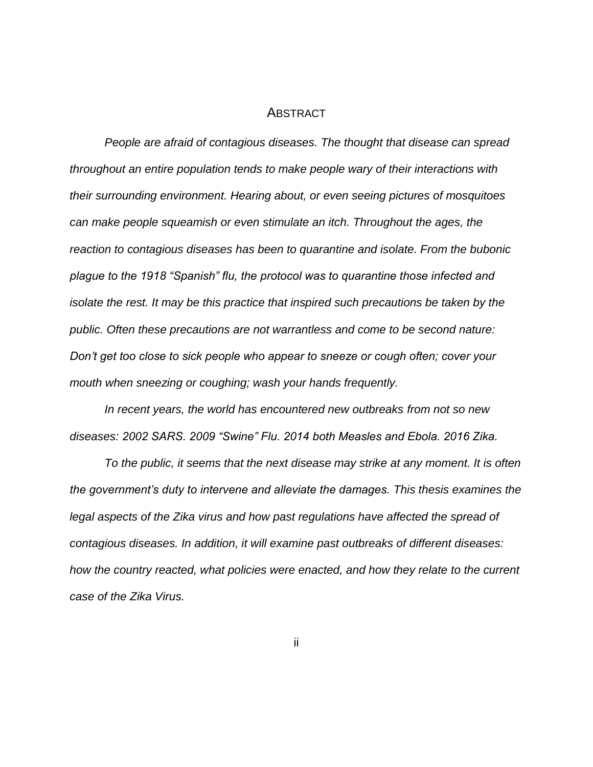# Abstract

*People are afraid of contagious diseases. The thought that disease can spread throughout an entire population tends to make people wary of their interactions with their surrounding environment. Hearing about, or even seeing pictures of mosquitoes can make people squeamish or even stimulate an itch. Throughout the ages, the reaction to contagious diseases has been to quarantine and isolate. From the bubonic plague to the 1918 "Spanish" flu, the protocol was to quarantine those infected and isolate the rest. It may be this practice that inspired such precautions be taken by the public. Often these precautions are not warrantless and come to be second nature: Don't get too close to sick people who appear to sneeze or cough often; cover your mouth when sneezing or coughing; wash your hands frequently.*

*In recent years, the world has encountered new outbreaks from not so new diseases: 2002 SARS. 2009 "Swine" Flu. 2014 both Measles and Ebola. 2016 Zika.*

*To the public, it seems that the next disease may strike at any moment. It is often the government's duty to intervene and alleviate the damages. This thesis examines the legal aspects of the Zika virus and how past regulations have affected the spread of contagious diseases. In addition, it will examine past outbreaks of different diseases: how the country reacted, what policies were enacted, and how they relate to the current case of the Zika Virus.*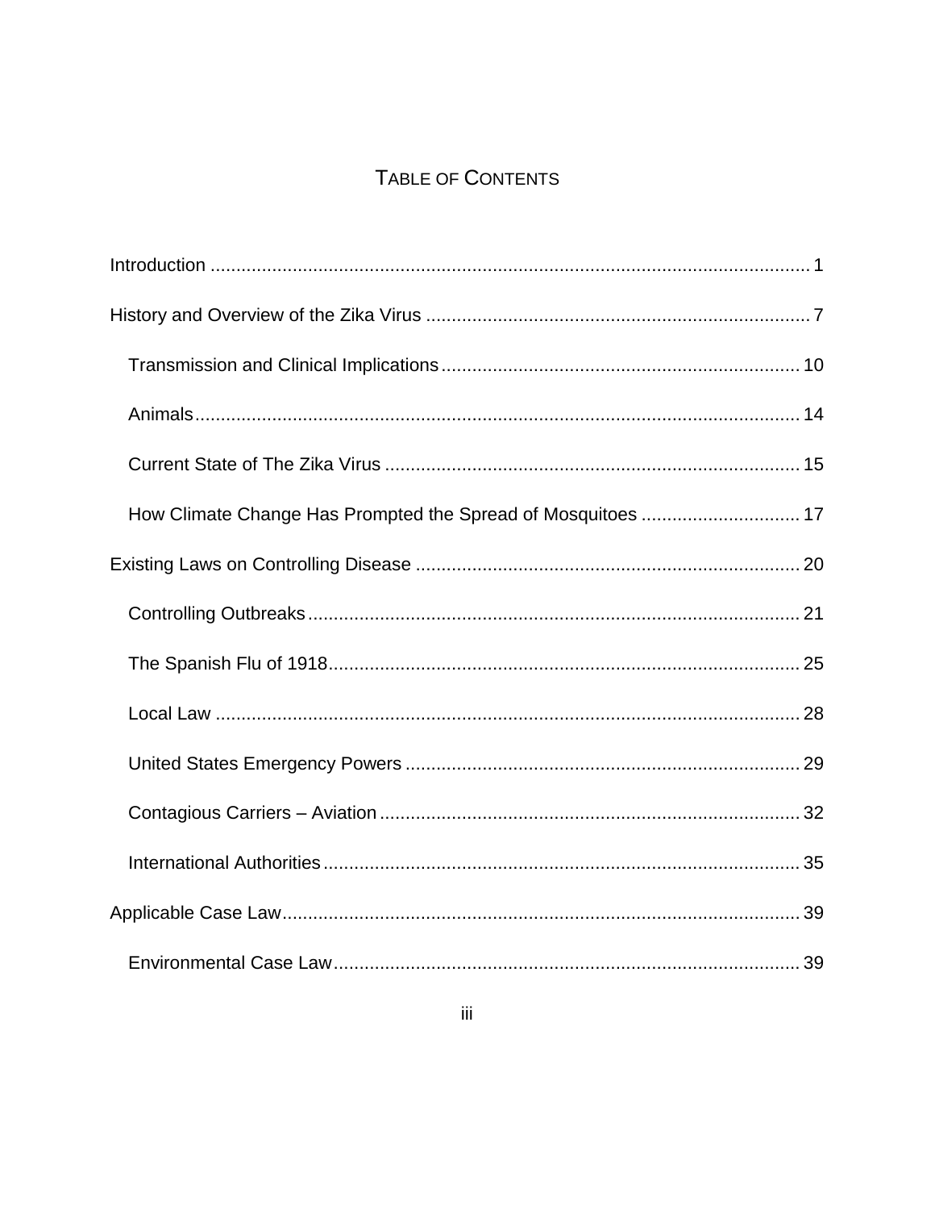# TABLE OF CONTENTS

Introduction .................................................................................................................. 1

History and Overview of the Zika Virus .......................................................................... 7

Transmission and Clinical Implications ..................................................................... 10

Animals ...................................................................................................................... 14

Current State of The Zika Virus ................................................................................ 15

How Climate Change Has Prompted the Spread of Mosquitoes ............................... 17

Existing Laws on Controlling Disease .......................................................................... 20

Controlling Outbreaks ............................................................................................... 21

The Spanish Flu of 1918 ........................................................................................... 25

Local Law .................................................................................................................. 28

United States Emergency Powers ............................................................................ 29

Contagious Carriers – Aviation ................................................................................. 32

International Authorities ............................................................................................. 35

Applicable Case Law .................................................................................................... 39

Environmental Case Law ........................................................................................... 39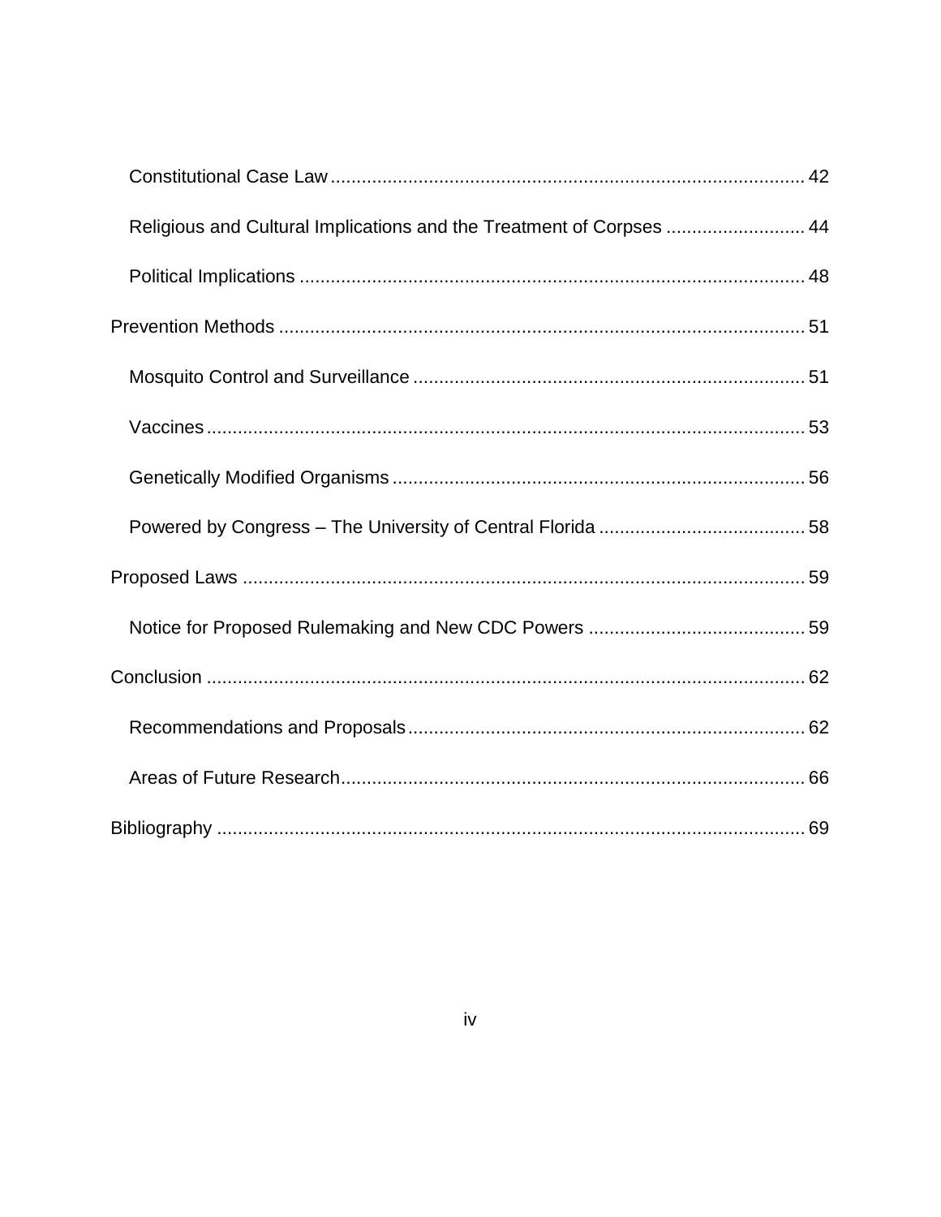- Constitutional Case Law ........................................................................................ 42
- Religious and Cultural Implications and the Treatment of Corpses .......................... 44
- Political Implications ............................................................................................. 48

Prevention Methods ..................................................................................................... 51

- Mosquito Control and Surveillance ........................................................................ 51
- Vaccines ................................................................................................................ 53
- Genetically Modified Organisms ............................................................................ 56
- Powered by Congress – The University of Central Florida ...................................... 58

Proposed Laws ............................................................................................................ 59

- Notice for Proposed Rulemaking and New CDC Powers ......................................... 59

Conclusion ................................................................................................................... 62

- Recommendations and Proposals .......................................................................... 62
- Areas of Future Research ...................................................................................... 66

Bibliography ................................................................................................................. 69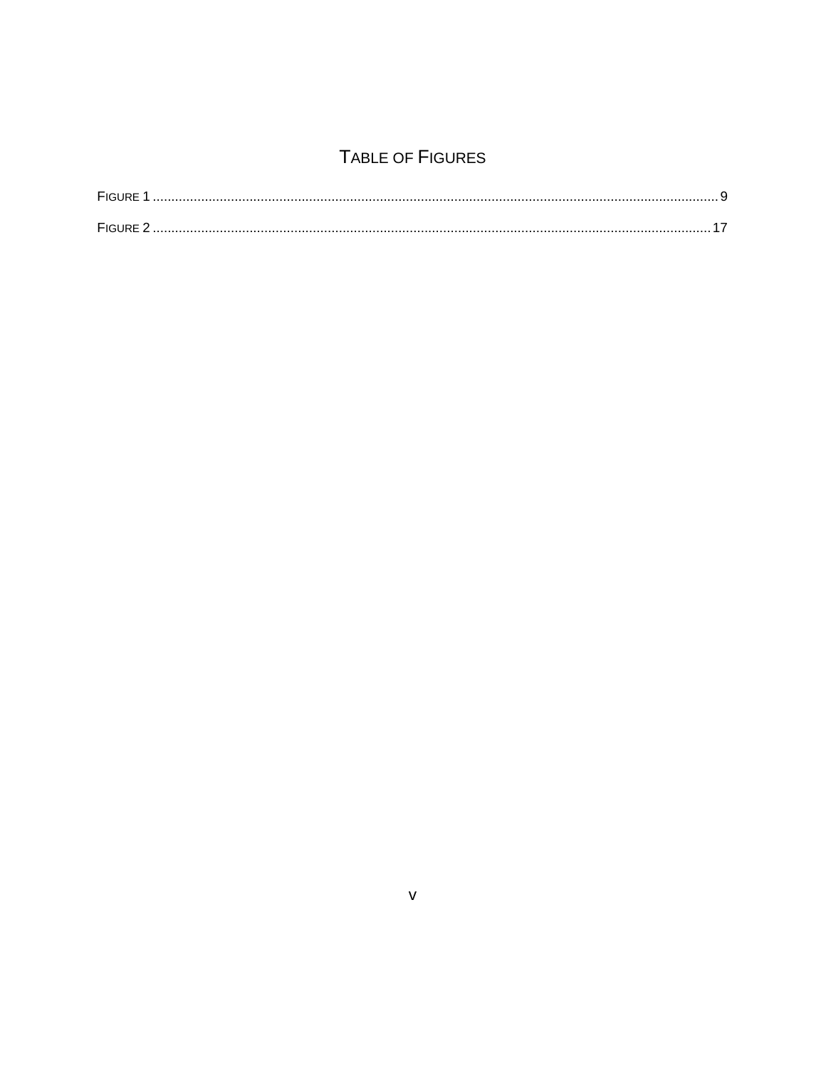# Table of Figures

Figure 1 .................................................................................................................................................... 9

Figure 2 .................................................................................................................................................. 17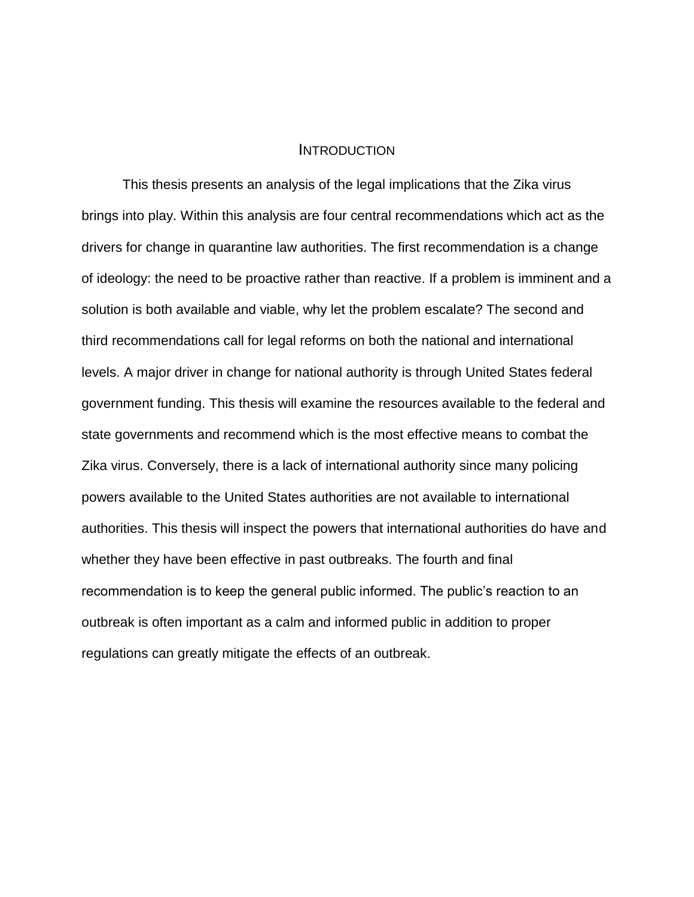# INTRODUCTION

This thesis presents an analysis of the legal implications that the Zika virus brings into play. Within this analysis are four central recommendations which act as the drivers for change in quarantine law authorities. The first recommendation is a change of ideology: the need to be proactive rather than reactive. If a problem is imminent and a solution is both available and viable, why let the problem escalate? The second and third recommendations call for legal reforms on both the national and international levels. A major driver in change for national authority is through United States federal government funding. This thesis will examine the resources available to the federal and state governments and recommend which is the most effective means to combat the Zika virus. Conversely, there is a lack of international authority since many policing powers available to the United States authorities are not available to international authorities. This thesis will inspect the powers that international authorities do have and whether they have been effective in past outbreaks. The fourth and final recommendation is to keep the general public informed. The public's reaction to an outbreak is often important as a calm and informed public in addition to proper regulations can greatly mitigate the effects of an outbreak.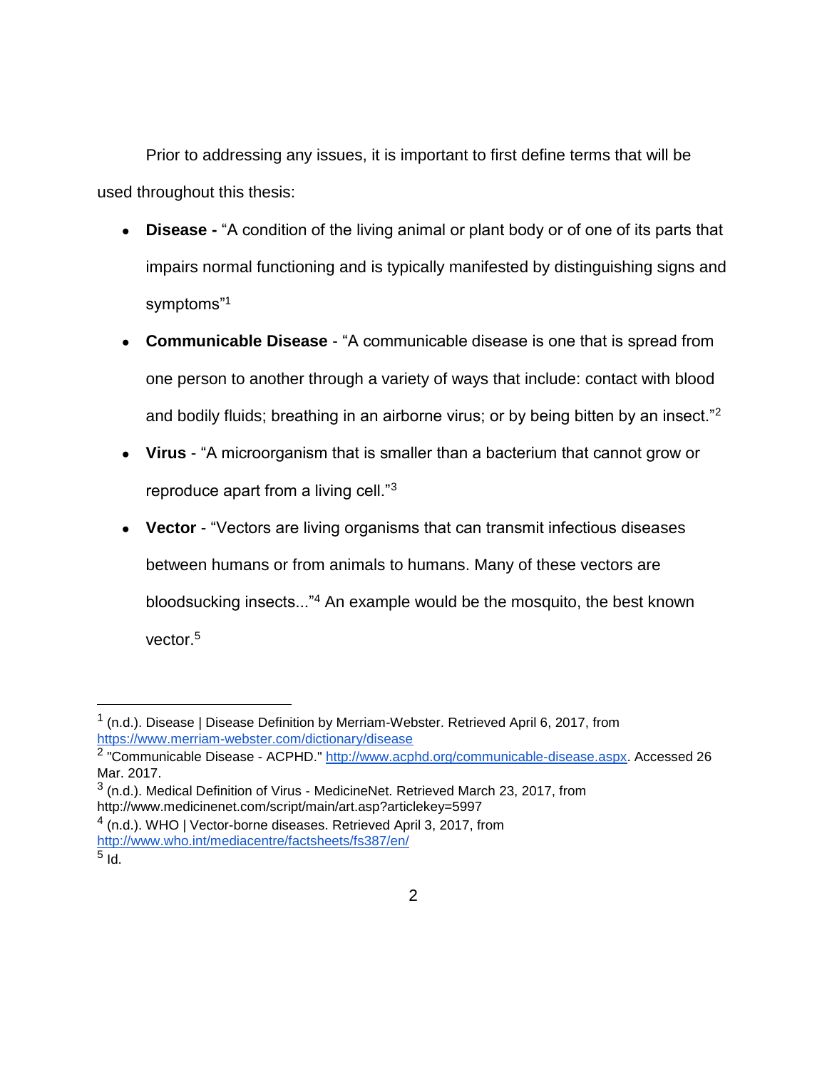Prior to addressing any issues, it is important to first define terms that will be used throughout this thesis:

- **Disease -** "A condition of the living animal or plant body or of one of its parts that impairs normal functioning and is typically manifested by distinguishing signs and symptoms"[1]
- **Communicable Disease** - "A communicable disease is one that is spread from one person to another through a variety of ways that include: contact with blood and bodily fluids; breathing in an airborne virus; or by being bitten by an insect."[2]
- **Virus** - "A microorganism that is smaller than a bacterium that cannot grow or reproduce apart from a living cell."[3]
- **Vector** - "Vectors are living organisms that can transmit infectious diseases between humans or from animals to humans. Many of these vectors are bloodsucking insects..."[4] An example would be the mosquito, the best known vector.[5]

---

[1] (n.d.). Disease | Disease Definition by Merriam-Webster. Retrieved April 6, 2017, from https://www.merriam-webster.com/dictionary/disease

[2] "Communicable Disease - ACPHD." http://www.acphd.org/communicable-disease.aspx. Accessed 26 Mar. 2017.

[3] (n.d.). Medical Definition of Virus - MedicineNet. Retrieved March 23, 2017, from http://www.medicinenet.com/script/main/art.asp?articlekey=5997

[4] (n.d.). WHO | Vector-borne diseases. Retrieved April 3, 2017, from http://www.who.int/mediacentre/factsheets/fs387/en/

[5] Id.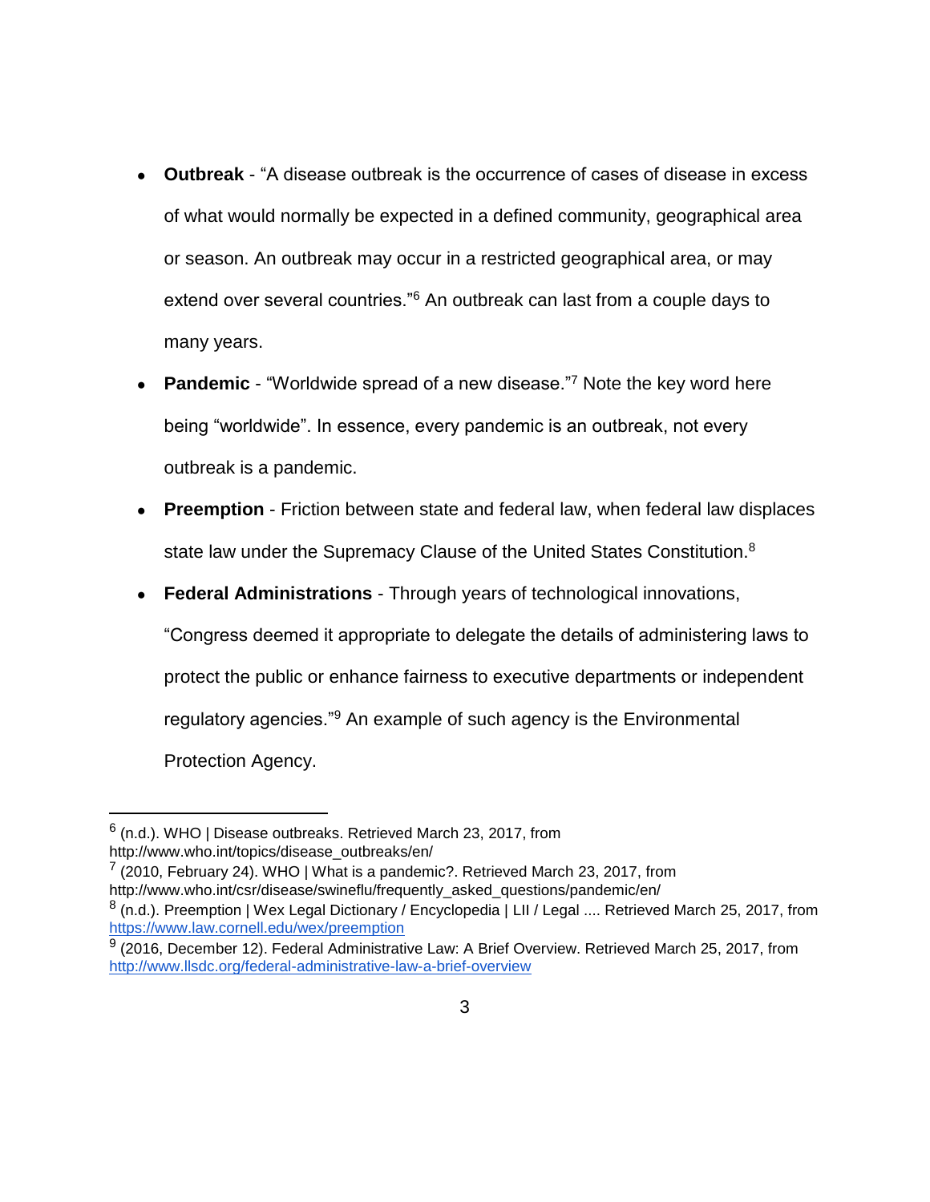- **Outbreak** - "A disease outbreak is the occurrence of cases of disease in excess of what would normally be expected in a defined community, geographical area or season. An outbreak may occur in a restricted geographical area, or may extend over several countries."[6] An outbreak can last from a couple days to many years.
- **Pandemic** - "Worldwide spread of a new disease."[7] Note the key word here being "worldwide". In essence, every pandemic is an outbreak, not every outbreak is a pandemic.
- **Preemption** - Friction between state and federal law, when federal law displaces state law under the Supremacy Clause of the United States Constitution.[8]
- **Federal Administrations** - Through years of technological innovations, "Congress deemed it appropriate to delegate the details of administering laws to protect the public or enhance fairness to executive departments or independent regulatory agencies."[9] An example of such agency is the Environmental Protection Agency.

---

[6] (n.d.). WHO | Disease outbreaks. Retrieved March 23, 2017, from http://www.who.int/topics/disease_outbreaks/en/

[7] (2010, February 24). WHO | What is a pandemic?. Retrieved March 23, 2017, from http://www.who.int/csr/disease/swineflu/frequently_asked_questions/pandemic/en/

[8] (n.d.). Preemption | Wex Legal Dictionary / Encyclopedia | LII / Legal .... Retrieved March 25, 2017, from https://www.law.cornell.edu/wex/preemption

[9] (2016, December 12). Federal Administrative Law: A Brief Overview. Retrieved March 25, 2017, from http://www.llsdc.org/federal-administrative-law-a-brief-overview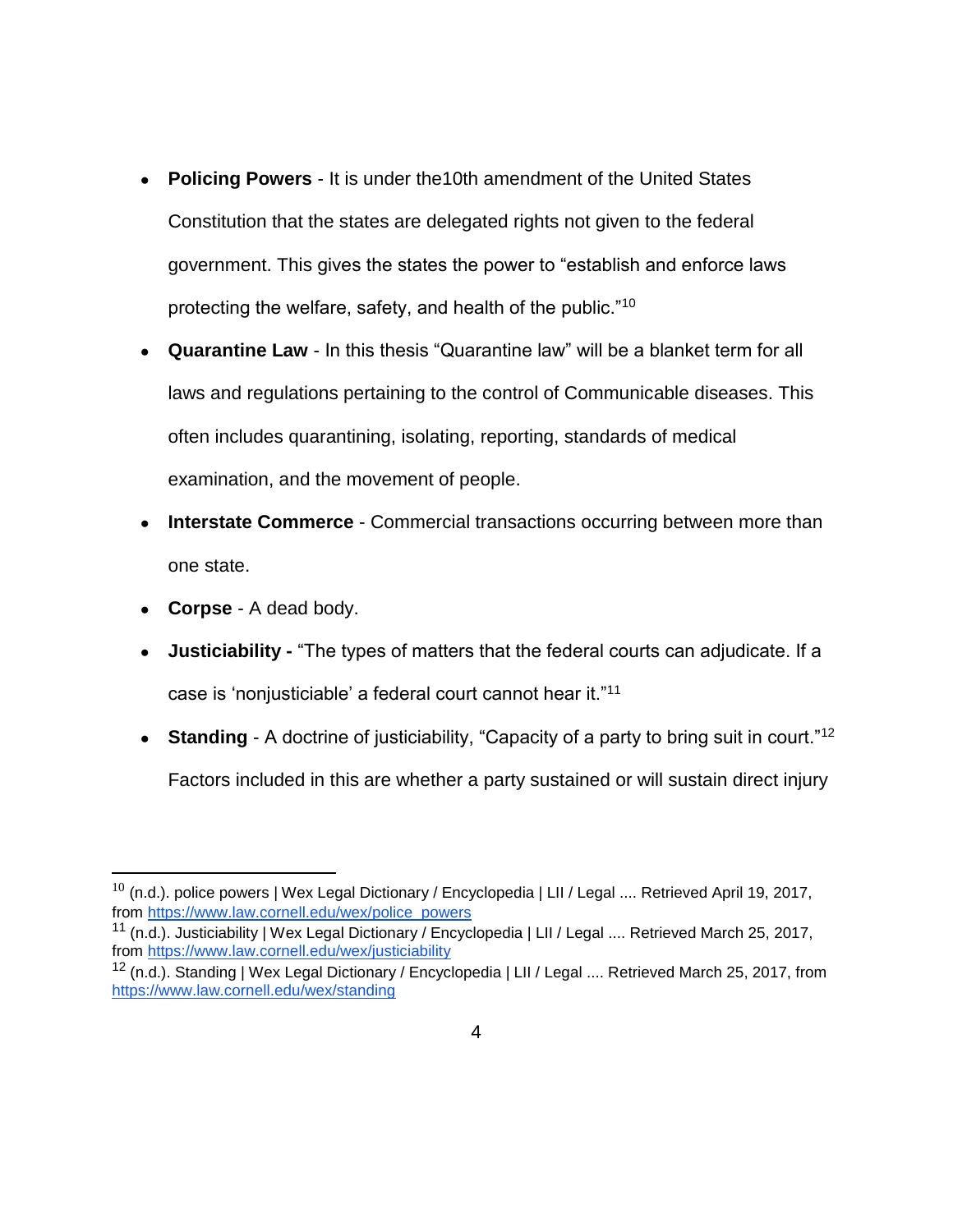- **Policing Powers** - It is under the10th amendment of the United States Constitution that the states are delegated rights not given to the federal government. This gives the states the power to "establish and enforce laws protecting the welfare, safety, and health of the public."[10]
- **Quarantine Law** - In this thesis "Quarantine law" will be a blanket term for all laws and regulations pertaining to the control of Communicable diseases. This often includes quarantining, isolating, reporting, standards of medical examination, and the movement of people.
- **Interstate Commerce** - Commercial transactions occurring between more than one state.
- **Corpse** - A dead body.
- **Justiciability -** "The types of matters that the federal courts can adjudicate. If a case is 'nonjusticiable' a federal court cannot hear it."[11]
- **Standing** - A doctrine of justiciability, "Capacity of a party to bring suit in court."[12] Factors included in this are whether a party sustained or will sustain direct injury

---

[10] (n.d.). police powers | Wex Legal Dictionary / Encyclopedia | LII / Legal .... Retrieved April 19, 2017, from https://www.law.cornell.edu/wex/police_powers

[11] (n.d.). Justiciability | Wex Legal Dictionary / Encyclopedia | LII / Legal .... Retrieved March 25, 2017, from https://www.law.cornell.edu/wex/justiciability

[12] (n.d.). Standing | Wex Legal Dictionary / Encyclopedia | LII / Legal .... Retrieved March 25, 2017, from https://www.law.cornell.edu/wex/standing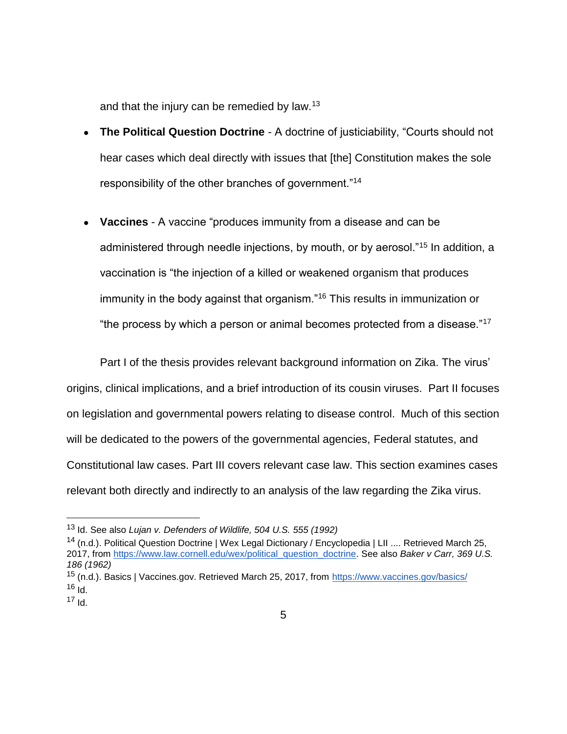and that the injury can be remedied by law.[13]

- **The Political Question Doctrine** - A doctrine of justiciability, "Courts should not hear cases which deal directly with issues that [the] Constitution makes the sole responsibility of the other branches of government."[14]

- **Vaccines** - A vaccine "produces immunity from a disease and can be administered through needle injections, by mouth, or by aerosol."[15] In addition, a vaccination is "the injection of a killed or weakened organism that produces immunity in the body against that organism."[16] This results in immunization or "the process by which a person or animal becomes protected from a disease."[17]

Part I of the thesis provides relevant background information on Zika. The virus' origins, clinical implications, and a brief introduction of its cousin viruses. Part II focuses on legislation and governmental powers relating to disease control. Much of this section will be dedicated to the powers of the governmental agencies, Federal statutes, and Constitutional law cases. Part III covers relevant case law. This section examines cases relevant both directly and indirectly to an analysis of the law regarding the Zika virus.

---

[13] Id. See also *Lujan v. Defenders of Wildlife, 504 U.S. 555 (1992)*

[14] (n.d.). Political Question Doctrine | Wex Legal Dictionary / Encyclopedia | LII .... Retrieved March 25, 2017, from https://www.law.cornell.edu/wex/political_question_doctrine. See also *Baker v Carr, 369 U.S. 186 (1962)*

[15] (n.d.). Basics | Vaccines.gov. Retrieved March 25, 2017, from https://www.vaccines.gov/basics/

[16] Id.

[17] Id.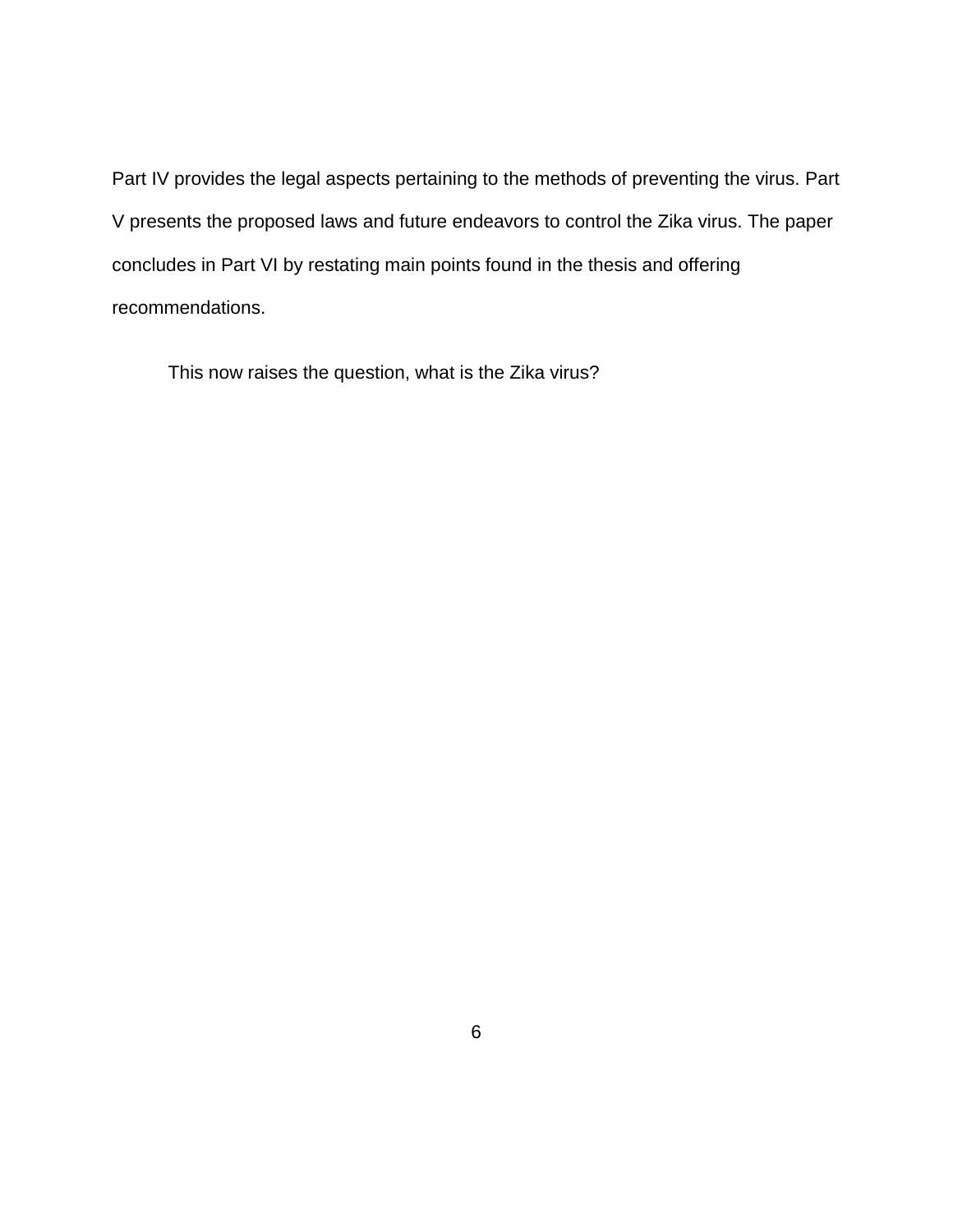Part IV provides the legal aspects pertaining to the methods of preventing the virus. Part V presents the proposed laws and future endeavors to control the Zika virus. The paper concludes in Part VI by restating main points found in the thesis and offering recommendations.

This now raises the question, what is the Zika virus?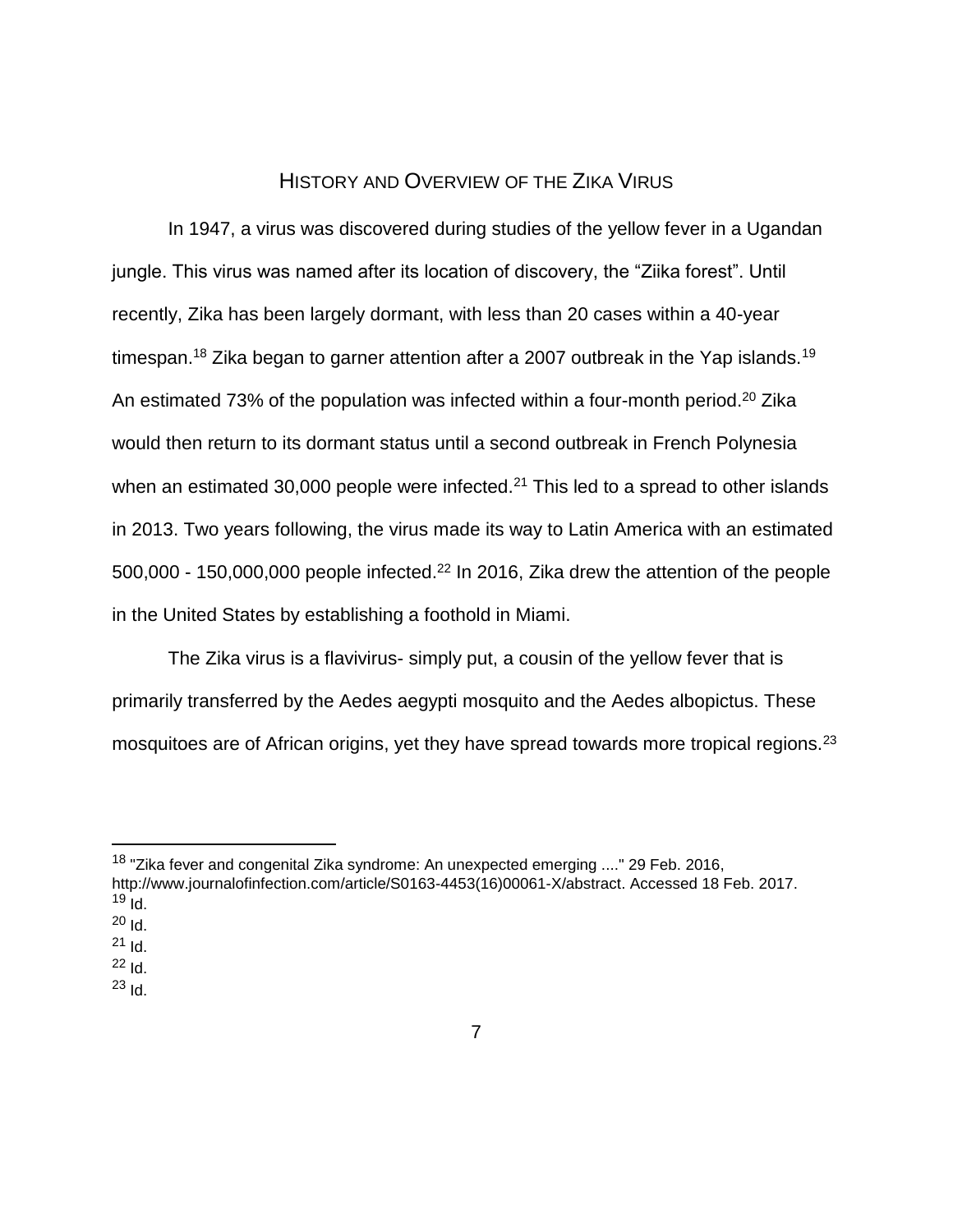## History and Overview of the Zika Virus

In 1947, a virus was discovered during studies of the yellow fever in a Ugandan jungle. This virus was named after its location of discovery, the "Ziika forest". Until recently, Zika has been largely dormant, with less than 20 cases within a 40-year timespan.[18] Zika began to garner attention after a 2007 outbreak in the Yap islands.[19] An estimated 73% of the population was infected within a four-month period.[20] Zika would then return to its dormant status until a second outbreak in French Polynesia when an estimated 30,000 people were infected.[21] This led to a spread to other islands in 2013. Two years following, the virus made its way to Latin America with an estimated 500,000 - 150,000,000 people infected.[22] In 2016, Zika drew the attention of the people in the United States by establishing a foothold in Miami.

The Zika virus is a flavivirus- simply put, a cousin of the yellow fever that is primarily transferred by the Aedes aegypti mosquito and the Aedes albopictus. These mosquitoes are of African origins, yet they have spread towards more tropical regions.[23]

---

[18] "Zika fever and congenital Zika syndrome: An unexpected emerging ...." 29 Feb. 2016, http://www.journalofinfection.com/article/S0163-4453(16)00061-X/abstract. Accessed 18 Feb. 2017.

[19] Id.

[20] Id.

[21] Id.

[22] Id.

[23] Id.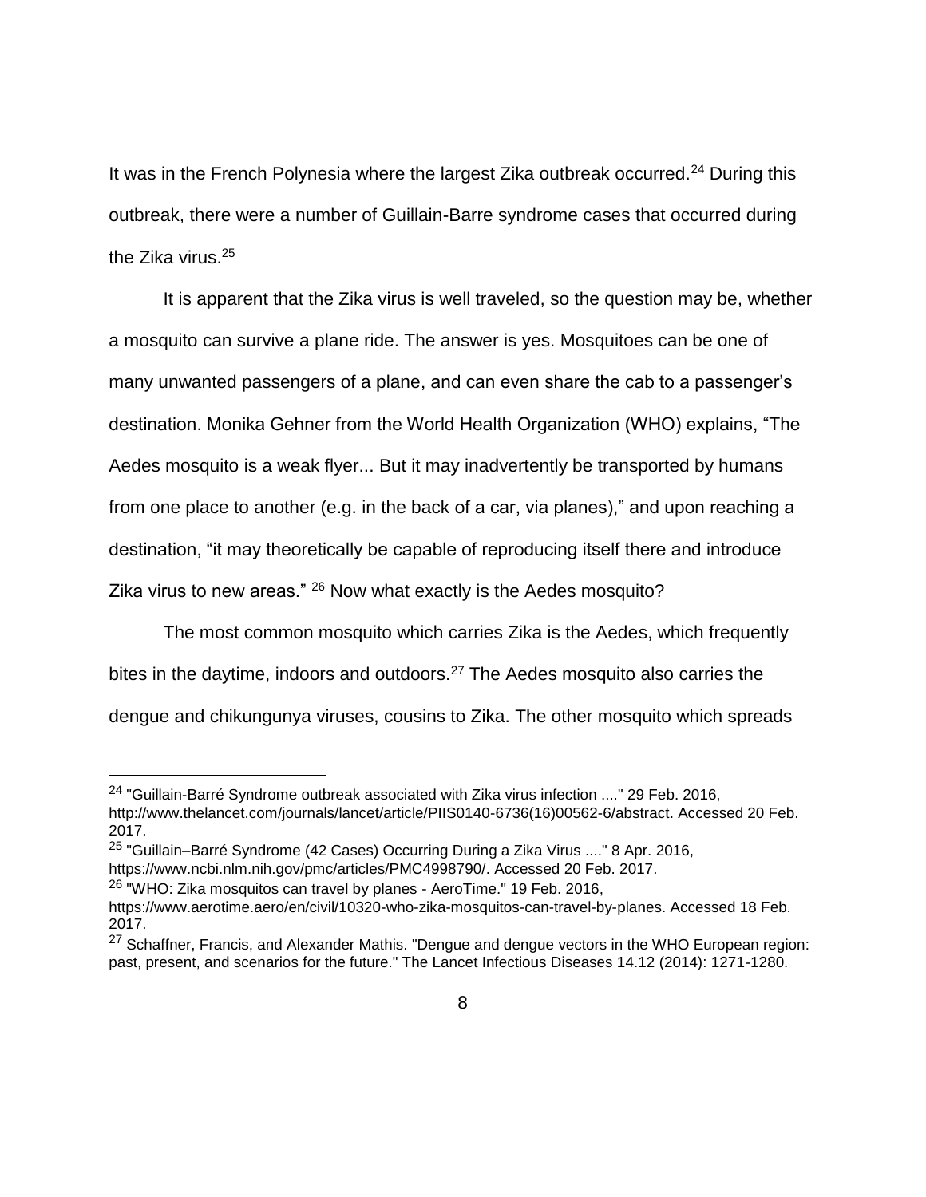It was in the French Polynesia where the largest Zika outbreak occurred.[24] During this outbreak, there were a number of Guillain-Barre syndrome cases that occurred during the Zika virus.[25]

It is apparent that the Zika virus is well traveled, so the question may be, whether a mosquito can survive a plane ride. The answer is yes. Mosquitoes can be one of many unwanted passengers of a plane, and can even share the cab to a passenger's destination. Monika Gehner from the World Health Organization (WHO) explains, "The Aedes mosquito is a weak flyer... But it may inadvertently be transported by humans from one place to another (e.g. in the back of a car, via planes)," and upon reaching a destination, "it may theoretically be capable of reproducing itself there and introduce Zika virus to new areas." [26] Now what exactly is the Aedes mosquito?

The most common mosquito which carries Zika is the Aedes, which frequently bites in the daytime, indoors and outdoors.[27] The Aedes mosquito also carries the dengue and chikungunya viruses, cousins to Zika. The other mosquito which spreads

---

[24] "Guillain-Barré Syndrome outbreak associated with Zika virus infection ...." 29 Feb. 2016, http://www.thelancet.com/journals/lancet/article/PIIS0140-6736(16)00562-6/abstract. Accessed 20 Feb. 2017.

[25] "Guillain–Barré Syndrome (42 Cases) Occurring During a Zika Virus ...." 8 Apr. 2016, https://www.ncbi.nlm.nih.gov/pmc/articles/PMC4998790/. Accessed 20 Feb. 2017.

[26] "WHO: Zika mosquitos can travel by planes - AeroTime." 19 Feb. 2016, https://www.aerotime.aero/en/civil/10320-who-zika-mosquitos-can-travel-by-planes. Accessed 18 Feb. 2017.

[27] Schaffner, Francis, and Alexander Mathis. "Dengue and dengue vectors in the WHO European region: past, present, and scenarios for the future." The Lancet Infectious Diseases 14.12 (2014): 1271-1280.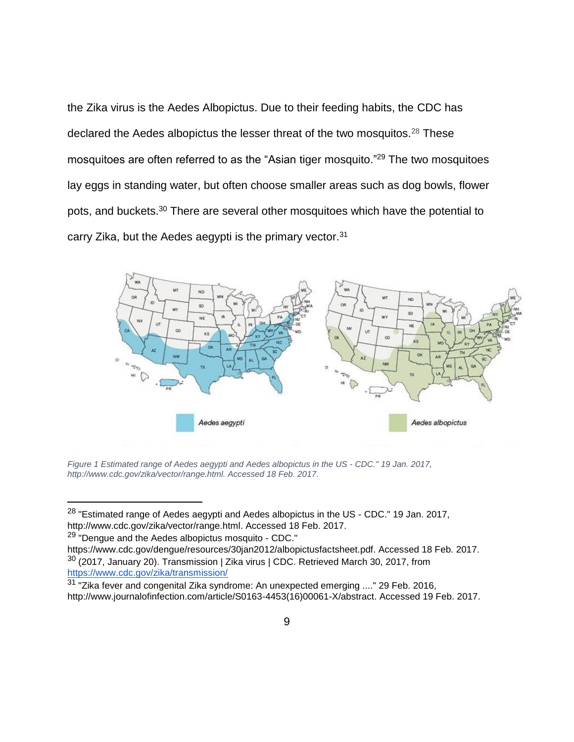the Zika virus is the Aedes Albopictus. Due to their feeding habits, the CDC has declared the Aedes albopictus the lesser threat of the two mosquitos.[28] These mosquitoes are often referred to as the “Asian tiger mosquito.”[29] The two mosquitoes lay eggs in standing water, but often choose smaller areas such as dog bowls, flower pots, and buckets.[30] There are several other mosquitoes which have the potential to carry Zika, but the Aedes aegypti is the primary vector.[31]

*Figure 1 Estimated range of Aedes aegypti and Aedes albopictus in the US - CDC." 19 Jan. 2017, http://www.cdc.gov/zika/vector/range.html. Accessed 18 Feb. 2017.*

---

[28] "Estimated range of Aedes aegypti and Aedes albopictus in the US - CDC." 19 Jan. 2017, http://www.cdc.gov/zika/vector/range.html. Accessed 18 Feb. 2017.

[29] "Dengue and the Aedes albopictus mosquito - CDC." https://www.cdc.gov/dengue/resources/30jan2012/albopictusfactsheet.pdf. Accessed 18 Feb. 2017.

[30] (2017, January 20). Transmission | Zika virus | CDC. Retrieved March 30, 2017, from https://www.cdc.gov/zika/transmission/

[31] "Zika fever and congenital Zika syndrome: An unexpected emerging ...." 29 Feb. 2016, http://www.journalofinfection.com/article/S0163-4453(16)00061-X/abstract. Accessed 19 Feb. 2017.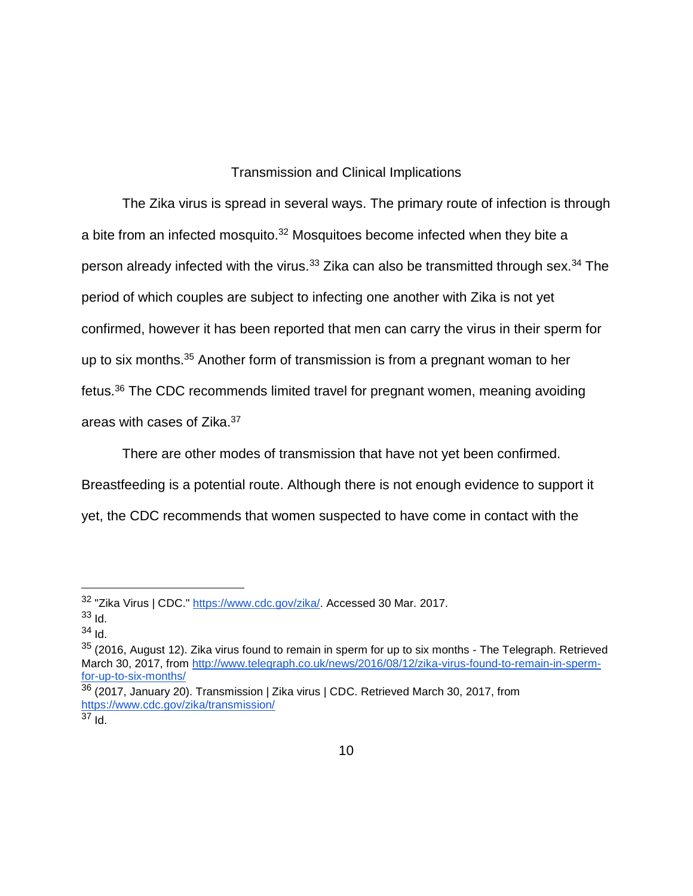## Transmission and Clinical Implications

The Zika virus is spread in several ways. The primary route of infection is through a bite from an infected mosquito.[32] Mosquitoes become infected when they bite a person already infected with the virus.[33] Zika can also be transmitted through sex.[34] The period of which couples are subject to infecting one another with Zika is not yet confirmed, however it has been reported that men can carry the virus in their sperm for up to six months.[35] Another form of transmission is from a pregnant woman to her fetus.[36] The CDC recommends limited travel for pregnant women, meaning avoiding areas with cases of Zika.[37]

There are other modes of transmission that have not yet been confirmed. Breastfeeding is a potential route. Although there is not enough evidence to support it yet, the CDC recommends that women suspected to have come in contact with the

---

[32] "Zika Virus | CDC." https://www.cdc.gov/zika/. Accessed 30 Mar. 2017.

[33] Id.

[34] Id.

[35] (2016, August 12). Zika virus found to remain in sperm for up to six months - The Telegraph. Retrieved March 30, 2017, from http://www.telegraph.co.uk/news/2016/08/12/zika-virus-found-to-remain-in-sperm-for-up-to-six-months/

[36] (2017, January 20). Transmission | Zika virus | CDC. Retrieved March 30, 2017, from https://www.cdc.gov/zika/transmission/

[37] Id.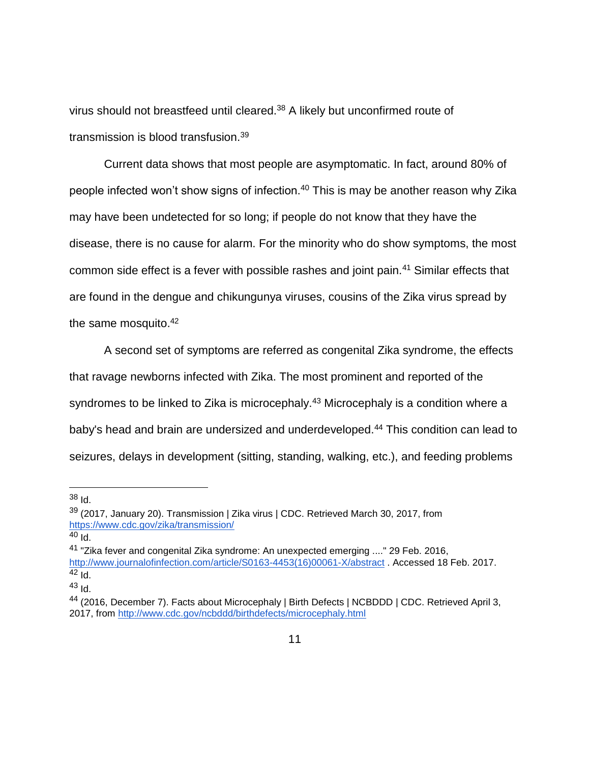virus should not breastfeed until cleared.[38] A likely but unconfirmed route of transmission is blood transfusion.[39]

Current data shows that most people are asymptomatic. In fact, around 80% of people infected won't show signs of infection.[40] This is may be another reason why Zika may have been undetected for so long; if people do not know that they have the disease, there is no cause for alarm. For the minority who do show symptoms, the most common side effect is a fever with possible rashes and joint pain.[41] Similar effects that are found in the dengue and chikungunya viruses, cousins of the Zika virus spread by the same mosquito.[42]

A second set of symptoms are referred as congenital Zika syndrome, the effects that ravage newborns infected with Zika. The most prominent and reported of the syndromes to be linked to Zika is microcephaly.[43] Microcephaly is a condition where a baby's head and brain are undersized and underdeveloped.[44] This condition can lead to seizures, delays in development (sitting, standing, walking, etc.), and feeding problems

---

[38] Id.

[39] (2017, January 20). Transmission | Zika virus | CDC. Retrieved March 30, 2017, from https://www.cdc.gov/zika/transmission/

[40] Id.

[41] "Zika fever and congenital Zika syndrome: An unexpected emerging ...." 29 Feb. 2016, http://www.journalofinfection.com/article/S0163-4453(16)00061-X/abstract . Accessed 18 Feb. 2017.

[42] Id.

[43] Id.

[44] (2016, December 7). Facts about Microcephaly | Birth Defects | NCBDDD | CDC. Retrieved April 3, 2017, from http://www.cdc.gov/ncbddd/birthdefects/microcephaly.html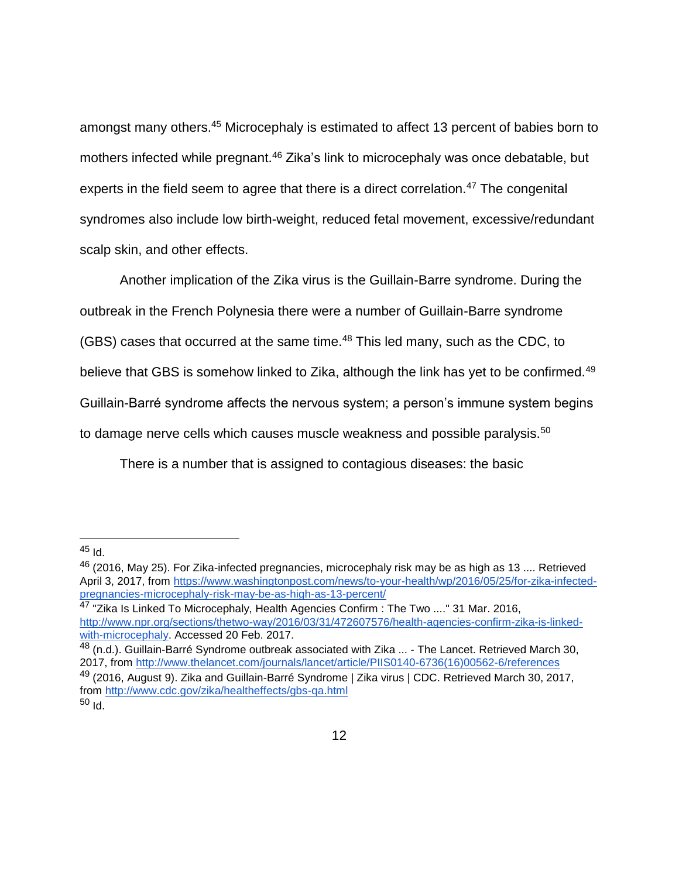amongst many others.[45] Microcephaly is estimated to affect 13 percent of babies born to mothers infected while pregnant.[46] Zika's link to microcephaly was once debatable, but experts in the field seem to agree that there is a direct correlation.[47] The congenital syndromes also include low birth-weight, reduced fetal movement, excessive/redundant scalp skin, and other effects.

Another implication of the Zika virus is the Guillain-Barre syndrome. During the outbreak in the French Polynesia there were a number of Guillain-Barre syndrome (GBS) cases that occurred at the same time.[48] This led many, such as the CDC, to believe that GBS is somehow linked to Zika, although the link has yet to be confirmed.[49] Guillain-Barré syndrome affects the nervous system; a person's immune system begins to damage nerve cells which causes muscle weakness and possible paralysis.[50]

There is a number that is assigned to contagious diseases: the basic

---

[45] Id.

[46] (2016, May 25). For Zika-infected pregnancies, microcephaly risk may be as high as 13 .... Retrieved April 3, 2017, from https://www.washingtonpost.com/news/to-your-health/wp/2016/05/25/for-zika-infected-pregnancies-microcephaly-risk-may-be-as-high-as-13-percent/

[47] "Zika Is Linked To Microcephaly, Health Agencies Confirm : The Two ...." 31 Mar. 2016, http://www.npr.org/sections/thetwo-way/2016/03/31/472607576/health-agencies-confirm-zika-is-linked-with-microcephaly. Accessed 20 Feb. 2017.

[48] (n.d.). Guillain-Barré Syndrome outbreak associated with Zika ... - The Lancet. Retrieved March 30, 2017, from http://www.thelancet.com/journals/lancet/article/PIIS0140-6736(16)00562-6/references

[49] (2016, August 9). Zika and Guillain-Barré Syndrome | Zika virus | CDC. Retrieved March 30, 2017, from http://www.cdc.gov/zika/healtheffects/gbs-qa.html

[50] Id.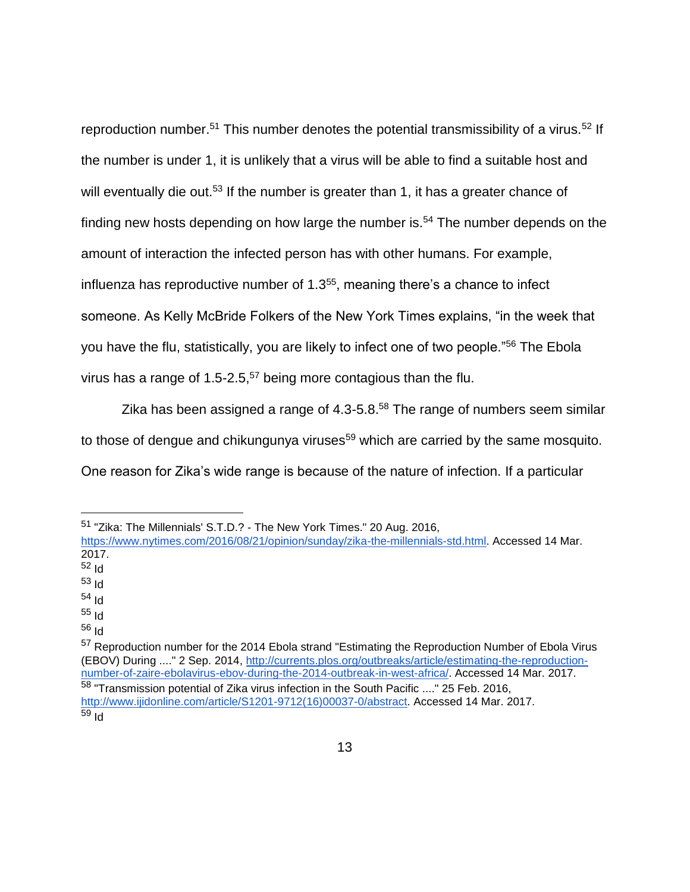reproduction number.[51] This number denotes the potential transmissibility of a virus.[52] If the number is under 1, it is unlikely that a virus will be able to find a suitable host and will eventually die out.[53] If the number is greater than 1, it has a greater chance of finding new hosts depending on how large the number is.[54] The number depends on the amount of interaction the infected person has with other humans. For example, influenza has reproductive number of 1.3[55], meaning there's a chance to infect someone. As Kelly McBride Folkers of the New York Times explains, "in the week that you have the flu, statistically, you are likely to infect one of two people."[56] The Ebola virus has a range of 1.5-2.5,[57] being more contagious than the flu.

Zika has been assigned a range of 4.3-5.8.[58] The range of numbers seem similar to those of dengue and chikungunya viruses[59] which are carried by the same mosquito. One reason for Zika's wide range is because of the nature of infection. If a particular

---

[51] "Zika: The Millennials' S.T.D.? - The New York Times." 20 Aug. 2016, https://www.nytimes.com/2016/08/21/opinion/sunday/zika-the-millennials-std.html. Accessed 14 Mar. 2017.

[52] Id

[53] Id

[54] Id

[55] Id

[56] Id

[57] Reproduction number for the 2014 Ebola strand "Estimating the Reproduction Number of Ebola Virus (EBOV) During ...." 2 Sep. 2014, http://currents.plos.org/outbreaks/article/estimating-the-reproduction-number-of-zaire-ebolavirus-ebov-during-the-2014-outbreak-in-west-africa/. Accessed 14 Mar. 2017.

[58] "Transmission potential of Zika virus infection in the South Pacific ...." 25 Feb. 2016, http://www.ijidonline.com/article/S1201-9712(16)00037-0/abstract. Accessed 14 Mar. 2017.

[59] Id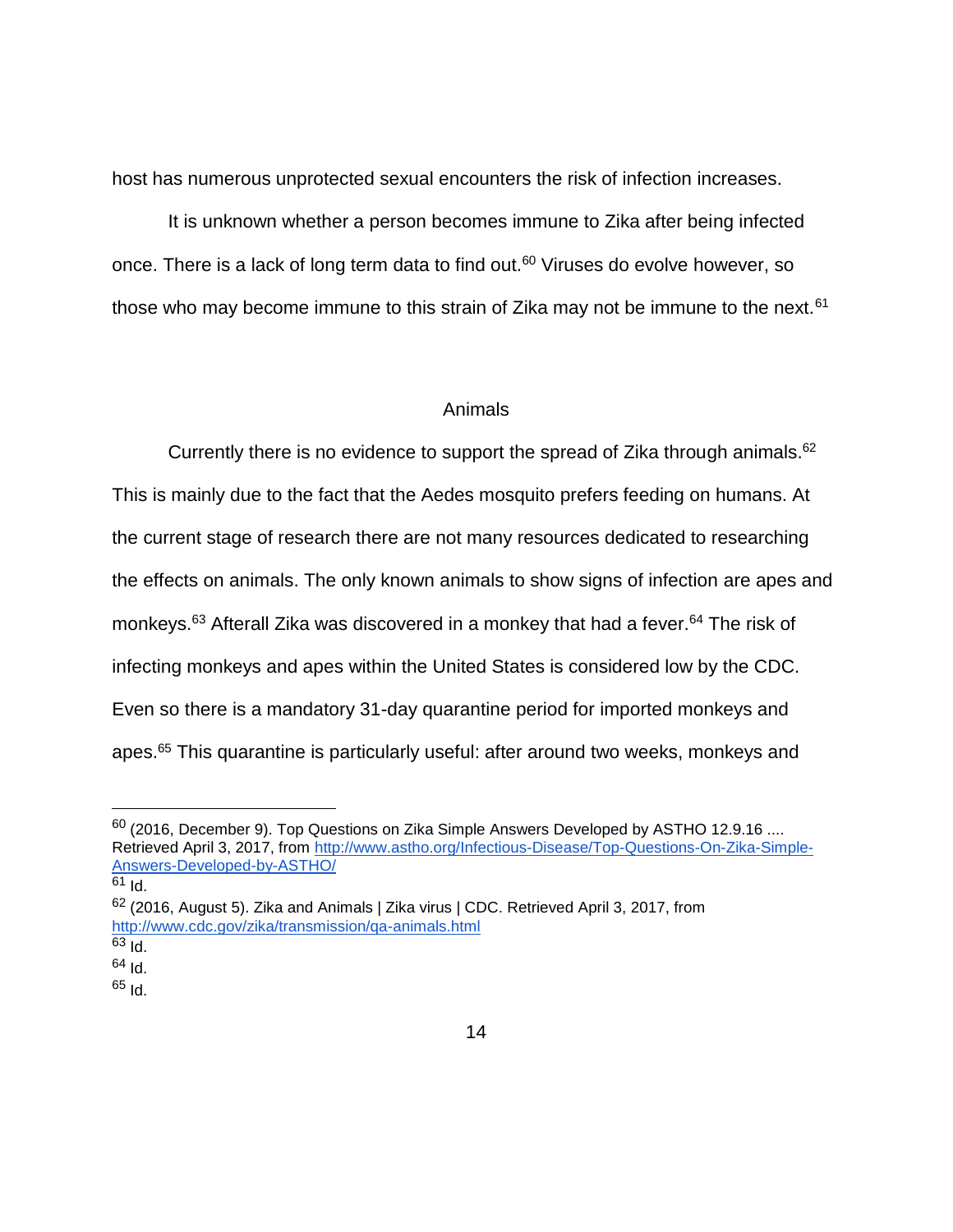host has numerous unprotected sexual encounters the risk of infection increases.

It is unknown whether a person becomes immune to Zika after being infected once. There is a lack of long term data to find out.[60] Viruses do evolve however, so those who may become immune to this strain of Zika may not be immune to the next.[61]

## Animals

Currently there is no evidence to support the spread of Zika through animals.[62] This is mainly due to the fact that the Aedes mosquito prefers feeding on humans. At the current stage of research there are not many resources dedicated to researching the effects on animals. The only known animals to show signs of infection are apes and monkeys.[63] Afterall Zika was discovered in a monkey that had a fever.[64] The risk of infecting monkeys and apes within the United States is considered low by the CDC. Even so there is a mandatory 31-day quarantine period for imported monkeys and apes.[65] This quarantine is particularly useful: after around two weeks, monkeys and

---

[60] (2016, December 9). Top Questions on Zika Simple Answers Developed by ASTHO 12.9.16 .... Retrieved April 3, 2017, from http://www.astho.org/Infectious-Disease/Top-Questions-On-Zika-Simple-Answers-Developed-by-ASTHO/

[61] Id.

[62] (2016, August 5). Zika and Animals | Zika virus | CDC. Retrieved April 3, 2017, from http://www.cdc.gov/zika/transmission/qa-animals.html

[63] Id.

[64] Id.

[65] Id.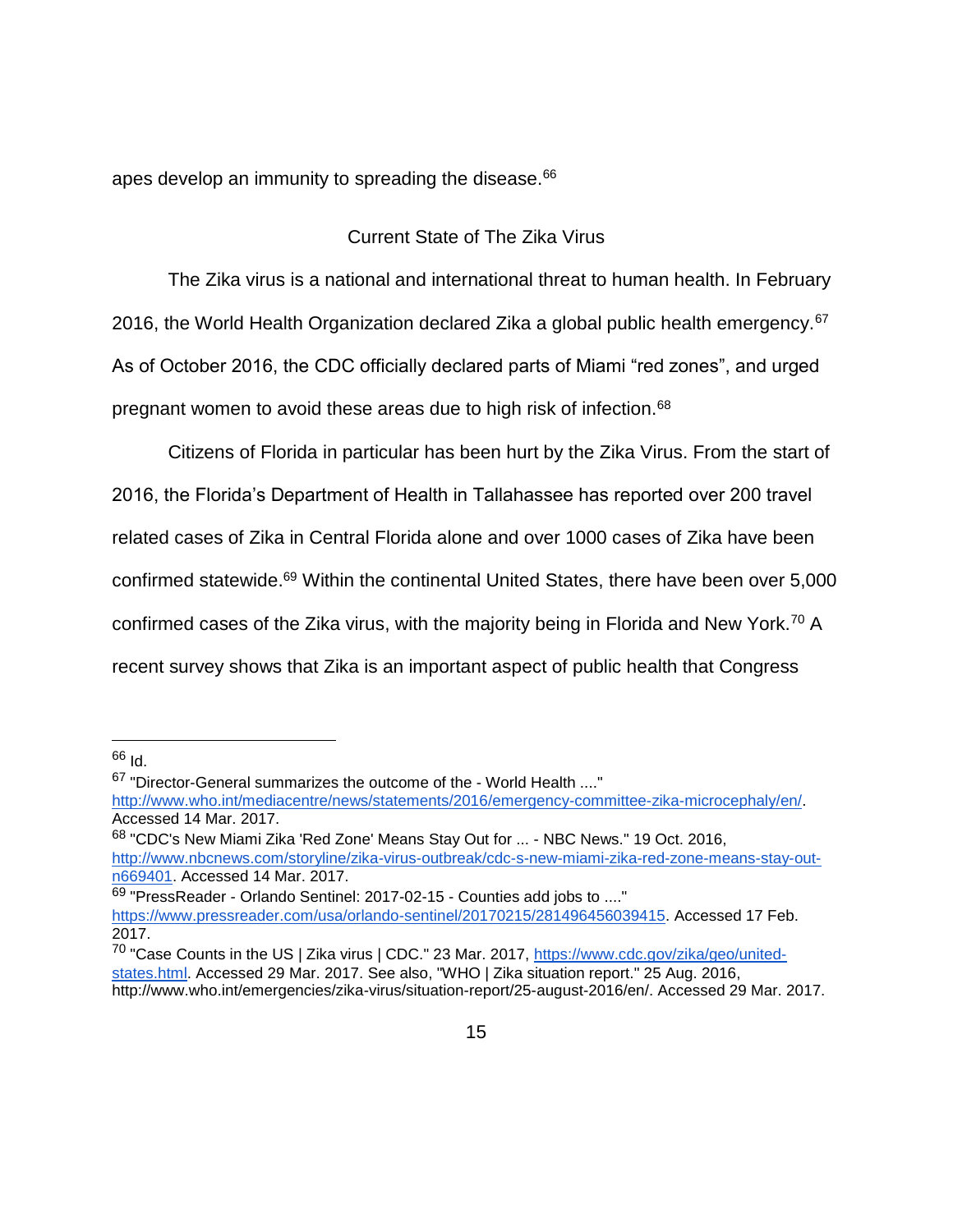apes develop an immunity to spreading the disease.[66]

## Current State of The Zika Virus

The Zika virus is a national and international threat to human health. In February 2016, the World Health Organization declared Zika a global public health emergency.[67] As of October 2016, the CDC officially declared parts of Miami "red zones", and urged pregnant women to avoid these areas due to high risk of infection.[68]

Citizens of Florida in particular has been hurt by the Zika Virus. From the start of 2016, the Florida's Department of Health in Tallahassee has reported over 200 travel related cases of Zika in Central Florida alone and over 1000 cases of Zika have been confirmed statewide.[69] Within the continental United States, there have been over 5,000 confirmed cases of the Zika virus, with the majority being in Florida and New York.[70] A recent survey shows that Zika is an important aspect of public health that Congress

---

[66] Id.

[67] "Director-General summarizes the outcome of the - World Health ...." http://www.who.int/mediacentre/news/statements/2016/emergency-committee-zika-microcephaly/en/. Accessed 14 Mar. 2017.

[68] "CDC's New Miami Zika 'Red Zone' Means Stay Out for ... - NBC News." 19 Oct. 2016, http://www.nbcnews.com/storyline/zika-virus-outbreak/cdc-s-new-miami-zika-red-zone-means-stay-out-n669401. Accessed 14 Mar. 2017.

[69] "PressReader - Orlando Sentinel: 2017-02-15 - Counties add jobs to ...." https://www.pressreader.com/usa/orlando-sentinel/20170215/281496456039415. Accessed 17 Feb. 2017.

[70] "Case Counts in the US | Zika virus | CDC." 23 Mar. 2017, https://www.cdc.gov/zika/geo/united-states.html. Accessed 29 Mar. 2017. See also, "WHO | Zika situation report." 25 Aug. 2016, http://www.who.int/emergencies/zika-virus/situation-report/25-august-2016/en/. Accessed 29 Mar. 2017.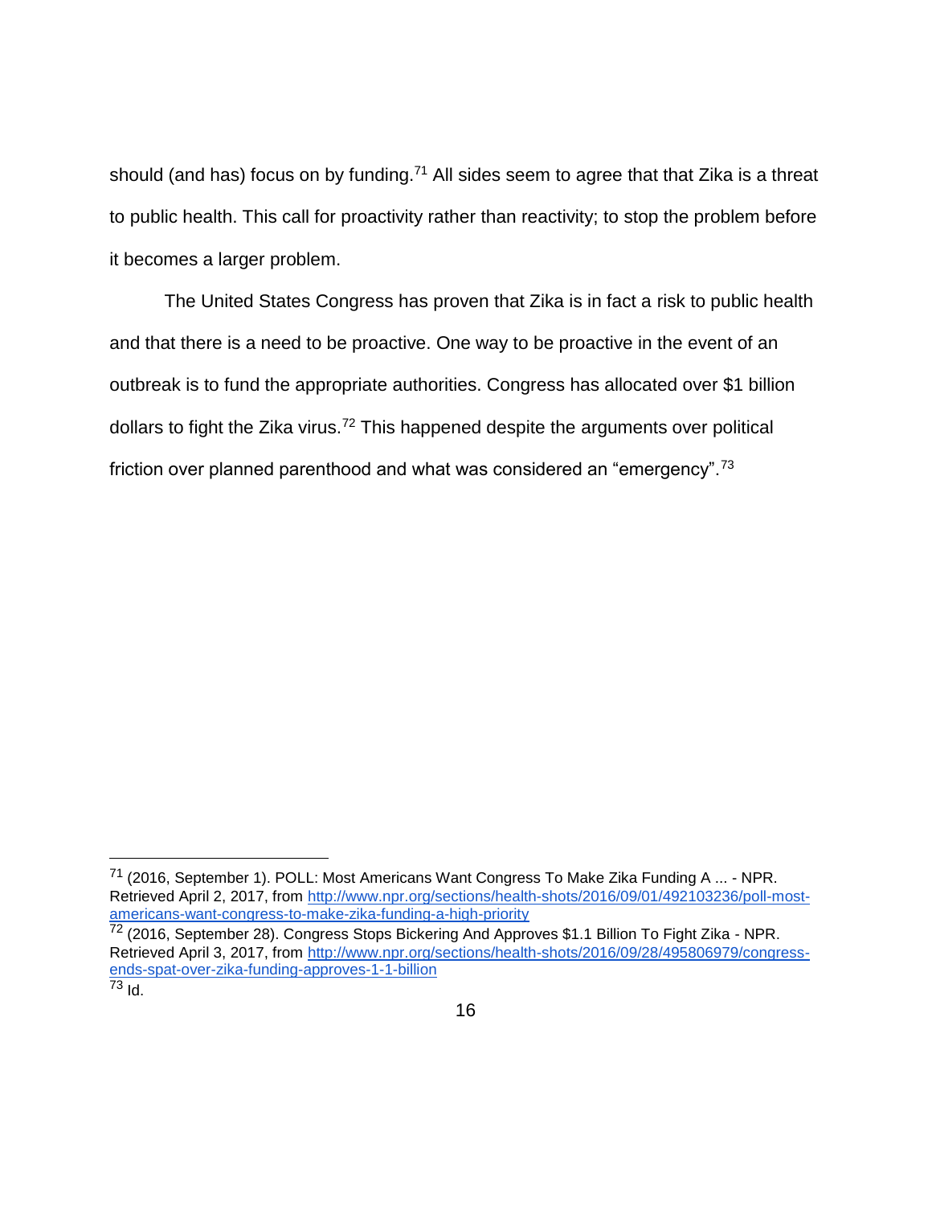should (and has) focus on by funding.[71] All sides seem to agree that that Zika is a threat to public health. This call for proactivity rather than reactivity; to stop the problem before it becomes a larger problem.

The United States Congress has proven that Zika is in fact a risk to public health and that there is a need to be proactive. One way to be proactive in the event of an outbreak is to fund the appropriate authorities. Congress has allocated over $1 billion dollars to fight the Zika virus.[72] This happened despite the arguments over political friction over planned parenthood and what was considered an "emergency".[73]

---

[71] (2016, September 1). POLL: Most Americans Want Congress To Make Zika Funding A ... - NPR. Retrieved April 2, 2017, from http://www.npr.org/sections/health-shots/2016/09/01/492103236/poll-most-americans-want-congress-to-make-zika-funding-a-high-priority

[72] (2016, September 28). Congress Stops Bickering And Approves $1.1 Billion To Fight Zika - NPR. Retrieved April 3, 2017, from http://www.npr.org/sections/health-shots/2016/09/28/495806979/congress-ends-spat-over-zika-funding-approves-1-1-billion

[73] Id.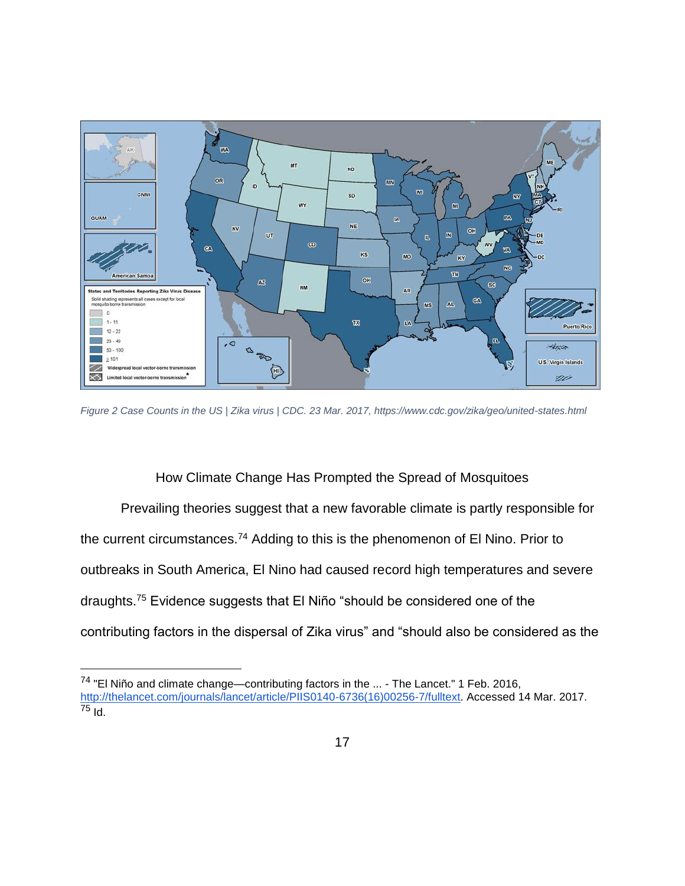*Figure 2 Case Counts in the US | Zika virus | CDC. 23 Mar. 2017, https://www.cdc.gov/zika/geo/united-states.html*

How Climate Change Has Prompted the Spread of Mosquitoes

Prevailing theories suggest that a new favorable climate is partly responsible for the current circumstances.[74] Adding to this is the phenomenon of El Nino. Prior to outbreaks in South America, El Nino had caused record high temperatures and severe draughts.[75] Evidence suggests that El Niño "should be considered one of the contributing factors in the dispersal of Zika virus" and "should also be considered as the

---

[74] "El Niño and climate change—contributing factors in the ... - The Lancet." 1 Feb. 2016, http://thelancet.com/journals/lancet/article/PIIS0140-6736(16)00256-7/fulltext. Accessed 14 Mar. 2017.

[75] Id.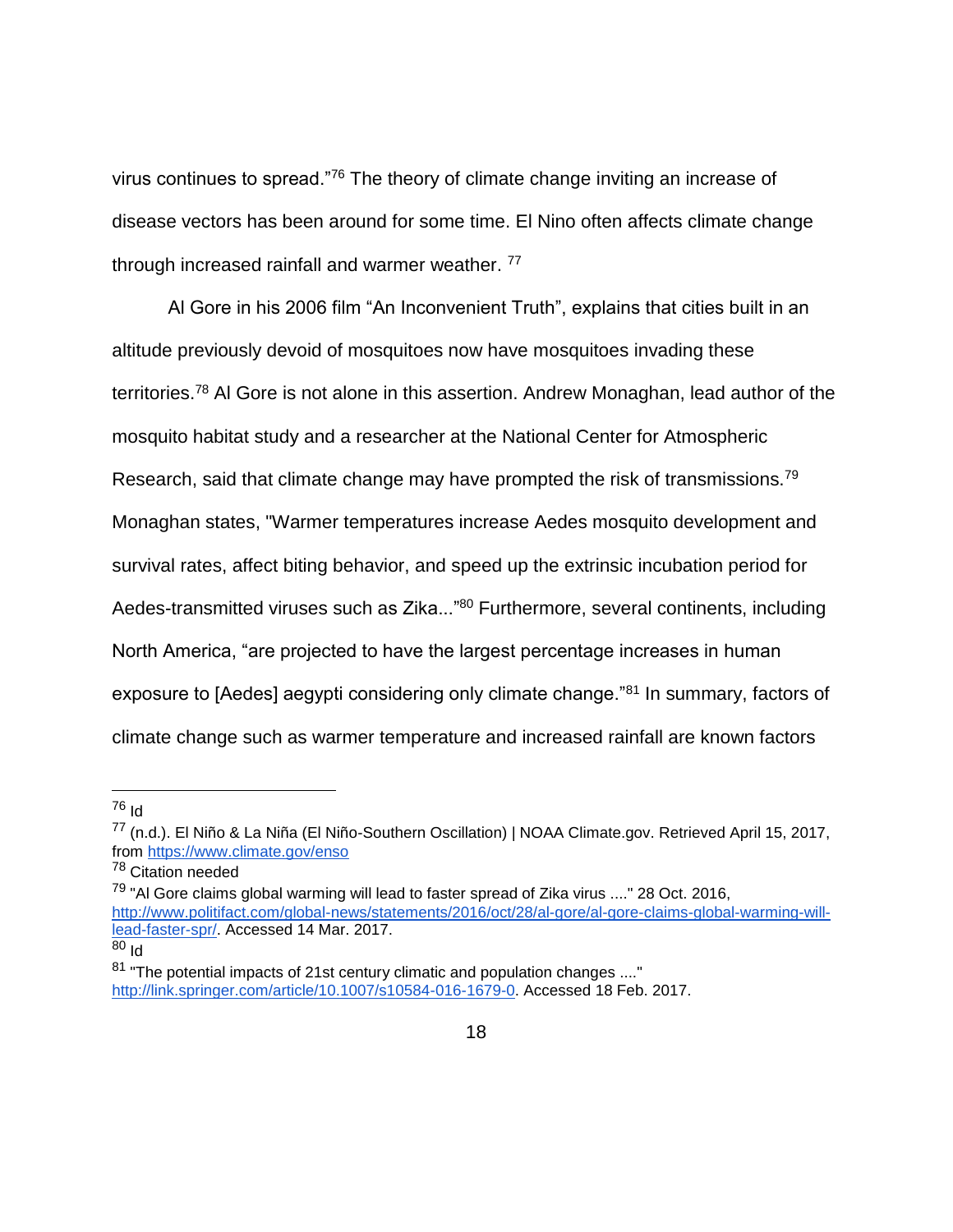virus continues to spread."[76] The theory of climate change inviting an increase of disease vectors has been around for some time. El Nino often affects climate change through increased rainfall and warmer weather. [77]

Al Gore in his 2006 film "An Inconvenient Truth", explains that cities built in an altitude previously devoid of mosquitoes now have mosquitoes invading these territories.[78] Al Gore is not alone in this assertion. Andrew Monaghan, lead author of the mosquito habitat study and a researcher at the National Center for Atmospheric Research, said that climate change may have prompted the risk of transmissions.[79] Monaghan states, "Warmer temperatures increase Aedes mosquito development and survival rates, affect biting behavior, and speed up the extrinsic incubation period for Aedes-transmitted viruses such as Zika..."[80] Furthermore, several continents, including North America, "are projected to have the largest percentage increases in human exposure to [Aedes] aegypti considering only climate change."[81] In summary, factors of climate change such as warmer temperature and increased rainfall are known factors

---

[76] Id

[77] (n.d.). El Niño & La Niña (El Niño-Southern Oscillation) | NOAA Climate.gov. Retrieved April 15, 2017, from https://www.climate.gov/enso

[78] Citation needed

[79] "Al Gore claims global warming will lead to faster spread of Zika virus ...." 28 Oct. 2016, http://www.politifact.com/global-news/statements/2016/oct/28/al-gore/al-gore-claims-global-warming-will-lead-faster-spr/. Accessed 14 Mar. 2017.

[80] Id

[81] "The potential impacts of 21st century climatic and population changes ...." http://link.springer.com/article/10.1007/s10584-016-1679-0. Accessed 18 Feb. 2017.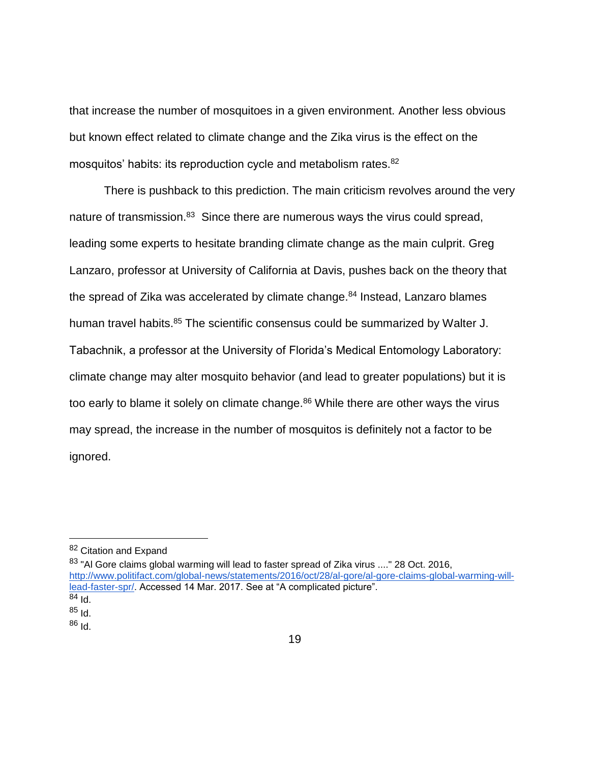that increase the number of mosquitoes in a given environment. Another less obvious but known effect related to climate change and the Zika virus is the effect on the mosquitos' habits: its reproduction cycle and metabolism rates.[82]

There is pushback to this prediction. The main criticism revolves around the very nature of transmission.[83] Since there are numerous ways the virus could spread, leading some experts to hesitate branding climate change as the main culprit. Greg Lanzaro, professor at University of California at Davis, pushes back on the theory that the spread of Zika was accelerated by climate change.[84] Instead, Lanzaro blames human travel habits.[85] The scientific consensus could be summarized by Walter J. Tabachnik, a professor at the University of Florida's Medical Entomology Laboratory: climate change may alter mosquito behavior (and lead to greater populations) but it is too early to blame it solely on climate change.[86] While there are other ways the virus may spread, the increase in the number of mosquitos is definitely not a factor to be ignored.

---

[82] Citation and Expand

[83] "Al Gore claims global warming will lead to faster spread of Zika virus ...." 28 Oct. 2016, http://www.politifact.com/global-news/statements/2016/oct/28/al-gore/al-gore-claims-global-warming-will-lead-faster-spr/. Accessed 14 Mar. 2017. See at "A complicated picture".

[84] Id.

[85] Id.

[86] Id.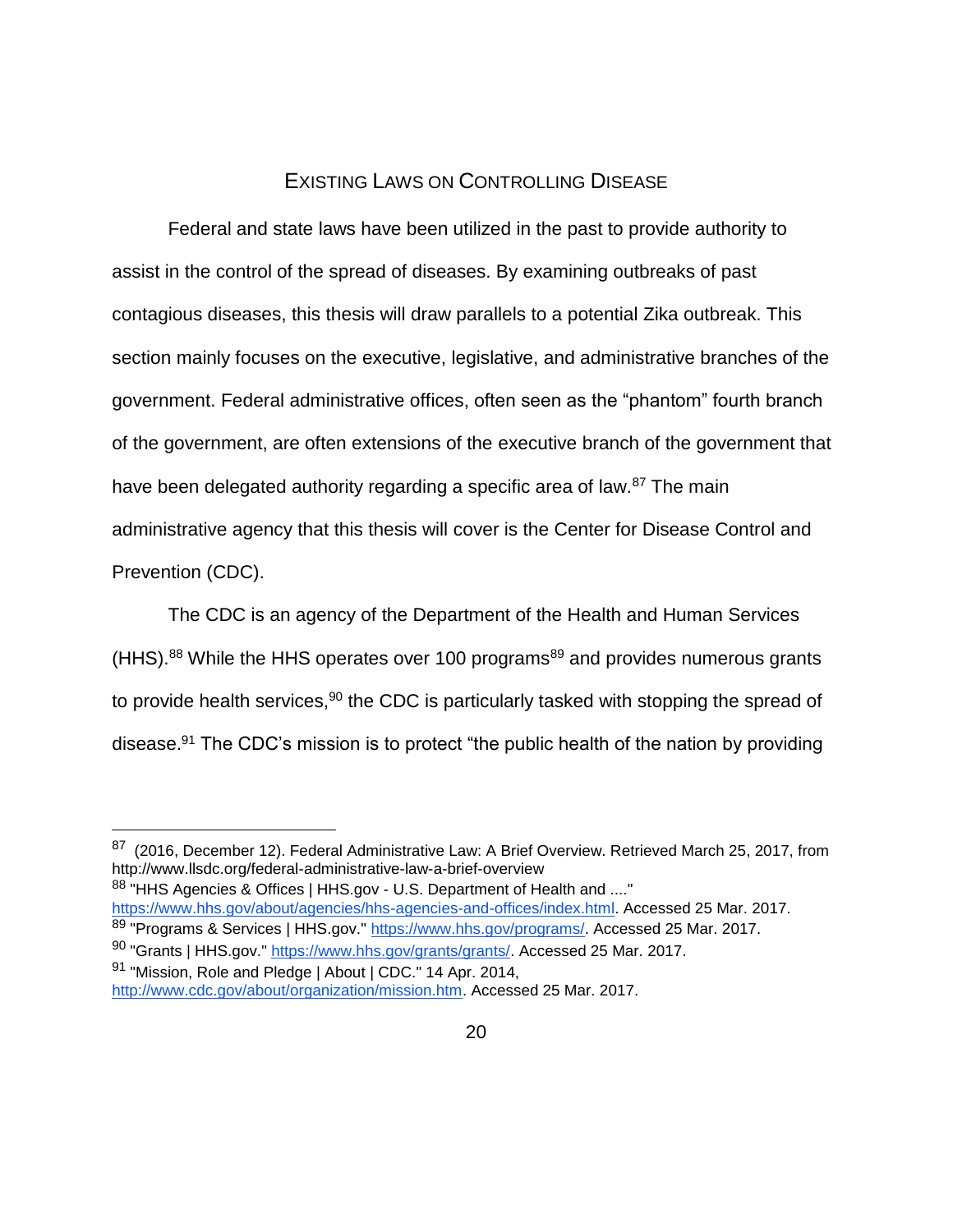## Existing Laws on Controlling Disease

Federal and state laws have been utilized in the past to provide authority to assist in the control of the spread of diseases. By examining outbreaks of past contagious diseases, this thesis will draw parallels to a potential Zika outbreak. This section mainly focuses on the executive, legislative, and administrative branches of the government. Federal administrative offices, often seen as the “phantom” fourth branch of the government, are often extensions of the executive branch of the government that have been delegated authority regarding a specific area of law.[87] The main administrative agency that this thesis will cover is the Center for Disease Control and Prevention (CDC).

The CDC is an agency of the Department of the Health and Human Services (HHS).[88] While the HHS operates over 100 programs[89] and provides numerous grants to provide health services,[90] the CDC is particularly tasked with stopping the spread of disease.[91] The CDC’s mission is to protect “the public health of the nation by providing

---

[87] (2016, December 12). Federal Administrative Law: A Brief Overview. Retrieved March 25, 2017, from http://www.llsdc.org/federal-administrative-law-a-brief-overview

[88] "HHS Agencies & Offices | HHS.gov - U.S. Department of Health and ...." https://www.hhs.gov/about/agencies/hhs-agencies-and-offices/index.html. Accessed 25 Mar. 2017.

[89] "Programs & Services | HHS.gov." https://www.hhs.gov/programs/. Accessed 25 Mar. 2017.

[90] "Grants | HHS.gov." https://www.hhs.gov/grants/grants/. Accessed 25 Mar. 2017.

[91] "Mission, Role and Pledge | About | CDC." 14 Apr. 2014, http://www.cdc.gov/about/organization/mission.htm. Accessed 25 Mar. 2017.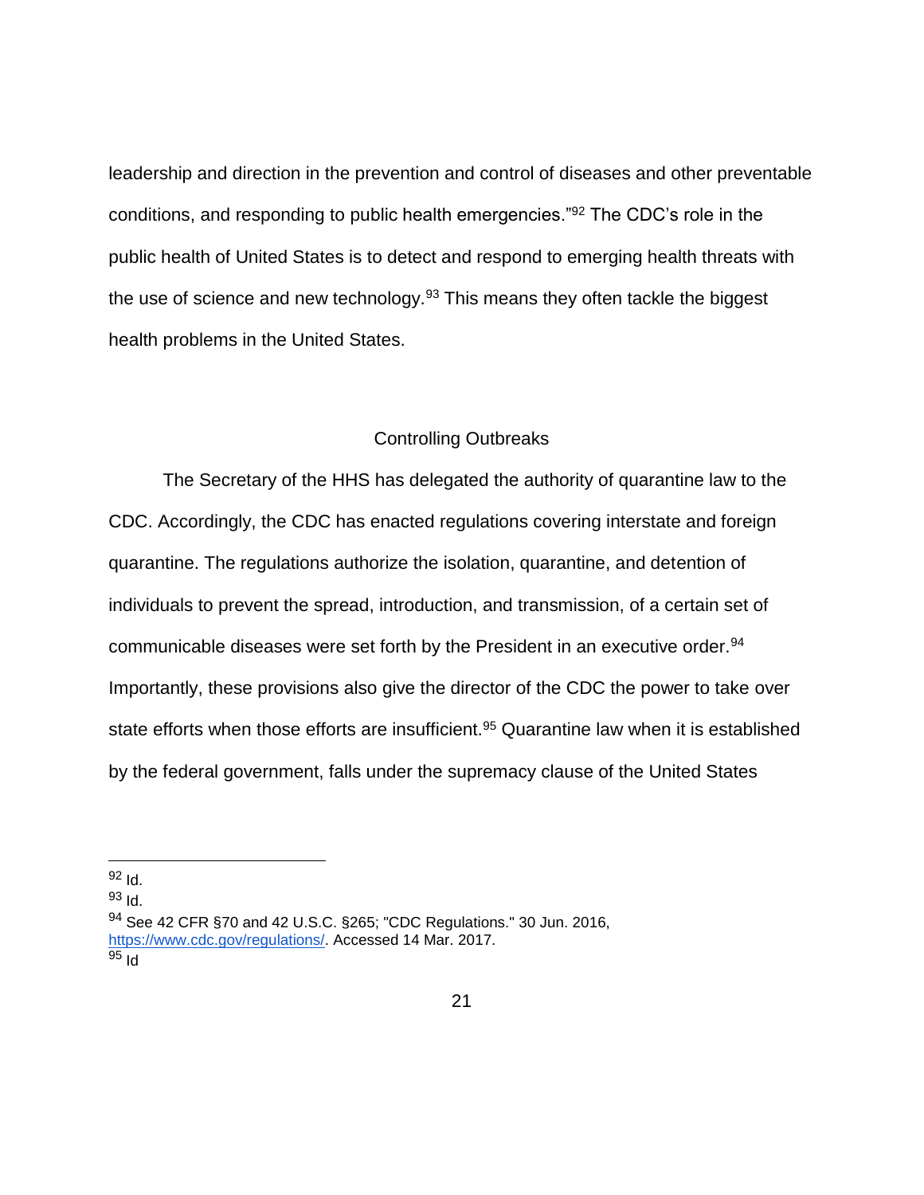leadership and direction in the prevention and control of diseases and other preventable conditions, and responding to public health emergencies."[92] The CDC's role in the public health of United States is to detect and respond to emerging health threats with the use of science and new technology.[93] This means they often tackle the biggest health problems in the United States.

## Controlling Outbreaks

The Secretary of the HHS has delegated the authority of quarantine law to the CDC. Accordingly, the CDC has enacted regulations covering interstate and foreign quarantine. The regulations authorize the isolation, quarantine, and detention of individuals to prevent the spread, introduction, and transmission, of a certain set of communicable diseases were set forth by the President in an executive order.[94] Importantly, these provisions also give the director of the CDC the power to take over state efforts when those efforts are insufficient.[95] Quarantine law when it is established by the federal government, falls under the supremacy clause of the United States

---

[92] Id.

[93] Id.

[94] See 42 CFR §70 and 42 U.S.C. §265; "CDC Regulations." 30 Jun. 2016, https://www.cdc.gov/regulations/. Accessed 14 Mar. 2017.

[95] Id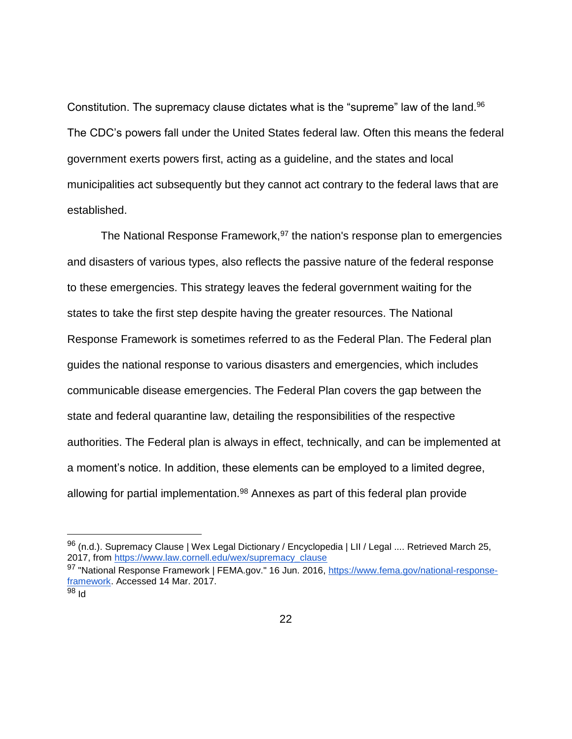Constitution. The supremacy clause dictates what is the “supreme” law of the land.[96] The CDC’s powers fall under the United States federal law. Often this means the federal government exerts powers first, acting as a guideline, and the states and local municipalities act subsequently but they cannot act contrary to the federal laws that are established.

The National Response Framework,[97] the nation's response plan to emergencies and disasters of various types, also reflects the passive nature of the federal response to these emergencies. This strategy leaves the federal government waiting for the states to take the first step despite having the greater resources. The National Response Framework is sometimes referred to as the Federal Plan. The Federal plan guides the national response to various disasters and emergencies, which includes communicable disease emergencies. The Federal Plan covers the gap between the state and federal quarantine law, detailing the responsibilities of the respective authorities. The Federal plan is always in effect, technically, and can be implemented at a moment’s notice. In addition, these elements can be employed to a limited degree, allowing for partial implementation.[98] Annexes as part of this federal plan provide

---

[96] (n.d.). Supremacy Clause | Wex Legal Dictionary / Encyclopedia | LII / Legal .... Retrieved March 25, 2017, from https://www.law.cornell.edu/wex/supremacy_clause

[97] "National Response Framework | FEMA.gov." 16 Jun. 2016, https://www.fema.gov/national-response-framework. Accessed 14 Mar. 2017.

[98] Id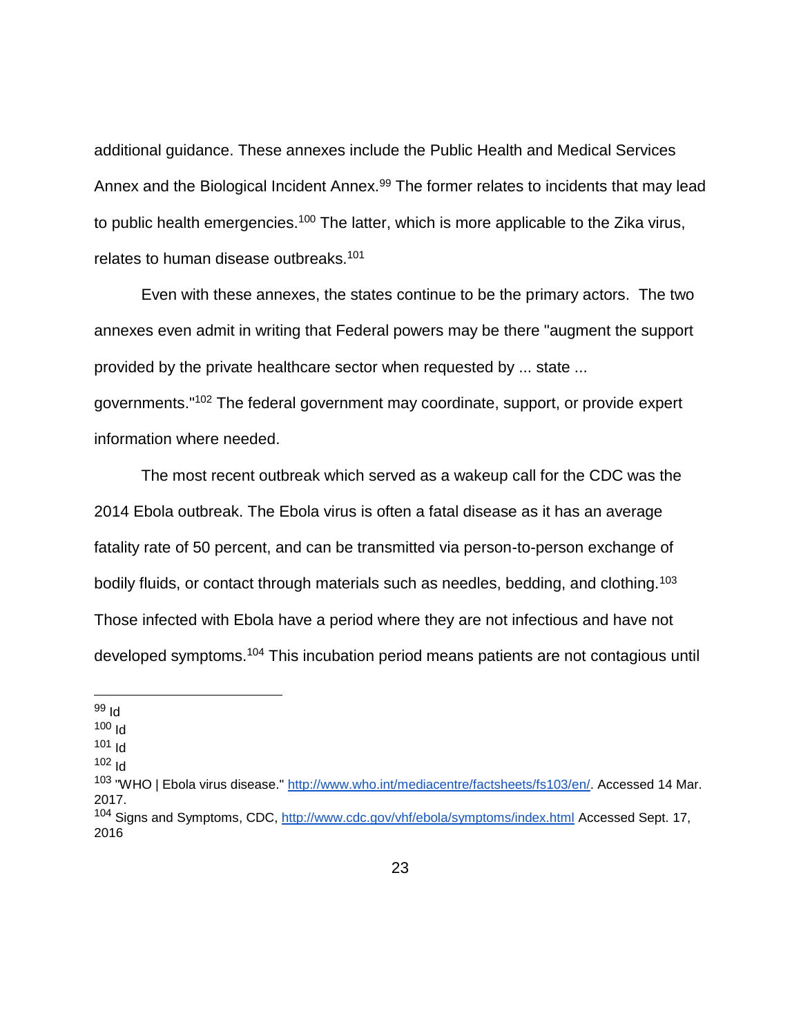additional guidance. These annexes include the Public Health and Medical Services Annex and the Biological Incident Annex.[99] The former relates to incidents that may lead to public health emergencies.[100] The latter, which is more applicable to the Zika virus, relates to human disease outbreaks.[101]

Even with these annexes, the states continue to be the primary actors. The two annexes even admit in writing that Federal powers may be there "augment the support provided by the private healthcare sector when requested by ... state ... governments."[102] The federal government may coordinate, support, or provide expert information where needed.

The most recent outbreak which served as a wakeup call for the CDC was the 2014 Ebola outbreak. The Ebola virus is often a fatal disease as it has an average fatality rate of 50 percent, and can be transmitted via person-to-person exchange of bodily fluids, or contact through materials such as needles, bedding, and clothing.[103] Those infected with Ebola have a period where they are not infectious and have not developed symptoms.[104] This incubation period means patients are not contagious until

---

[99] Id

[100] Id

[101] Id

[102] Id

[103] "WHO | Ebola virus disease." http://www.who.int/mediacentre/factsheets/fs103/en/. Accessed 14 Mar. 2017.

[104] Signs and Symptoms, CDC, http://www.cdc.gov/vhf/ebola/symptoms/index.html Accessed Sept. 17, 2016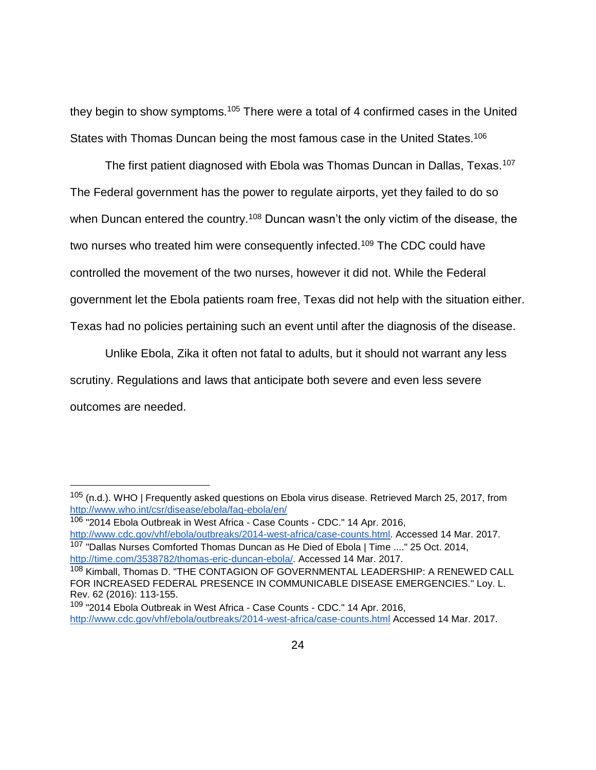they begin to show symptoms.[105] There were a total of 4 confirmed cases in the United States with Thomas Duncan being the most famous case in the United States.[106]

The first patient diagnosed with Ebola was Thomas Duncan in Dallas, Texas.[107] The Federal government has the power to regulate airports, yet they failed to do so when Duncan entered the country.[108] Duncan wasn't the only victim of the disease, the two nurses who treated him were consequently infected.[109] The CDC could have controlled the movement of the two nurses, however it did not. While the Federal government let the Ebola patients roam free, Texas did not help with the situation either. Texas had no policies pertaining such an event until after the diagnosis of the disease.

Unlike Ebola, Zika it often not fatal to adults, but it should not warrant any less scrutiny. Regulations and laws that anticipate both severe and even less severe outcomes are needed.

---

[105] (n.d.). WHO | Frequently asked questions on Ebola virus disease. Retrieved March 25, 2017, from http://www.who.int/csr/disease/ebola/faq-ebola/en/

[106] "2014 Ebola Outbreak in West Africa - Case Counts - CDC." 14 Apr. 2016, http://www.cdc.gov/vhf/ebola/outbreaks/2014-west-africa/case-counts.html. Accessed 14 Mar. 2017.

[107] "Dallas Nurses Comforted Thomas Duncan as He Died of Ebola | Time ...." 25 Oct. 2014, http://time.com/3538782/thomas-eric-duncan-ebola/. Accessed 14 Mar. 2017.

[108] Kimball, Thomas D. "THE CONTAGION OF GOVERNMENTAL LEADERSHIP: A RENEWED CALL FOR INCREASED FEDERAL PRESENCE IN COMMUNICABLE DISEASE EMERGENCIES." Loy. L. Rev. 62 (2016): 113-155.

[109] "2014 Ebola Outbreak in West Africa - Case Counts - CDC." 14 Apr. 2016, http://www.cdc.gov/vhf/ebola/outbreaks/2014-west-africa/case-counts.html Accessed 14 Mar. 2017.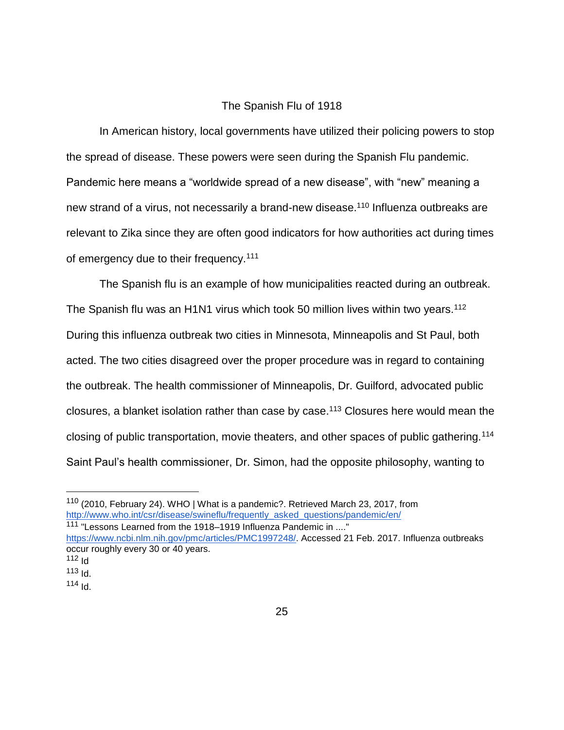## The Spanish Flu of 1918

In American history, local governments have utilized their policing powers to stop the spread of disease. These powers were seen during the Spanish Flu pandemic. Pandemic here means a “worldwide spread of a new disease”, with “new” meaning a new strand of a virus, not necessarily a brand-new disease.[110] Influenza outbreaks are relevant to Zika since they are often good indicators for how authorities act during times of emergency due to their frequency.[111]

The Spanish flu is an example of how municipalities reacted during an outbreak. The Spanish flu was an H1N1 virus which took 50 million lives within two years.[112] During this influenza outbreak two cities in Minnesota, Minneapolis and St Paul, both acted. The two cities disagreed over the proper procedure was in regard to containing the outbreak. The health commissioner of Minneapolis, Dr. Guilford, advocated public closures, a blanket isolation rather than case by case.[113] Closures here would mean the closing of public transportation, movie theaters, and other spaces of public gathering.[114] Saint Paul’s health commissioner, Dr. Simon, had the opposite philosophy, wanting to

---

[110] (2010, February 24). WHO | What is a pandemic?. Retrieved March 23, 2017, from http://www.who.int/csr/disease/swineflu/frequently_asked_questions/pandemic/en/

[111] "Lessons Learned from the 1918–1919 Influenza Pandemic in ...." https://www.ncbi.nlm.nih.gov/pmc/articles/PMC1997248/. Accessed 21 Feb. 2017. Influenza outbreaks occur roughly every 30 or 40 years.

[112] Id

[113] Id.

[114] Id.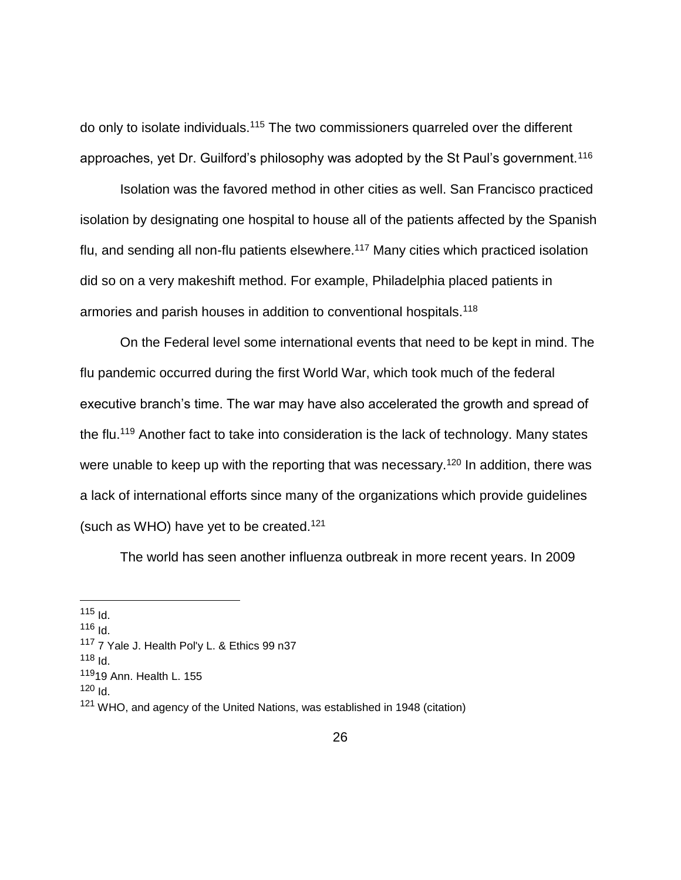do only to isolate individuals.[115] The two commissioners quarreled over the different approaches, yet Dr. Guilford's philosophy was adopted by the St Paul's government.[116]

Isolation was the favored method in other cities as well. San Francisco practiced isolation by designating one hospital to house all of the patients affected by the Spanish flu, and sending all non-flu patients elsewhere.[117] Many cities which practiced isolation did so on a very makeshift method. For example, Philadelphia placed patients in armories and parish houses in addition to conventional hospitals.[118]

On the Federal level some international events that need to be kept in mind. The flu pandemic occurred during the first World War, which took much of the federal executive branch's time. The war may have also accelerated the growth and spread of the flu.[119] Another fact to take into consideration is the lack of technology. Many states were unable to keep up with the reporting that was necessary.[120] In addition, there was a lack of international efforts since many of the organizations which provide guidelines (such as WHO) have yet to be created.[121]

The world has seen another influenza outbreak in more recent years. In 2009

---

[115] Id.

[116] Id.

[117] 7 Yale J. Health Pol'y L. & Ethics 99 n37

[118] Id.

[119] 19 Ann. Health L. 155

[120] Id.

[121] WHO, and agency of the United Nations, was established in 1948 (citation)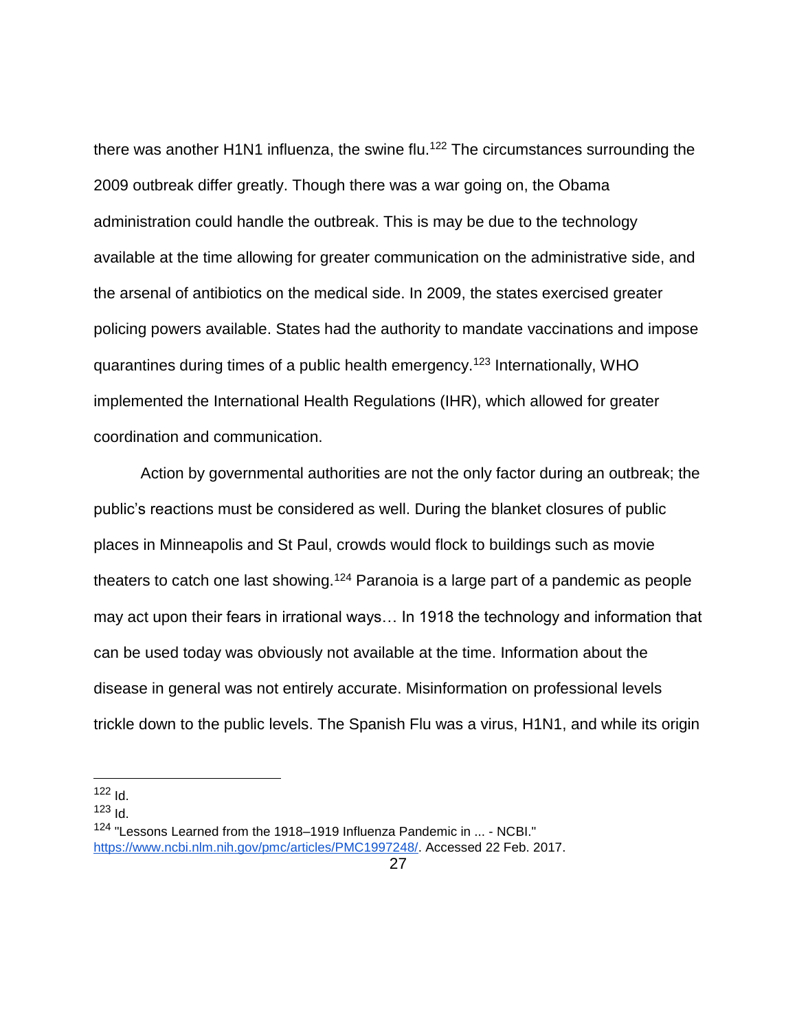there was another H1N1 influenza, the swine flu.[122] The circumstances surrounding the 2009 outbreak differ greatly. Though there was a war going on, the Obama administration could handle the outbreak. This is may be due to the technology available at the time allowing for greater communication on the administrative side, and the arsenal of antibiotics on the medical side. In 2009, the states exercised greater policing powers available. States had the authority to mandate vaccinations and impose quarantines during times of a public health emergency.[123] Internationally, WHO implemented the International Health Regulations (IHR), which allowed for greater coordination and communication.

Action by governmental authorities are not the only factor during an outbreak; the public's reactions must be considered as well. During the blanket closures of public places in Minneapolis and St Paul, crowds would flock to buildings such as movie theaters to catch one last showing.[124] Paranoia is a large part of a pandemic as people may act upon their fears in irrational ways… In 1918 the technology and information that can be used today was obviously not available at the time. Information about the disease in general was not entirely accurate. Misinformation on professional levels trickle down to the public levels. The Spanish Flu was a virus, H1N1, and while its origin

---

[122] Id.

[123] Id.

[124] "Lessons Learned from the 1918–1919 Influenza Pandemic in ... - NCBI." https://www.ncbi.nlm.nih.gov/pmc/articles/PMC1997248/. Accessed 22 Feb. 2017.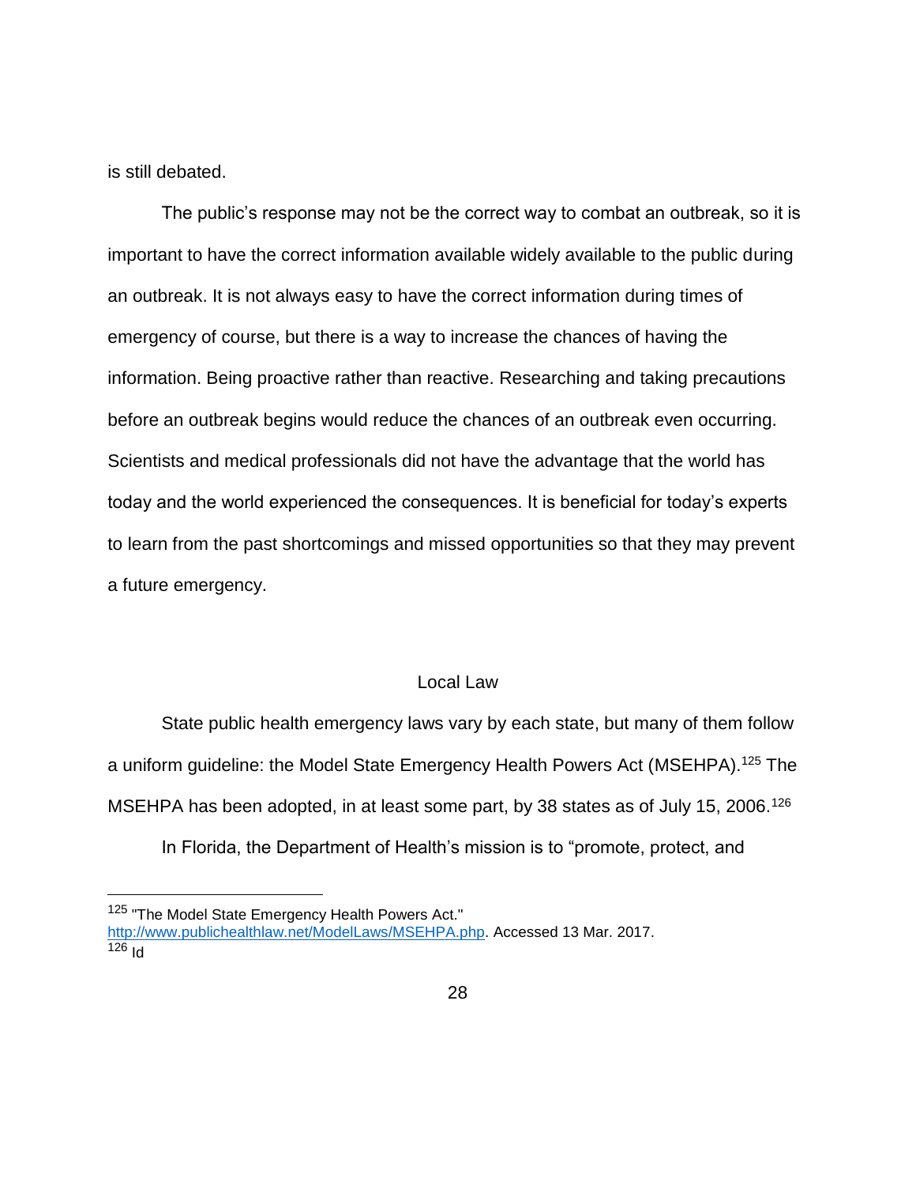is still debated.

The public's response may not be the correct way to combat an outbreak, so it is important to have the correct information available widely available to the public during an outbreak. It is not always easy to have the correct information during times of emergency of course, but there is a way to increase the chances of having the information. Being proactive rather than reactive. Researching and taking precautions before an outbreak begins would reduce the chances of an outbreak even occurring. Scientists and medical professionals did not have the advantage that the world has today and the world experienced the consequences. It is beneficial for today's experts to learn from the past shortcomings and missed opportunities so that they may prevent a future emergency.

## Local Law

State public health emergency laws vary by each state, but many of them follow a uniform guideline: the Model State Emergency Health Powers Act (MSEHPA).[125] The MSEHPA has been adopted, in at least some part, by 38 states as of July 15, 2006.[126]

In Florida, the Department of Health's mission is to "promote, protect, and

---

[125] "The Model State Emergency Health Powers Act." http://www.publichealthlaw.net/ModelLaws/MSEHPA.php. Accessed 13 Mar. 2017.

[126] Id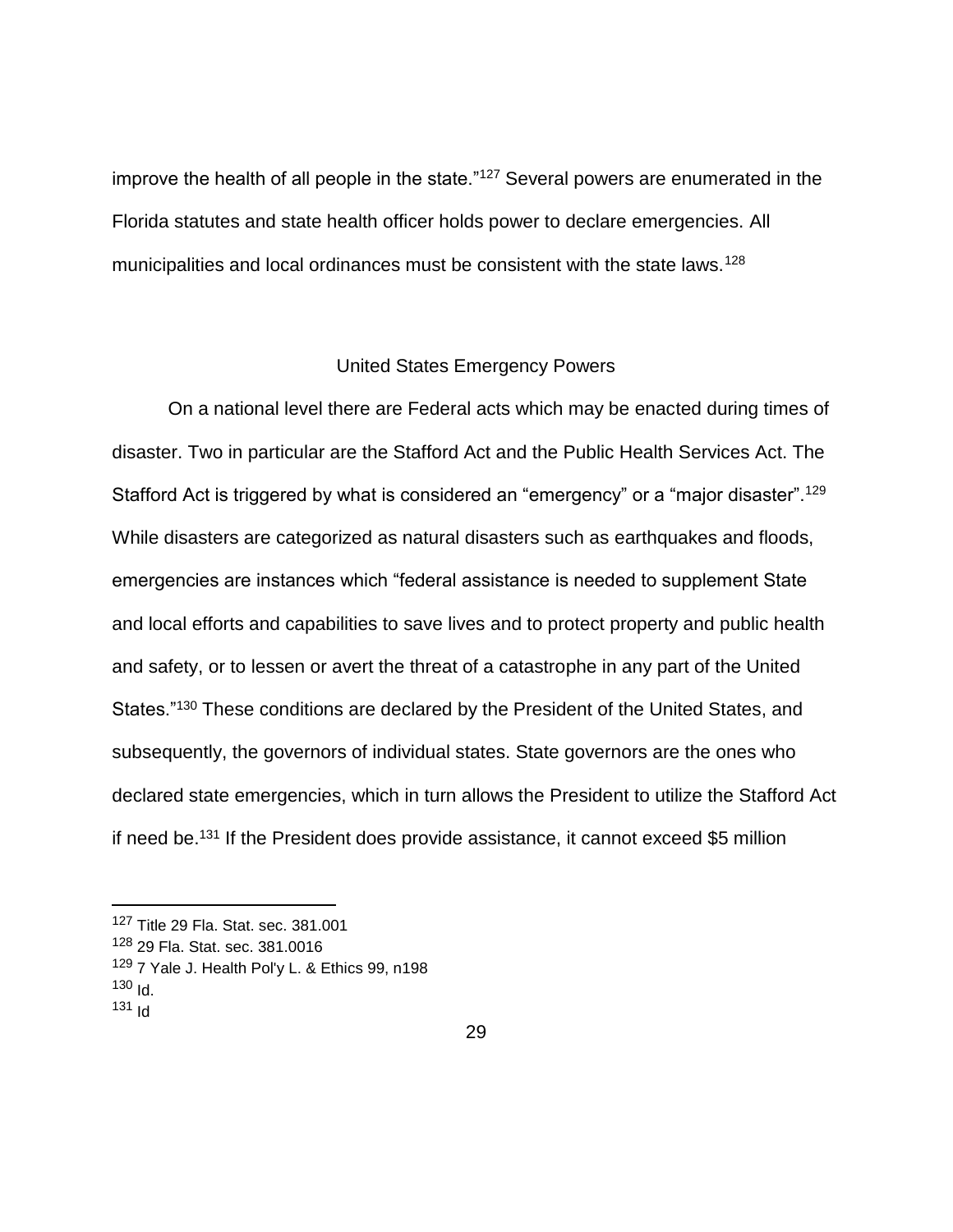improve the health of all people in the state."[127] Several powers are enumerated in the Florida statutes and state health officer holds power to declare emergencies. All municipalities and local ordinances must be consistent with the state laws.[128]

## United States Emergency Powers

On a national level there are Federal acts which may be enacted during times of disaster. Two in particular are the Stafford Act and the Public Health Services Act. The Stafford Act is triggered by what is considered an "emergency" or a "major disaster".[129] While disasters are categorized as natural disasters such as earthquakes and floods, emergencies are instances which "federal assistance is needed to supplement State and local efforts and capabilities to save lives and to protect property and public health and safety, or to lessen or avert the threat of a catastrophe in any part of the United States."[130] These conditions are declared by the President of the United States, and subsequently, the governors of individual states. State governors are the ones who declared state emergencies, which in turn allows the President to utilize the Stafford Act if need be.[131] If the President does provide assistance, it cannot exceed $5 million

---

[127] Title 29 Fla. Stat. sec. 381.001

[128] 29 Fla. Stat. sec. 381.0016

[129] 7 Yale J. Health Pol'y L. & Ethics 99, n198

[130] Id.

[131] Id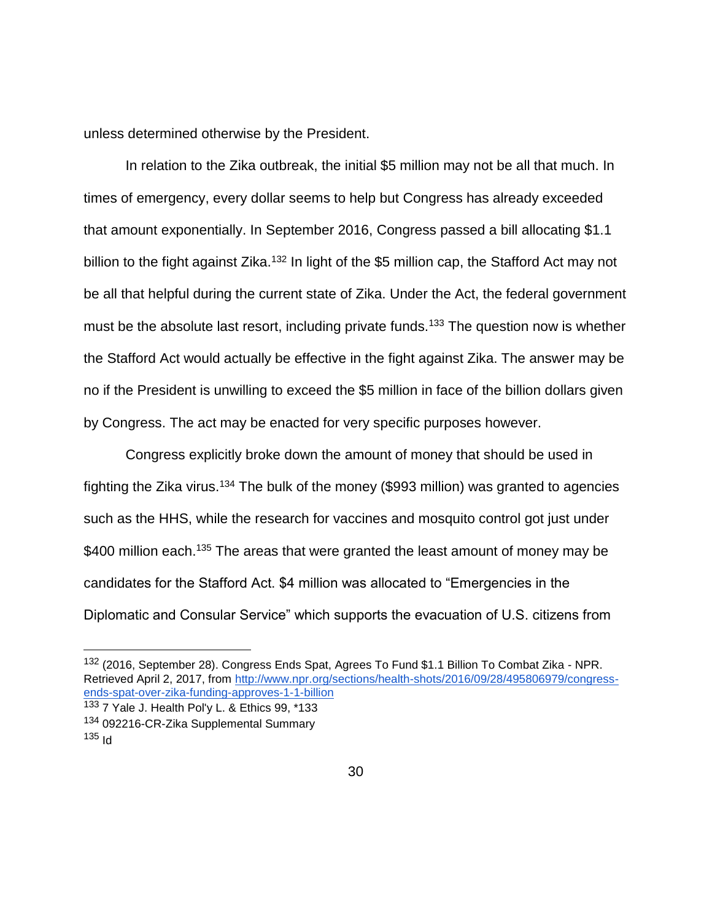unless determined otherwise by the President.

In relation to the Zika outbreak, the initial $5 million may not be all that much. In times of emergency, every dollar seems to help but Congress has already exceeded that amount exponentially. In September 2016, Congress passed a bill allocating $1.1 billion to the fight against Zika.[132] In light of the $5 million cap, the Stafford Act may not be all that helpful during the current state of Zika. Under the Act, the federal government must be the absolute last resort, including private funds.[133] The question now is whether the Stafford Act would actually be effective in the fight against Zika. The answer may be no if the President is unwilling to exceed the $5 million in face of the billion dollars given by Congress. The act may be enacted for very specific purposes however.

Congress explicitly broke down the amount of money that should be used in fighting the Zika virus.[134] The bulk of the money ($993 million) was granted to agencies such as the HHS, while the research for vaccines and mosquito control got just under $400 million each.[135] The areas that were granted the least amount of money may be candidates for the Stafford Act. $4 million was allocated to "Emergencies in the Diplomatic and Consular Service" which supports the evacuation of U.S. citizens from

---

[132] (2016, September 28). Congress Ends Spat, Agrees To Fund $1.1 Billion To Combat Zika - NPR. Retrieved April 2, 2017, from http://www.npr.org/sections/health-shots/2016/09/28/495806979/congress-ends-spat-over-zika-funding-approves-1-1-billion

[133] 7 Yale J. Health Pol'y L. & Ethics 99, *133

[134] 092216-CR-Zika Supplemental Summary

[135] Id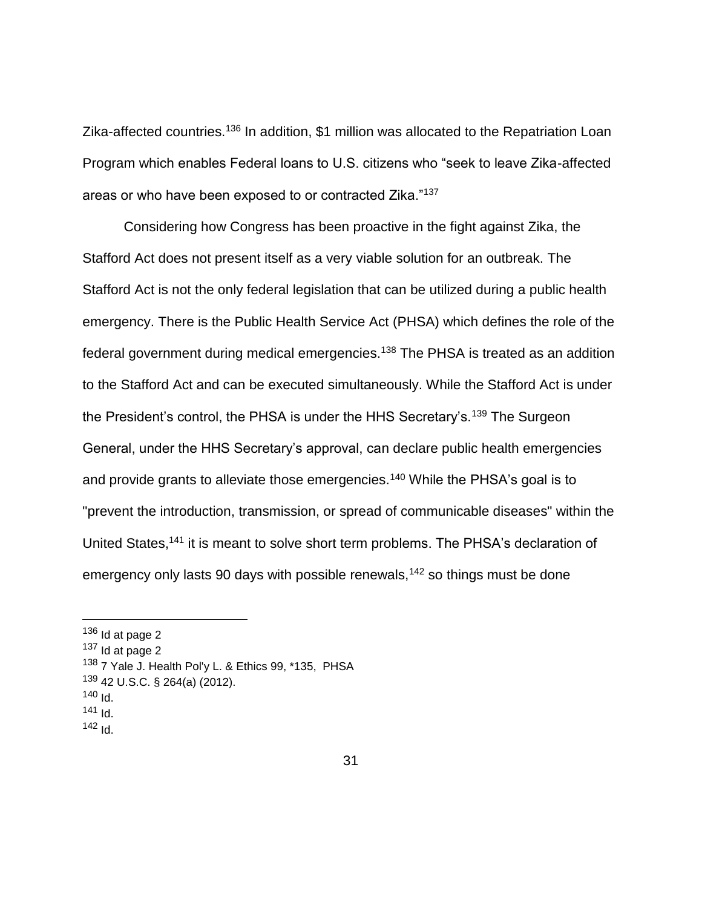Zika-affected countries.[136] In addition, $1 million was allocated to the Repatriation Loan Program which enables Federal loans to U.S. citizens who "seek to leave Zika-affected areas or who have been exposed to or contracted Zika."[137]

Considering how Congress has been proactive in the fight against Zika, the Stafford Act does not present itself as a very viable solution for an outbreak. The Stafford Act is not the only federal legislation that can be utilized during a public health emergency. There is the Public Health Service Act (PHSA) which defines the role of the federal government during medical emergencies.[138] The PHSA is treated as an addition to the Stafford Act and can be executed simultaneously. While the Stafford Act is under the President's control, the PHSA is under the HHS Secretary's.[139] The Surgeon General, under the HHS Secretary's approval, can declare public health emergencies and provide grants to alleviate those emergencies.[140] While the PHSA's goal is to "prevent the introduction, transmission, or spread of communicable diseases" within the United States,[141] it is meant to solve short term problems. The PHSA's declaration of emergency only lasts 90 days with possible renewals,[142] so things must be done

---

[136] Id at page 2

[137] Id at page 2

[138] 7 Yale J. Health Pol'y L. & Ethics 99, *135, PHSA

[139] 42 U.S.C. § 264(a) (2012).

[140] Id.

[141] Id.

[142] Id.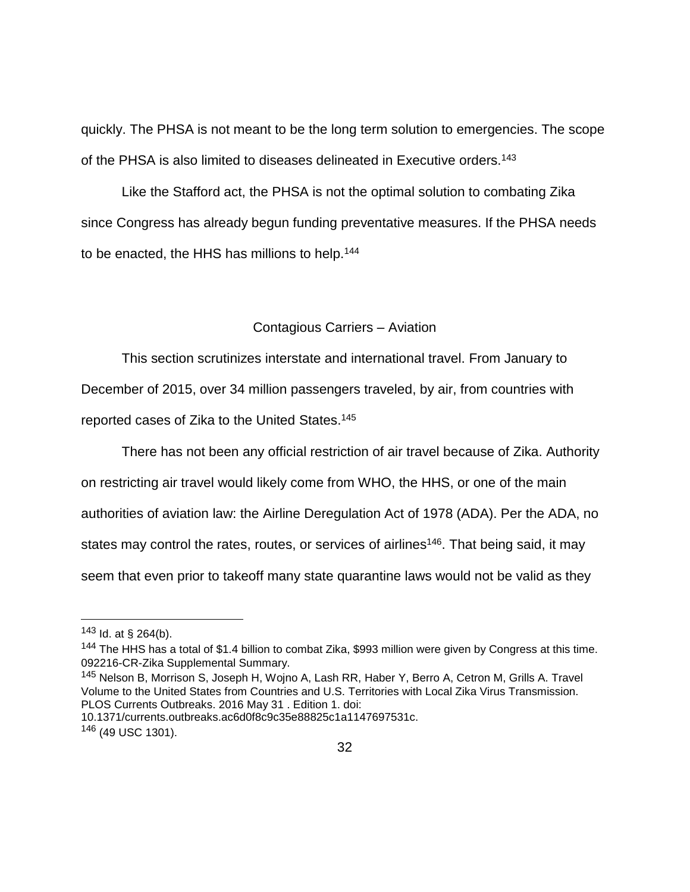quickly. The PHSA is not meant to be the long term solution to emergencies. The scope of the PHSA is also limited to diseases delineated in Executive orders.[143]

Like the Stafford act, the PHSA is not the optimal solution to combating Zika since Congress has already begun funding preventative measures. If the PHSA needs to be enacted, the HHS has millions to help.[144]

## Contagious Carriers – Aviation

This section scrutinizes interstate and international travel. From January to December of 2015, over 34 million passengers traveled, by air, from countries with reported cases of Zika to the United States.[145]

There has not been any official restriction of air travel because of Zika. Authority on restricting air travel would likely come from WHO, the HHS, or one of the main authorities of aviation law: the Airline Deregulation Act of 1978 (ADA). Per the ADA, no states may control the rates, routes, or services of airlines[146]. That being said, it may seem that even prior to takeoff many state quarantine laws would not be valid as they

---

[143] Id. at § 264(b).

[144] The HHS has a total of $1.4 billion to combat Zika, $993 million were given by Congress at this time. 092216-CR-Zika Supplemental Summary.

[145] Nelson B, Morrison S, Joseph H, Wojno A, Lash RR, Haber Y, Berro A, Cetron M, Grills A. Travel Volume to the United States from Countries and U.S. Territories with Local Zika Virus Transmission. PLOS Currents Outbreaks. 2016 May 31 . Edition 1. doi: 10.1371/currents.outbreaks.ac6d0f8c9c35e88825c1a1147697531c.

[146] (49 USC 1301).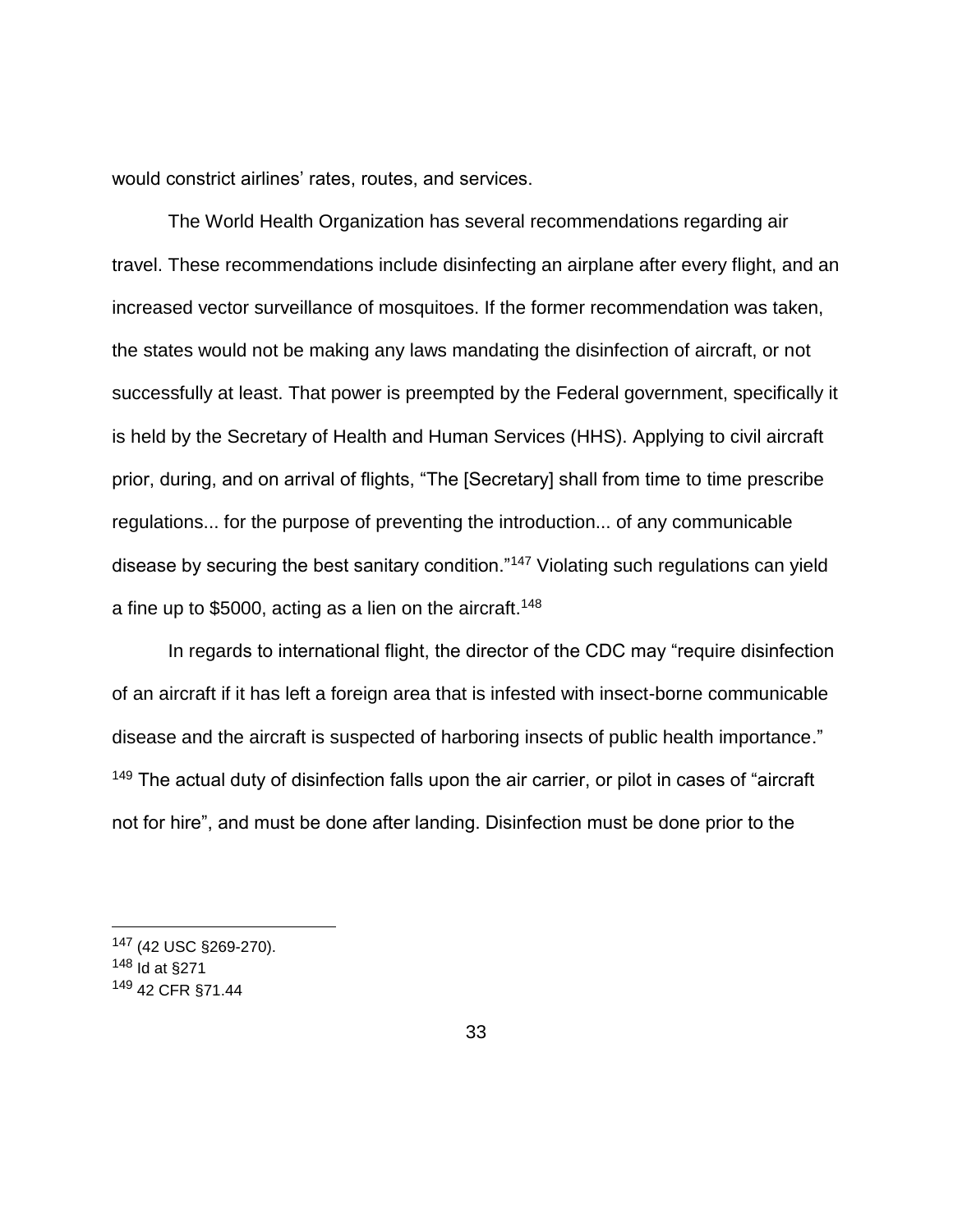would constrict airlines' rates, routes, and services.

The World Health Organization has several recommendations regarding air travel. These recommendations include disinfecting an airplane after every flight, and an increased vector surveillance of mosquitoes. If the former recommendation was taken, the states would not be making any laws mandating the disinfection of aircraft, or not successfully at least. That power is preempted by the Federal government, specifically it is held by the Secretary of Health and Human Services (HHS). Applying to civil aircraft prior, during, and on arrival of flights, "The [Secretary] shall from time to time prescribe regulations... for the purpose of preventing the introduction... of any communicable disease by securing the best sanitary condition."[147] Violating such regulations can yield a fine up to $5000, acting as a lien on the aircraft.[148]

In regards to international flight, the director of the CDC may "require disinfection of an aircraft if it has left a foreign area that is infested with insect-borne communicable disease and the aircraft is suspected of harboring insects of public health importance." [149] The actual duty of disinfection falls upon the air carrier, or pilot in cases of "aircraft not for hire", and must be done after landing. Disinfection must be done prior to the

---

[147] (42 USC §269-270).

[148] Id at §271

[149] 42 CFR §71.44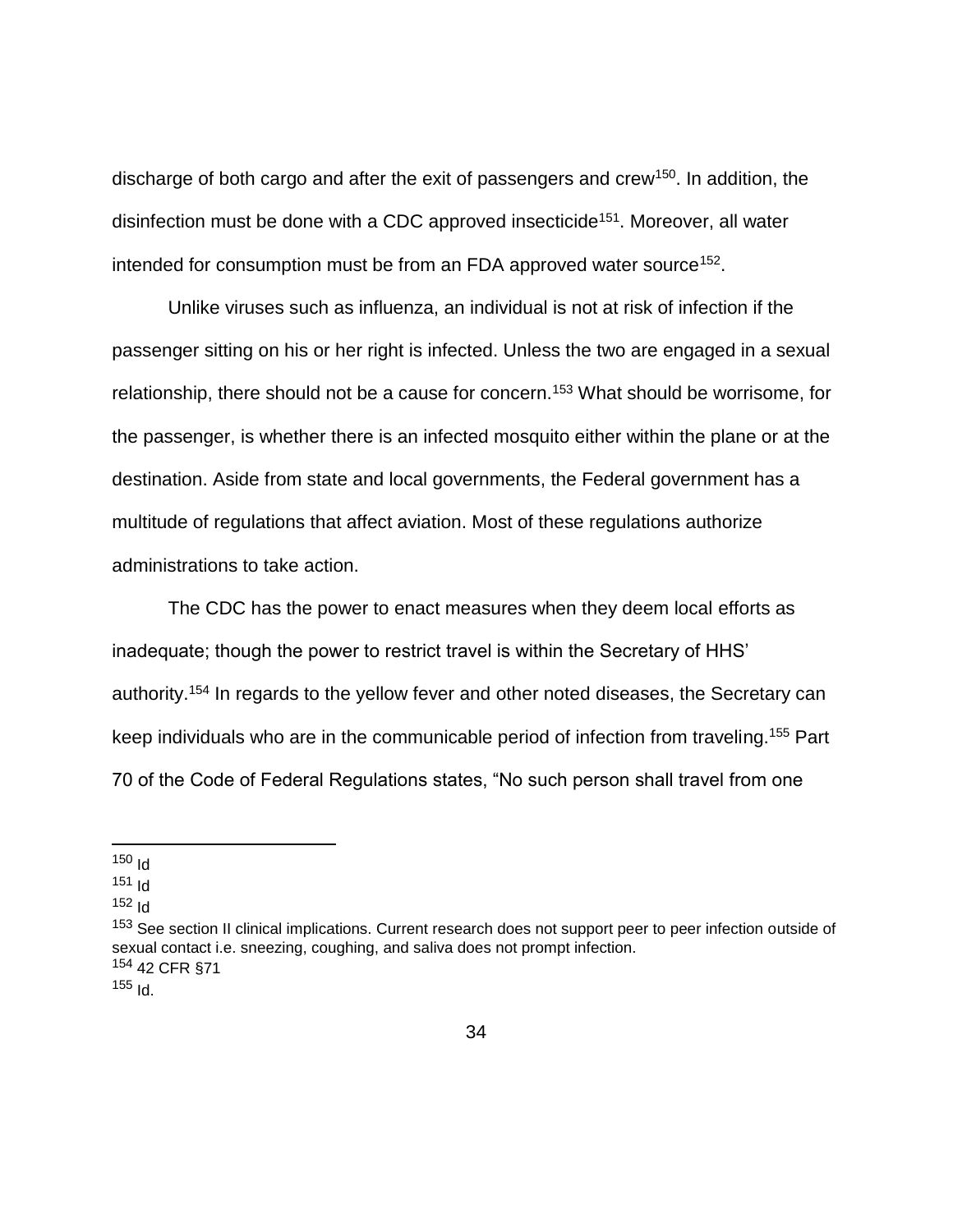discharge of both cargo and after the exit of passengers and crew[150]. In addition, the disinfection must be done with a CDC approved insecticide[151]. Moreover, all water intended for consumption must be from an FDA approved water source[152].

Unlike viruses such as influenza, an individual is not at risk of infection if the passenger sitting on his or her right is infected. Unless the two are engaged in a sexual relationship, there should not be a cause for concern.[153] What should be worrisome, for the passenger, is whether there is an infected mosquito either within the plane or at the destination. Aside from state and local governments, the Federal government has a multitude of regulations that affect aviation. Most of these regulations authorize administrations to take action.

The CDC has the power to enact measures when they deem local efforts as inadequate; though the power to restrict travel is within the Secretary of HHS' authority.[154] In regards to the yellow fever and other noted diseases, the Secretary can keep individuals who are in the communicable period of infection from traveling.[155] Part 70 of the Code of Federal Regulations states, "No such person shall travel from one

---

[150] Id

[151] Id

[152] Id

[153] See section II clinical implications. Current research does not support peer to peer infection outside of sexual contact i.e. sneezing, coughing, and saliva does not prompt infection.

[154] 42 CFR §71

[155] Id.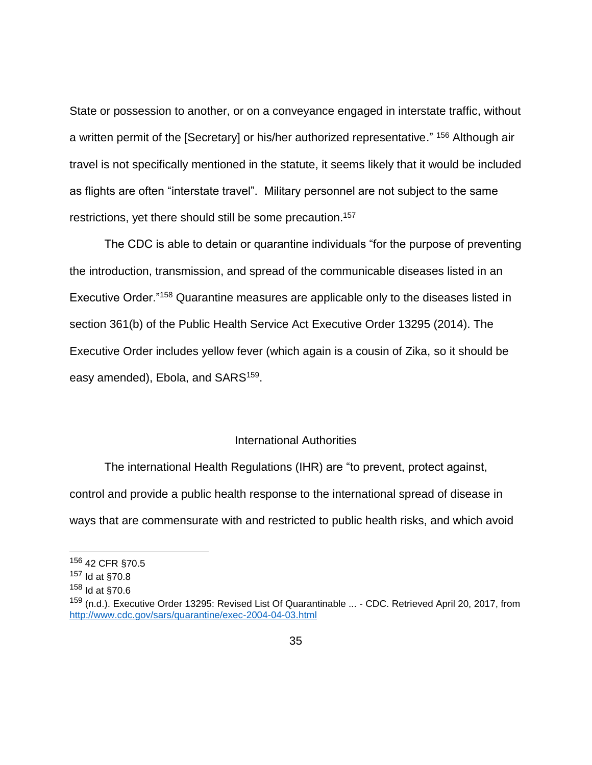State or possession to another, or on a conveyance engaged in interstate traffic, without a written permit of the [Secretary] or his/her authorized representative." [156] Although air travel is not specifically mentioned in the statute, it seems likely that it would be included as flights are often "interstate travel". Military personnel are not subject to the same restrictions, yet there should still be some precaution.[157]

The CDC is able to detain or quarantine individuals "for the purpose of preventing the introduction, transmission, and spread of the communicable diseases listed in an Executive Order."[158] Quarantine measures are applicable only to the diseases listed in section 361(b) of the Public Health Service Act Executive Order 13295 (2014). The Executive Order includes yellow fever (which again is a cousin of Zika, so it should be easy amended), Ebola, and SARS[159].

## International Authorities

The international Health Regulations (IHR) are "to prevent, protect against, control and provide a public health response to the international spread of disease in ways that are commensurate with and restricted to public health risks, and which avoid

---

[156] 42 CFR §70.5

[157] Id at §70.8

[158] Id at §70.6

[159] (n.d.). Executive Order 13295: Revised List Of Quarantinable ... - CDC. Retrieved April 20, 2017, from http://www.cdc.gov/sars/quarantine/exec-2004-04-03.html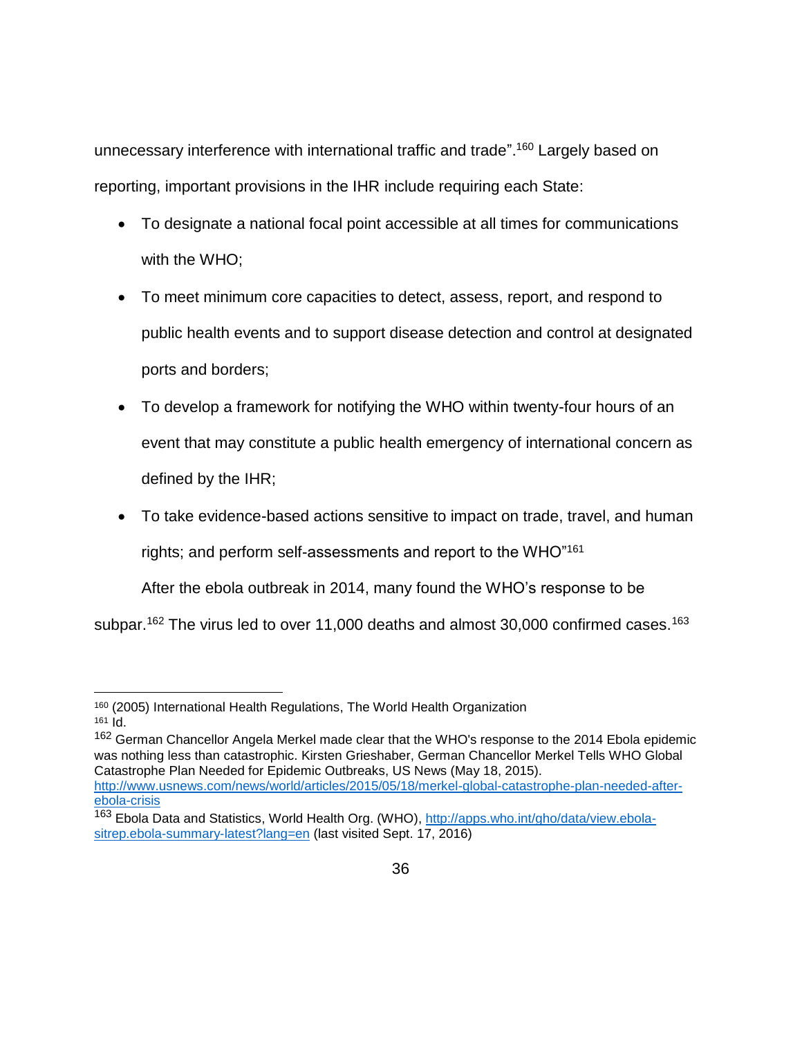unnecessary interference with international traffic and trade".[160] Largely based on reporting, important provisions in the IHR include requiring each State:

- To designate a national focal point accessible at all times for communications with the WHO;
- To meet minimum core capacities to detect, assess, report, and respond to public health events and to support disease detection and control at designated ports and borders;
- To develop a framework for notifying the WHO within twenty-four hours of an event that may constitute a public health emergency of international concern as defined by the IHR;
- To take evidence-based actions sensitive to impact on trade, travel, and human rights; and perform self-assessments and report to the WHO"[161]

After the ebola outbreak in 2014, many found the WHO's response to be subpar.[162] The virus led to over 11,000 deaths and almost 30,000 confirmed cases.[163]

---

[160] (2005) International Health Regulations, The World Health Organization

[161] Id.

[162] German Chancellor Angela Merkel made clear that the WHO's response to the 2014 Ebola epidemic was nothing less than catastrophic. Kirsten Grieshaber, German Chancellor Merkel Tells WHO Global Catastrophe Plan Needed for Epidemic Outbreaks, US News (May 18, 2015). http://www.usnews.com/news/world/articles/2015/05/18/merkel-global-catastrophe-plan-needed-after-ebola-crisis

[163] Ebola Data and Statistics, World Health Org. (WHO), http://apps.who.int/gho/data/view.ebola-sitrep.ebola-summary-latest?lang=en (last visited Sept. 17, 2016)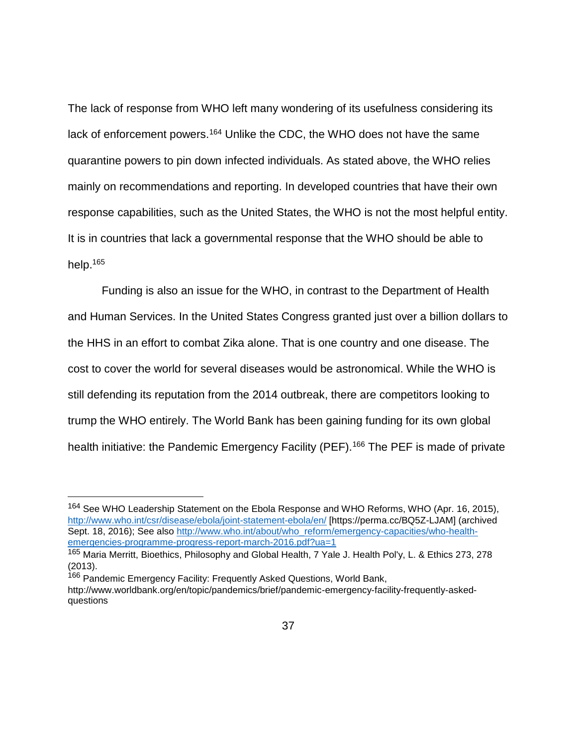The lack of response from WHO left many wondering of its usefulness considering its lack of enforcement powers.[164] Unlike the CDC, the WHO does not have the same quarantine powers to pin down infected individuals. As stated above, the WHO relies mainly on recommendations and reporting. In developed countries that have their own response capabilities, such as the United States, the WHO is not the most helpful entity. It is in countries that lack a governmental response that the WHO should be able to help.[165]

Funding is also an issue for the WHO, in contrast to the Department of Health and Human Services. In the United States Congress granted just over a billion dollars to the HHS in an effort to combat Zika alone. That is one country and one disease. The cost to cover the world for several diseases would be astronomical. While the WHO is still defending its reputation from the 2014 outbreak, there are competitors looking to trump the WHO entirely. The World Bank has been gaining funding for its own global health initiative: the Pandemic Emergency Facility (PEF).[166] The PEF is made of private

---

[164] See WHO Leadership Statement on the Ebola Response and WHO Reforms, WHO (Apr. 16, 2015), http://www.who.int/csr/disease/ebola/joint-statement-ebola/en/ [https://perma.cc/BQ5Z-LJAM] (archived Sept. 18, 2016); See also http://www.who.int/about/who_reform/emergency-capacities/who-health-emergencies-programme-progress-report-march-2016.pdf?ua=1

[165] Maria Merritt, Bioethics, Philosophy and Global Health, 7 Yale J. Health Pol'y, L. & Ethics 273, 278 (2013).

[166] Pandemic Emergency Facility: Frequently Asked Questions, World Bank, http://www.worldbank.org/en/topic/pandemics/brief/pandemic-emergency-facility-frequently-asked-questions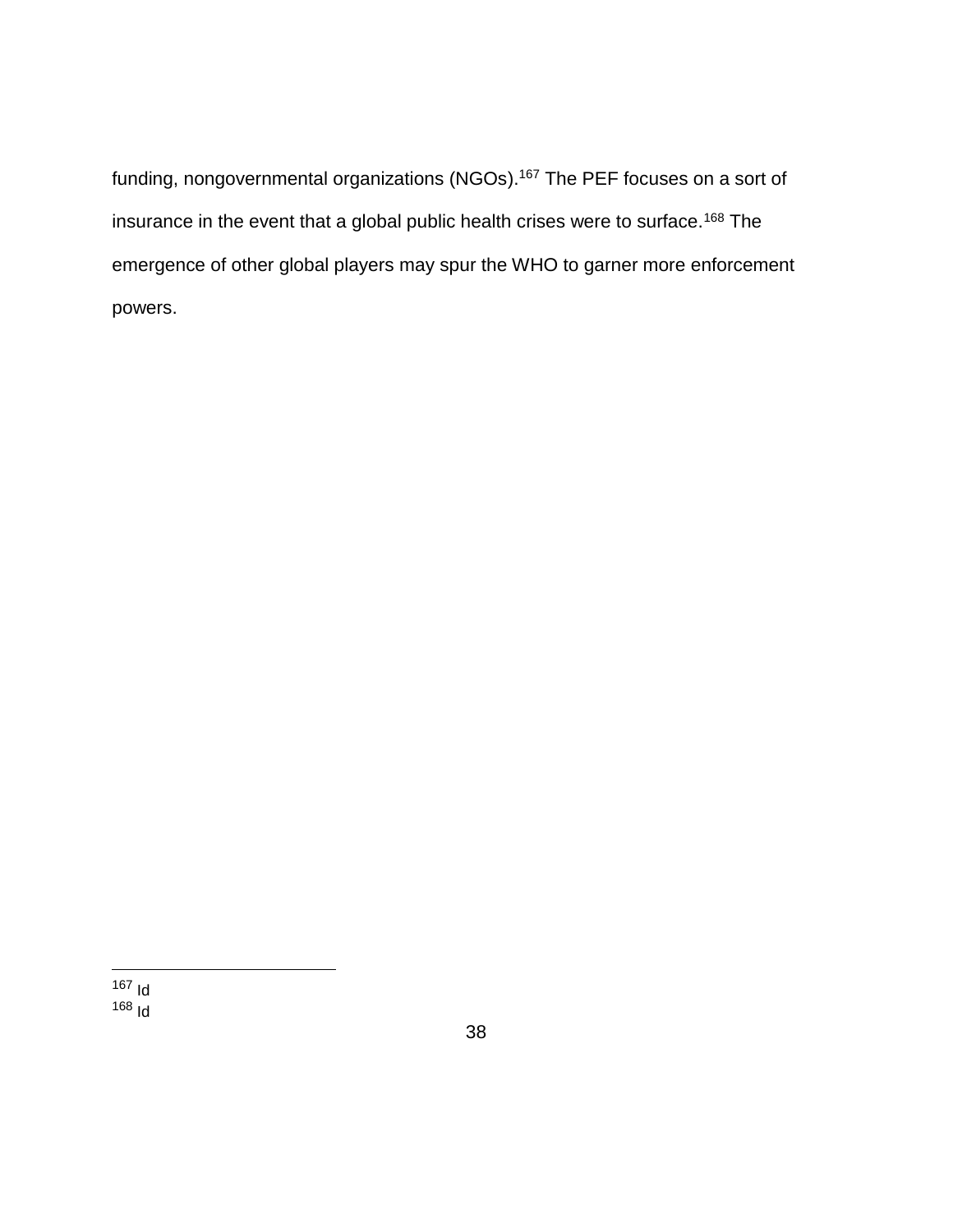funding, nongovernmental organizations (NGOs).[167] The PEF focuses on a sort of insurance in the event that a global public health crises were to surface.[168] The emergence of other global players may spur the WHO to garner more enforcement powers.

---

[167] Id

[168] Id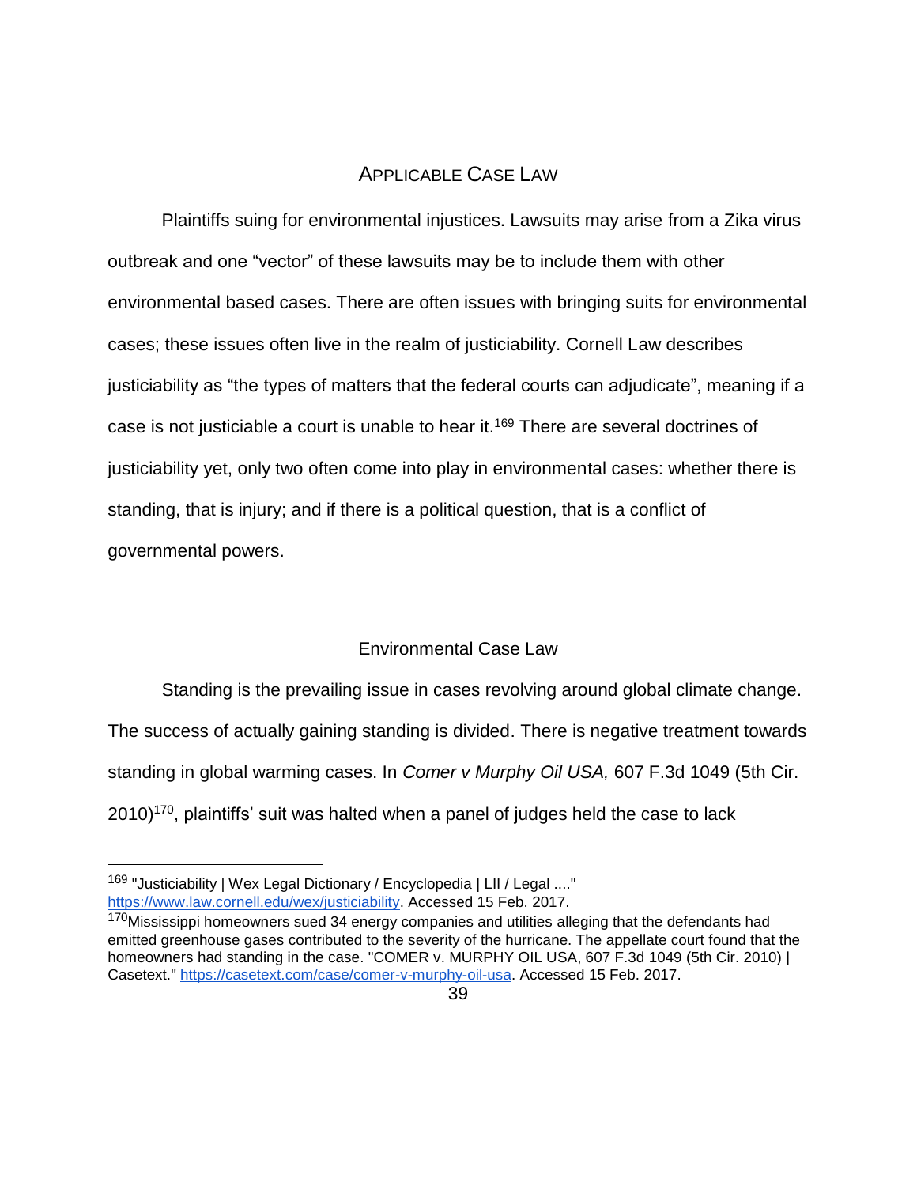## APPLICABLE CASE LAW

Plaintiffs suing for environmental injustices. Lawsuits may arise from a Zika virus outbreak and one "vector" of these lawsuits may be to include them with other environmental based cases. There are often issues with bringing suits for environmental cases; these issues often live in the realm of justiciability. Cornell Law describes justiciability as "the types of matters that the federal courts can adjudicate", meaning if a case is not justiciable a court is unable to hear it.[169] There are several doctrines of justiciability yet, only two often come into play in environmental cases: whether there is standing, that is injury; and if there is a political question, that is a conflict of governmental powers.

### Environmental Case Law

Standing is the prevailing issue in cases revolving around global climate change. The success of actually gaining standing is divided. There is negative treatment towards standing in global warming cases. In *Comer v Murphy Oil USA,* 607 F.3d 1049 (5th Cir. 2010)[170], plaintiffs' suit was halted when a panel of judges held the case to lack

---

[169] "Justiciability | Wex Legal Dictionary / Encyclopedia | LII / Legal ...." https://www.law.cornell.edu/wex/justiciability. Accessed 15 Feb. 2017.

[170] Mississippi homeowners sued 34 energy companies and utilities alleging that the defendants had emitted greenhouse gases contributed to the severity of the hurricane. The appellate court found that the homeowners had standing in the case. "COMER v. MURPHY OIL USA, 607 F.3d 1049 (5th Cir. 2010) | Casetext." https://casetext.com/case/comer-v-murphy-oil-usa. Accessed 15 Feb. 2017.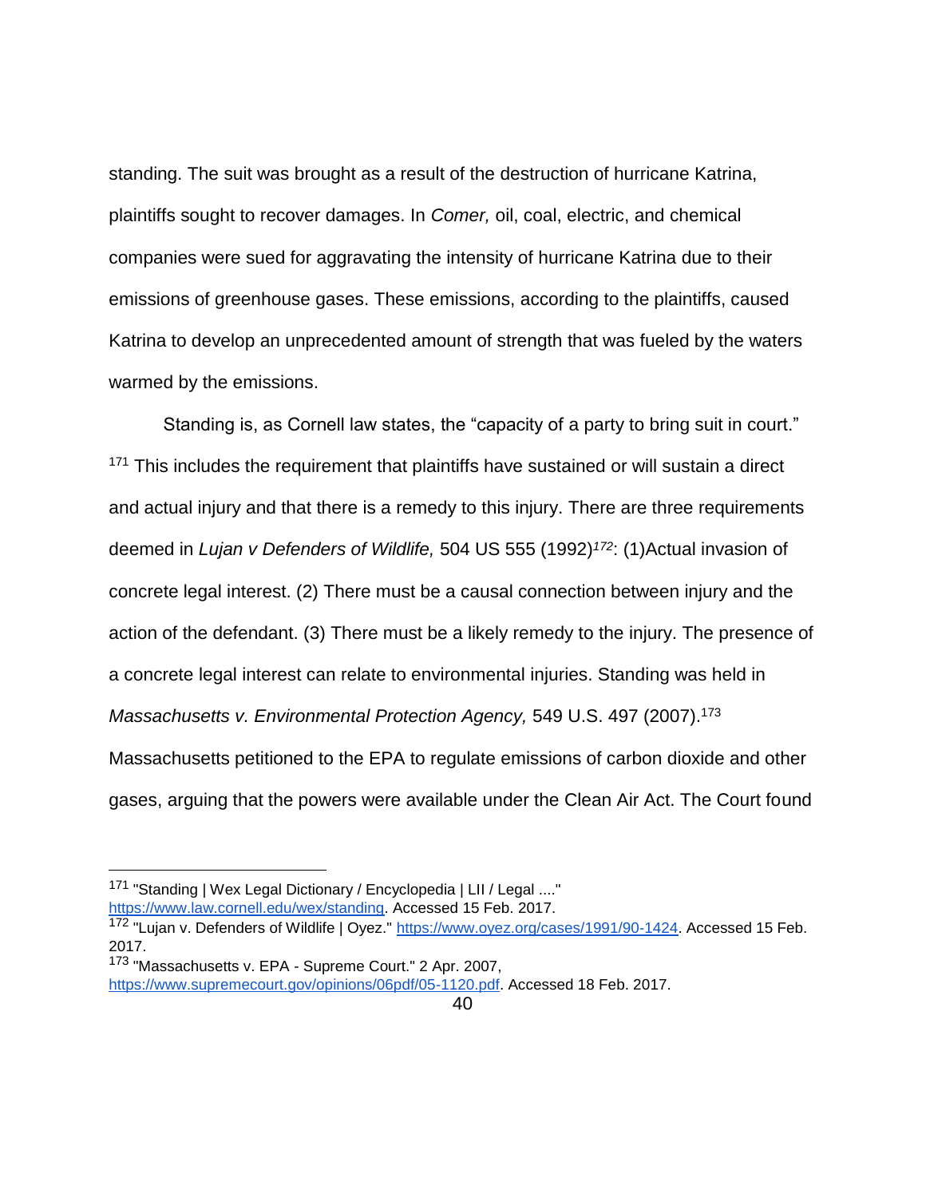standing. The suit was brought as a result of the destruction of hurricane Katrina, plaintiffs sought to recover damages. In *Comer,* oil, coal, electric, and chemical companies were sued for aggravating the intensity of hurricane Katrina due to their emissions of greenhouse gases. These emissions, according to the plaintiffs, caused Katrina to develop an unprecedented amount of strength that was fueled by the waters warmed by the emissions.

Standing is, as Cornell law states, the "capacity of a party to bring suit in court." [171] This includes the requirement that plaintiffs have sustained or will sustain a direct and actual injury and that there is a remedy to this injury. There are three requirements deemed in *Lujan v Defenders of Wildlife,* 504 US 555 (1992)[172]: (1)Actual invasion of concrete legal interest. (2) There must be a causal connection between injury and the action of the defendant. (3) There must be a likely remedy to the injury. The presence of a concrete legal interest can relate to environmental injuries. Standing was held in *Massachusetts v. Environmental Protection Agency,* 549 U.S. 497 (2007).[173] Massachusetts petitioned to the EPA to regulate emissions of carbon dioxide and other gases, arguing that the powers were available under the Clean Air Act. The Court found

---

[171] "Standing | Wex Legal Dictionary / Encyclopedia | LII / Legal ...." https://www.law.cornell.edu/wex/standing. Accessed 15 Feb. 2017.

[172] "Lujan v. Defenders of Wildlife | Oyez." https://www.oyez.org/cases/1991/90-1424. Accessed 15 Feb. 2017.

[173] "Massachusetts v. EPA - Supreme Court." 2 Apr. 2007, https://www.supremecourt.gov/opinions/06pdf/05-1120.pdf. Accessed 18 Feb. 2017.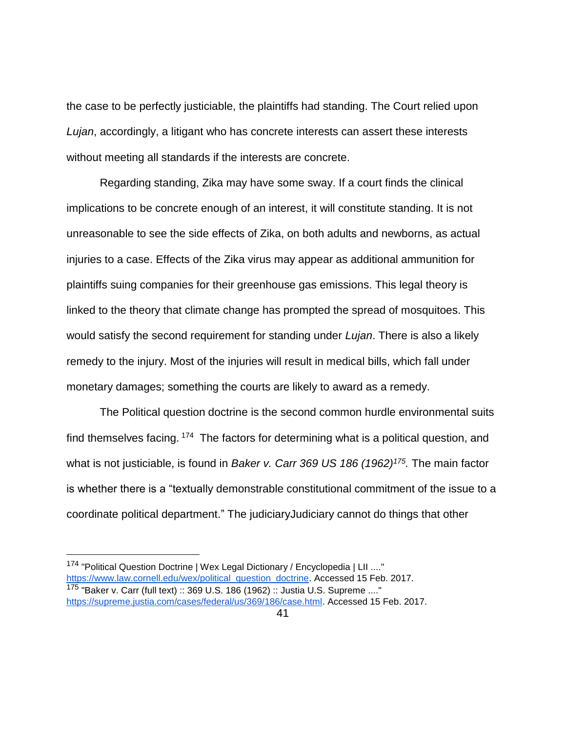the case to be perfectly justiciable, the plaintiffs had standing. The Court relied upon *Lujan*, accordingly, a litigant who has concrete interests can assert these interests without meeting all standards if the interests are concrete.

Regarding standing, Zika may have some sway. If a court finds the clinical implications to be concrete enough of an interest, it will constitute standing. It is not unreasonable to see the side effects of Zika, on both adults and newborns, as actual injuries to a case. Effects of the Zika virus may appear as additional ammunition for plaintiffs suing companies for their greenhouse gas emissions. This legal theory is linked to the theory that climate change has prompted the spread of mosquitoes. This would satisfy the second requirement for standing under *Lujan*. There is also a likely remedy to the injury. Most of the injuries will result in medical bills, which fall under monetary damages; something the courts are likely to award as a remedy.

The Political question doctrine is the second common hurdle environmental suits find themselves facing. [174] The factors for determining what is a political question, and what is not justiciable, is found in *Baker v. Carr 369 US 186 (1962)*[175]*.* The main factor is whether there is a "textually demonstrable constitutional commitment of the issue to a coordinate political department." The judiciaryJudiciary cannot do things that other

---

[174] "Political Question Doctrine | Wex Legal Dictionary / Encyclopedia | LII ...." https://www.law.cornell.edu/wex/political_question_doctrine. Accessed 15 Feb. 2017.

[175] "Baker v. Carr (full text) :: 369 U.S. 186 (1962) :: Justia U.S. Supreme ...." https://supreme.justia.com/cases/federal/us/369/186/case.html. Accessed 15 Feb. 2017.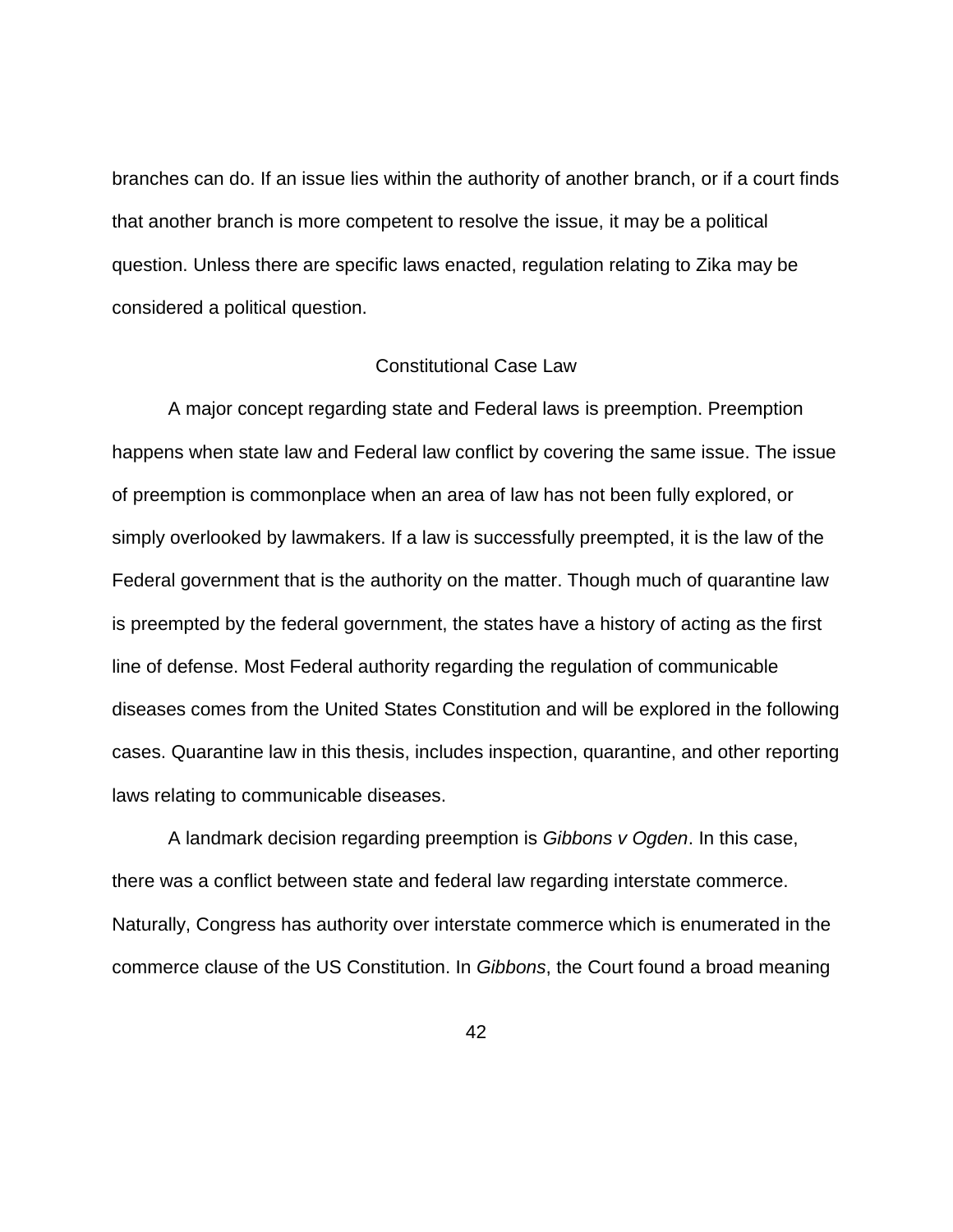branches can do. If an issue lies within the authority of another branch, or if a court finds that another branch is more competent to resolve the issue, it may be a political question. Unless there are specific laws enacted, regulation relating to Zika may be considered a political question.

## Constitutional Case Law

A major concept regarding state and Federal laws is preemption. Preemption happens when state law and Federal law conflict by covering the same issue. The issue of preemption is commonplace when an area of law has not been fully explored, or simply overlooked by lawmakers. If a law is successfully preempted, it is the law of the Federal government that is the authority on the matter. Though much of quarantine law is preempted by the federal government, the states have a history of acting as the first line of defense. Most Federal authority regarding the regulation of communicable diseases comes from the United States Constitution and will be explored in the following cases. Quarantine law in this thesis, includes inspection, quarantine, and other reporting laws relating to communicable diseases.

A landmark decision regarding preemption is *Gibbons v Ogden*. In this case, there was a conflict between state and federal law regarding interstate commerce. Naturally, Congress has authority over interstate commerce which is enumerated in the commerce clause of the US Constitution. In *Gibbons*, the Court found a broad meaning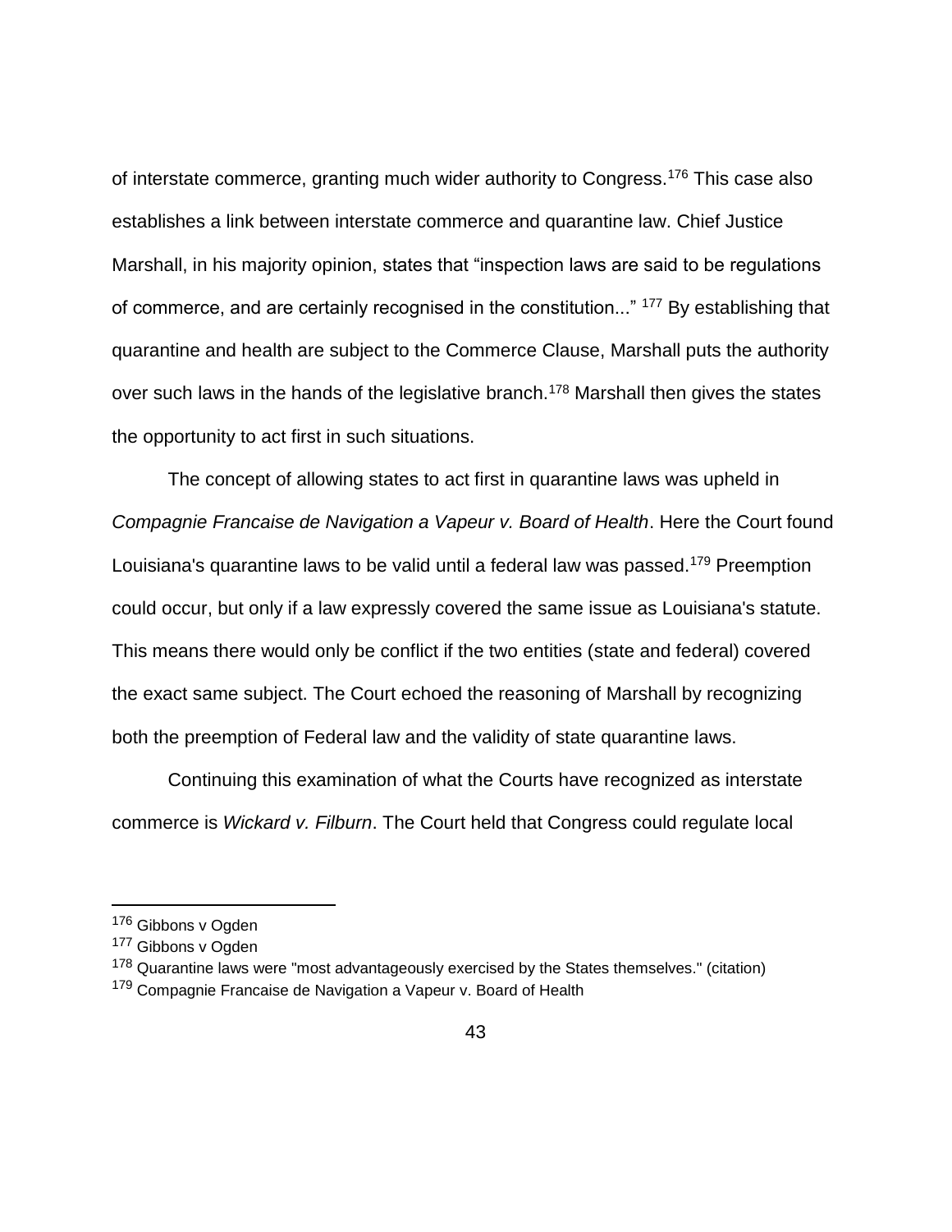of interstate commerce, granting much wider authority to Congress.[176] This case also establishes a link between interstate commerce and quarantine law. Chief Justice Marshall, in his majority opinion, states that "inspection laws are said to be regulations of commerce, and are certainly recognised in the constitution..." [177] By establishing that quarantine and health are subject to the Commerce Clause, Marshall puts the authority over such laws in the hands of the legislative branch.[178] Marshall then gives the states the opportunity to act first in such situations.

The concept of allowing states to act first in quarantine laws was upheld in *Compagnie Francaise de Navigation a Vapeur v. Board of Health*. Here the Court found Louisiana's quarantine laws to be valid until a federal law was passed.[179] Preemption could occur, but only if a law expressly covered the same issue as Louisiana's statute. This means there would only be conflict if the two entities (state and federal) covered the exact same subject. The Court echoed the reasoning of Marshall by recognizing both the preemption of Federal law and the validity of state quarantine laws.

Continuing this examination of what the Courts have recognized as interstate commerce is *Wickard v. Filburn*. The Court held that Congress could regulate local

---

[176] Gibbons v Ogden

[177] Gibbons v Ogden

[178] Quarantine laws were "most advantageously exercised by the States themselves." (citation)

[179] Compagnie Francaise de Navigation a Vapeur v. Board of Health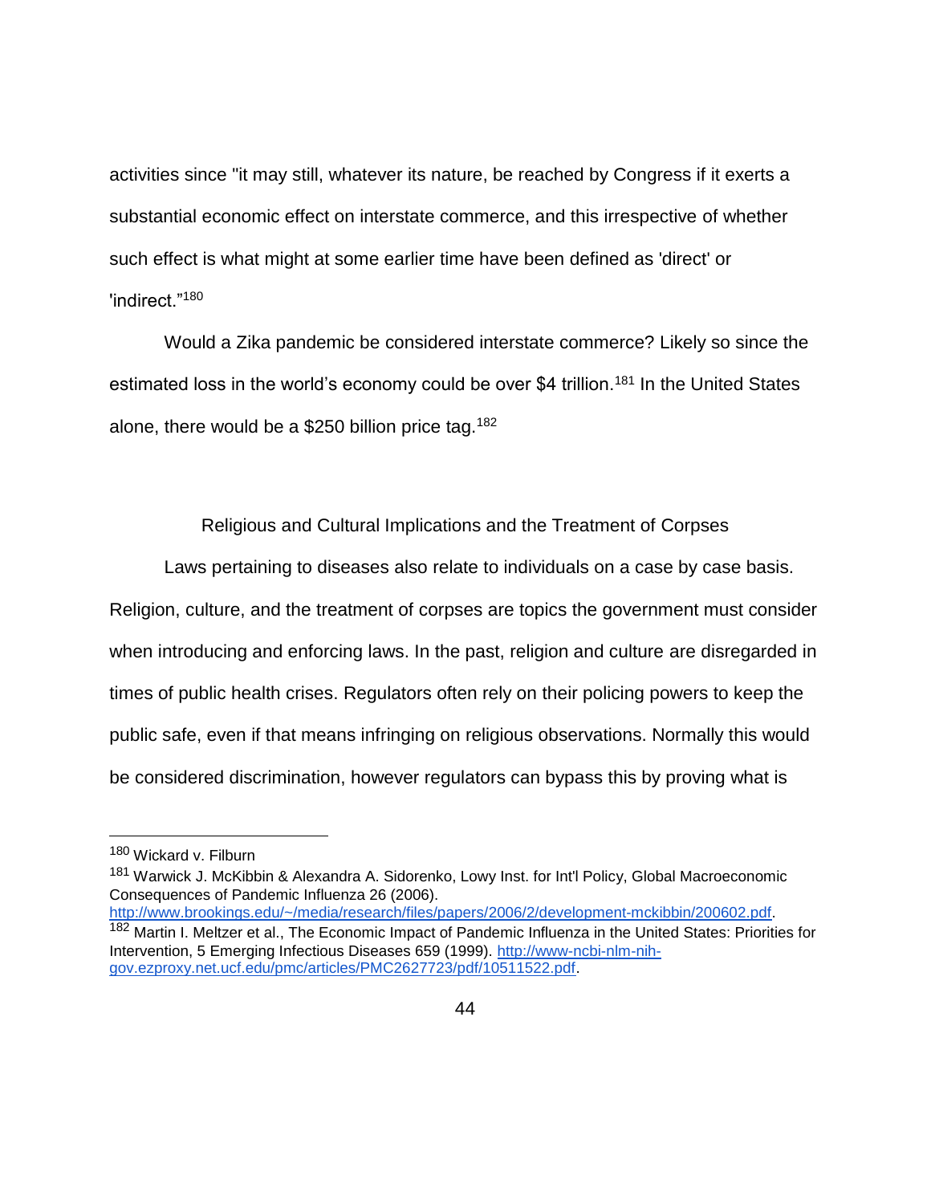activities since "it may still, whatever its nature, be reached by Congress if it exerts a substantial economic effect on interstate commerce, and this irrespective of whether such effect is what might at some earlier time have been defined as 'direct' or 'indirect."[180]

Would a Zika pandemic be considered interstate commerce? Likely so since the estimated loss in the world's economy could be over $4 trillion.[181] In the United States alone, there would be a $250 billion price tag.[182]

## Religious and Cultural Implications and the Treatment of Corpses

Laws pertaining to diseases also relate to individuals on a case by case basis. Religion, culture, and the treatment of corpses are topics the government must consider when introducing and enforcing laws. In the past, religion and culture are disregarded in times of public health crises. Regulators often rely on their policing powers to keep the public safe, even if that means infringing on religious observations. Normally this would be considered discrimination, however regulators can bypass this by proving what is

---

[180] Wickard v. Filburn

[181] Warwick J. McKibbin & Alexandra A. Sidorenko, Lowy Inst. for Int'l Policy, Global Macroeconomic Consequences of Pandemic Influenza 26 (2006). http://www.brookings.edu/~/media/research/files/papers/2006/2/development-mckibbin/200602.pdf.

[182] Martin I. Meltzer et al., The Economic Impact of Pandemic Influenza in the United States: Priorities for Intervention, 5 Emerging Infectious Diseases 659 (1999). http://www-ncbi-nlm-nih-gov.ezproxy.net.ucf.edu/pmc/articles/PMC2627723/pdf/10511522.pdf.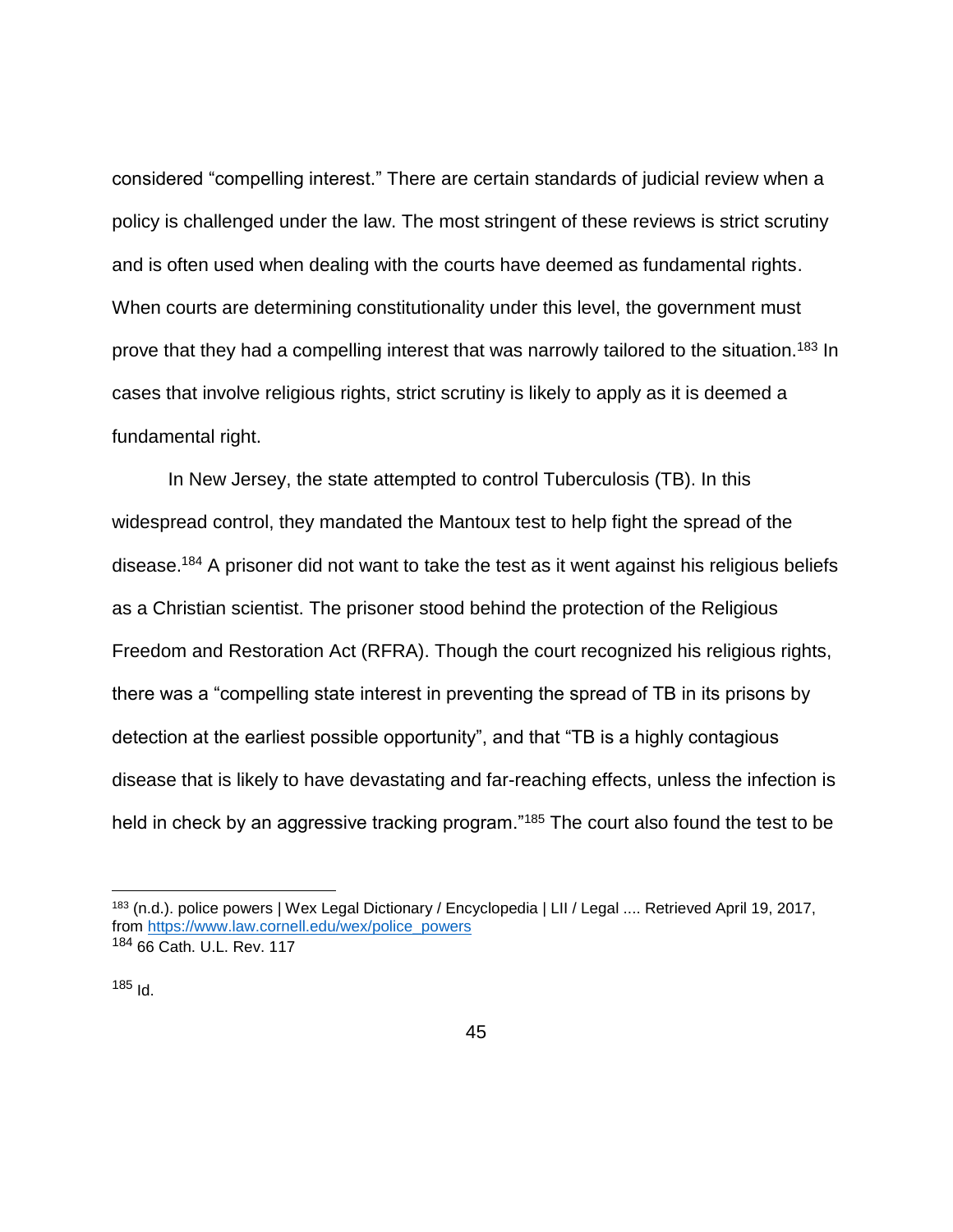considered “compelling interest.” There are certain standards of judicial review when a policy is challenged under the law. The most stringent of these reviews is strict scrutiny and is often used when dealing with the courts have deemed as fundamental rights. When courts are determining constitutionality under this level, the government must prove that they had a compelling interest that was narrowly tailored to the situation.[183] In cases that involve religious rights, strict scrutiny is likely to apply as it is deemed a fundamental right.

In New Jersey, the state attempted to control Tuberculosis (TB). In this widespread control, they mandated the Mantoux test to help fight the spread of the disease.[184] A prisoner did not want to take the test as it went against his religious beliefs as a Christian scientist. The prisoner stood behind the protection of the Religious Freedom and Restoration Act (RFRA). Though the court recognized his religious rights, there was a “compelling state interest in preventing the spread of TB in its prisons by detection at the earliest possible opportunity”, and that “TB is a highly contagious disease that is likely to have devastating and far-reaching effects, unless the infection is held in check by an aggressive tracking program.”[185] The court also found the test to be

---

[183] (n.d.). police powers | Wex Legal Dictionary / Encyclopedia | LII / Legal .... Retrieved April 19, 2017, from [https://www.law.cornell.edu/wex/police_powers](https://www.law.cornell.edu/wex/police_powers)

[184] 66 Cath. U.L. Rev. 117

[185] Id.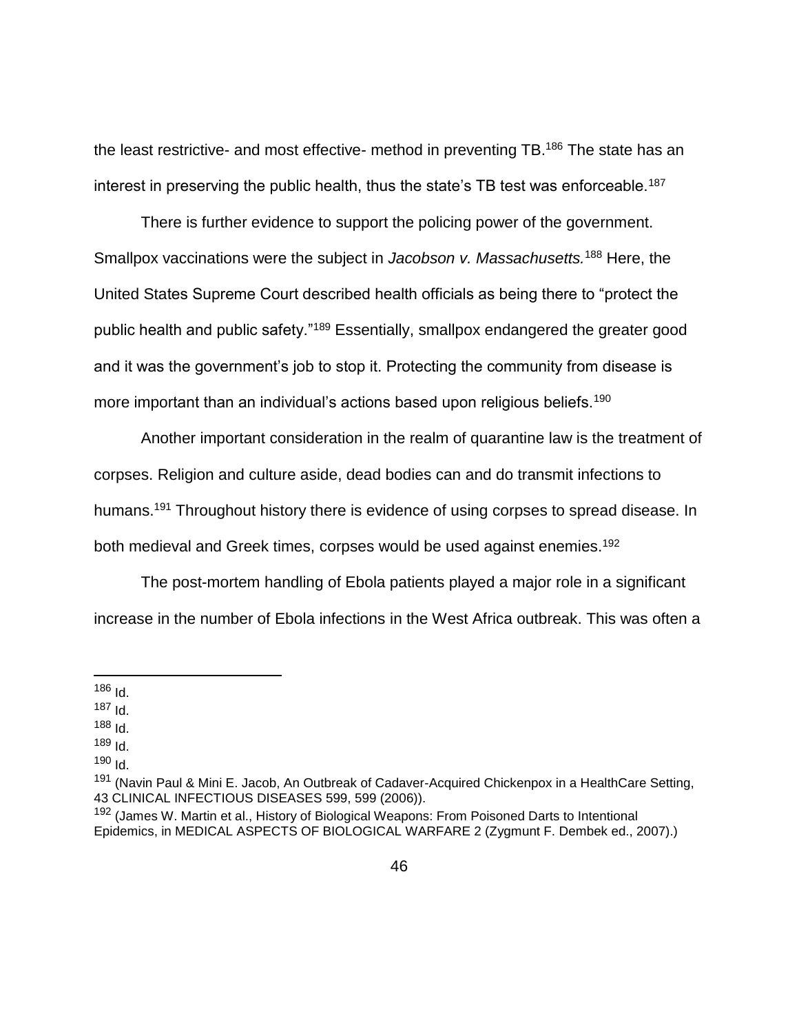the least restrictive- and most effective- method in preventing TB.[186] The state has an interest in preserving the public health, thus the state's TB test was enforceable.[187]

There is further evidence to support the policing power of the government. Smallpox vaccinations were the subject in *Jacobson v. Massachusetts.*[188] Here, the United States Supreme Court described health officials as being there to "protect the public health and public safety."[189] Essentially, smallpox endangered the greater good and it was the government's job to stop it. Protecting the community from disease is more important than an individual's actions based upon religious beliefs.[190]

Another important consideration in the realm of quarantine law is the treatment of corpses. Religion and culture aside, dead bodies can and do transmit infections to humans.[191] Throughout history there is evidence of using corpses to spread disease. In both medieval and Greek times, corpses would be used against enemies.[192]

The post-mortem handling of Ebola patients played a major role in a significant increase in the number of Ebola infections in the West Africa outbreak. This was often a

---

[186] Id.

[187] Id.

[188] Id.

[189] Id.

[190] Id.

[191] (Navin Paul & Mini E. Jacob, An Outbreak of Cadaver-Acquired Chickenpox in a HealthCare Setting, 43 CLINICAL INFECTIOUS DISEASES 599, 599 (2006)).

[192] (James W. Martin et al., History of Biological Weapons: From Poisoned Darts to Intentional Epidemics, in MEDICAL ASPECTS OF BIOLOGICAL WARFARE 2 (Zygmunt F. Dembek ed., 2007).)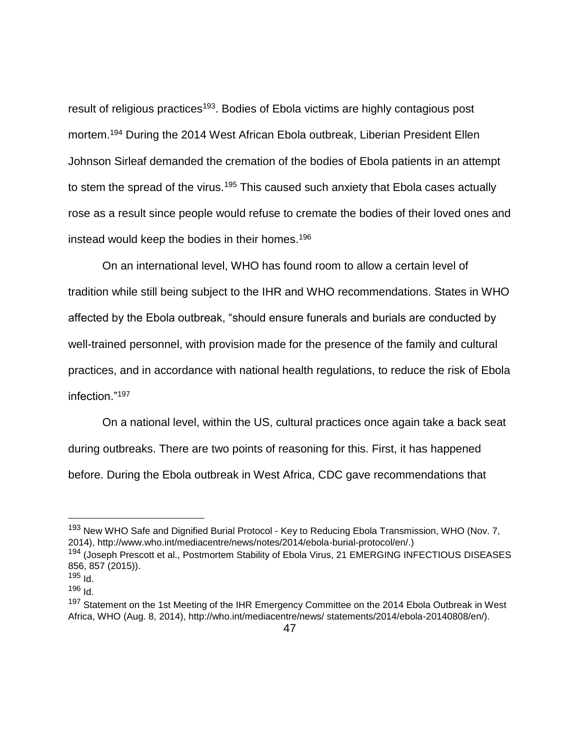result of religious practices[193]. Bodies of Ebola victims are highly contagious post mortem.[194] During the 2014 West African Ebola outbreak, Liberian President Ellen Johnson Sirleaf demanded the cremation of the bodies of Ebola patients in an attempt to stem the spread of the virus.[195] This caused such anxiety that Ebola cases actually rose as a result since people would refuse to cremate the bodies of their loved ones and instead would keep the bodies in their homes.[196]

On an international level, WHO has found room to allow a certain level of tradition while still being subject to the IHR and WHO recommendations. States in WHO affected by the Ebola outbreak, "should ensure funerals and burials are conducted by well-trained personnel, with provision made for the presence of the family and cultural practices, and in accordance with national health regulations, to reduce the risk of Ebola infection."[197]

On a national level, within the US, cultural practices once again take a back seat during outbreaks. There are two points of reasoning for this. First, it has happened before. During the Ebola outbreak in West Africa, CDC gave recommendations that

---

[193] New WHO Safe and Dignified Burial Protocol - Key to Reducing Ebola Transmission, WHO (Nov. 7, 2014), http://www.who.int/mediacentre/news/notes/2014/ebola-burial-protocol/en/.)

[194] (Joseph Prescott et al., Postmortem Stability of Ebola Virus, 21 EMERGING INFECTIOUS DISEASES 856, 857 (2015)).

[195] Id.

[196] Id.

[197] Statement on the 1st Meeting of the IHR Emergency Committee on the 2014 Ebola Outbreak in West Africa, WHO (Aug. 8, 2014), http://who.int/mediacentre/news/ statements/2014/ebola-20140808/en/).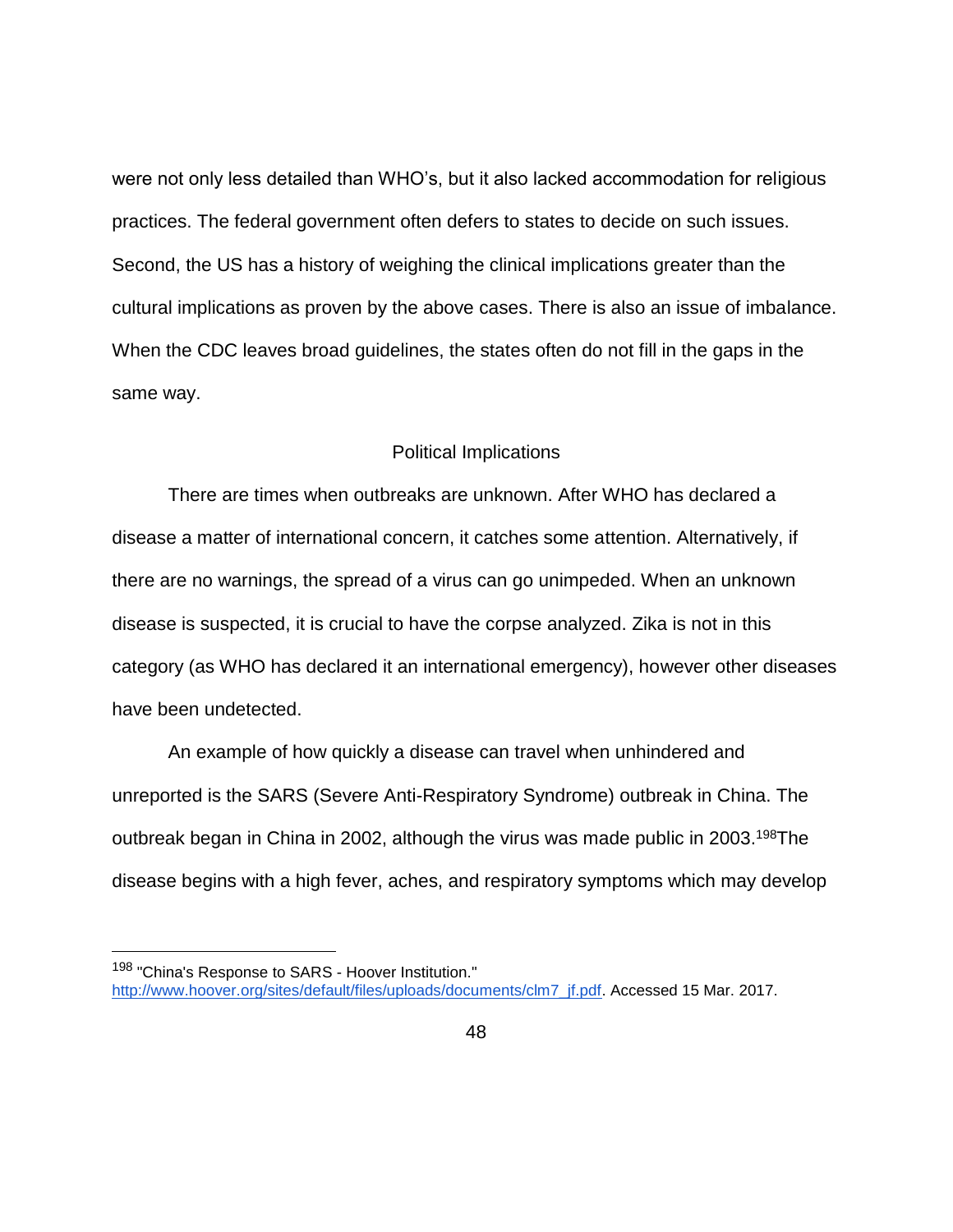were not only less detailed than WHO's, but it also lacked accommodation for religious practices. The federal government often defers to states to decide on such issues. Second, the US has a history of weighing the clinical implications greater than the cultural implications as proven by the above cases. There is also an issue of imbalance. When the CDC leaves broad guidelines, the states often do not fill in the gaps in the same way.

## Political Implications

There are times when outbreaks are unknown. After WHO has declared a disease a matter of international concern, it catches some attention. Alternatively, if there are no warnings, the spread of a virus can go unimpeded. When an unknown disease is suspected, it is crucial to have the corpse analyzed. Zika is not in this category (as WHO has declared it an international emergency), however other diseases have been undetected.

An example of how quickly a disease can travel when unhindered and unreported is the SARS (Severe Anti-Respiratory Syndrome) outbreak in China. The outbreak began in China in 2002, although the virus was made public in 2003.[198]The disease begins with a high fever, aches, and respiratory symptoms which may develop

---

[198] "China's Response to SARS - Hoover Institution." http://www.hoover.org/sites/default/files/uploads/documents/clm7_jf.pdf. Accessed 15 Mar. 2017.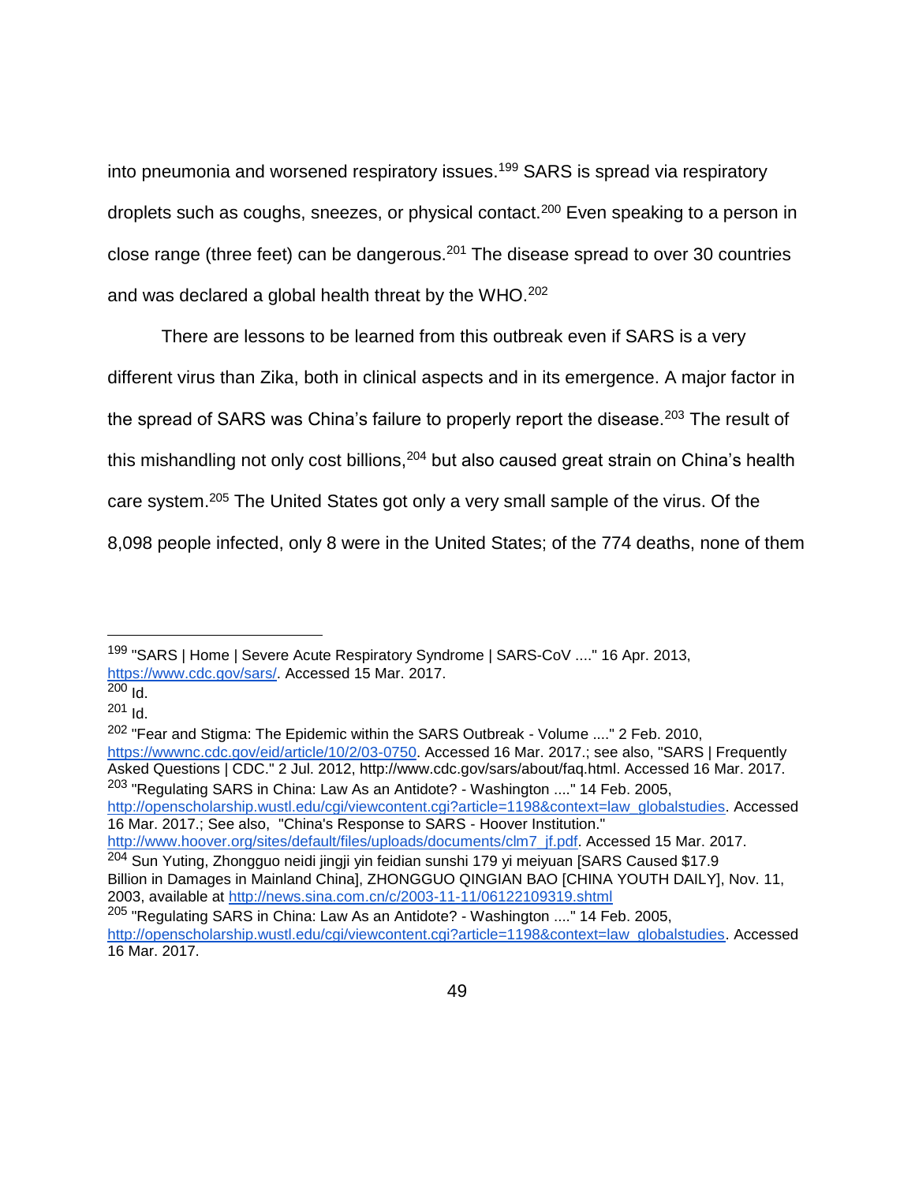into pneumonia and worsened respiratory issues.[199] SARS is spread via respiratory droplets such as coughs, sneezes, or physical contact.[200] Even speaking to a person in close range (three feet) can be dangerous.[201] The disease spread to over 30 countries and was declared a global health threat by the WHO.[202]

There are lessons to be learned from this outbreak even if SARS is a very different virus than Zika, both in clinical aspects and in its emergence. A major factor in the spread of SARS was China's failure to properly report the disease.[203] The result of this mishandling not only cost billions,[204] but also caused great strain on China's health care system.[205] The United States got only a very small sample of the virus. Of the 8,098 people infected, only 8 were in the United States; of the 774 deaths, none of them

---

[199] "SARS | Home | Severe Acute Respiratory Syndrome | SARS-CoV ...." 16 Apr. 2013, https://www.cdc.gov/sars/. Accessed 15 Mar. 2017.

[200] Id.

[201] Id.

[202] "Fear and Stigma: The Epidemic within the SARS Outbreak - Volume ...." 2 Feb. 2010, https://wwwnc.cdc.gov/eid/article/10/2/03-0750. Accessed 16 Mar. 2017.; see also, "SARS | Frequently Asked Questions | CDC." 2 Jul. 2012, http://www.cdc.gov/sars/about/faq.html. Accessed 16 Mar. 2017.

[203] "Regulating SARS in China: Law As an Antidote? - Washington ...." 14 Feb. 2005, http://openscholarship.wustl.edu/cgi/viewcontent.cgi?article=1198&context=law_globalstudies. Accessed 16 Mar. 2017.; See also, "China's Response to SARS - Hoover Institution." http://www.hoover.org/sites/default/files/uploads/documents/clm7_jf.pdf. Accessed 15 Mar. 2017.

[204] Sun Yuting, Zhongguo neidi jingji yin feidian sunshi 179 yi meiyuan [SARS Caused $17.9 Billion in Damages in Mainland China], ZHONGGUO QINGIAN BAO [CHINA YOUTH DAILY], Nov. 11, 2003, available at http://news.sina.com.cn/c/2003-11-11/06122109319.shtml

[205] "Regulating SARS in China: Law As an Antidote? - Washington ...." 14 Feb. 2005, http://openscholarship.wustl.edu/cgi/viewcontent.cgi?article=1198&context=law_globalstudies. Accessed 16 Mar. 2017.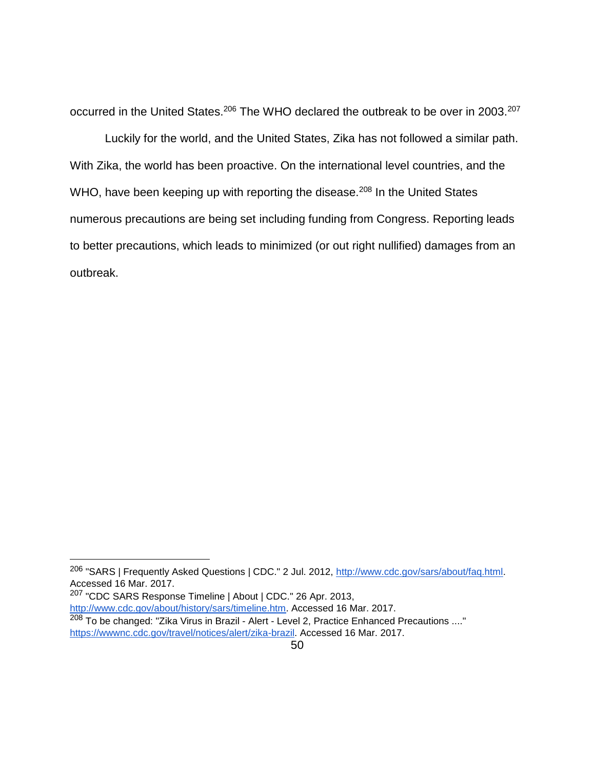occurred in the United States.[206] The WHO declared the outbreak to be over in 2003.[207]

Luckily for the world, and the United States, Zika has not followed a similar path. With Zika, the world has been proactive. On the international level countries, and the WHO, have been keeping up with reporting the disease.[208] In the United States numerous precautions are being set including funding from Congress. Reporting leads to better precautions, which leads to minimized (or out right nullified) damages from an outbreak.

---

[206] "SARS | Frequently Asked Questions | CDC." 2 Jul. 2012, http://www.cdc.gov/sars/about/faq.html. Accessed 16 Mar. 2017.

[207] "CDC SARS Response Timeline | About | CDC." 26 Apr. 2013, http://www.cdc.gov/about/history/sars/timeline.htm. Accessed 16 Mar. 2017.

[208] To be changed: "Zika Virus in Brazil - Alert - Level 2, Practice Enhanced Precautions ...." https://wwwnc.cdc.gov/travel/notices/alert/zika-brazil. Accessed 16 Mar. 2017.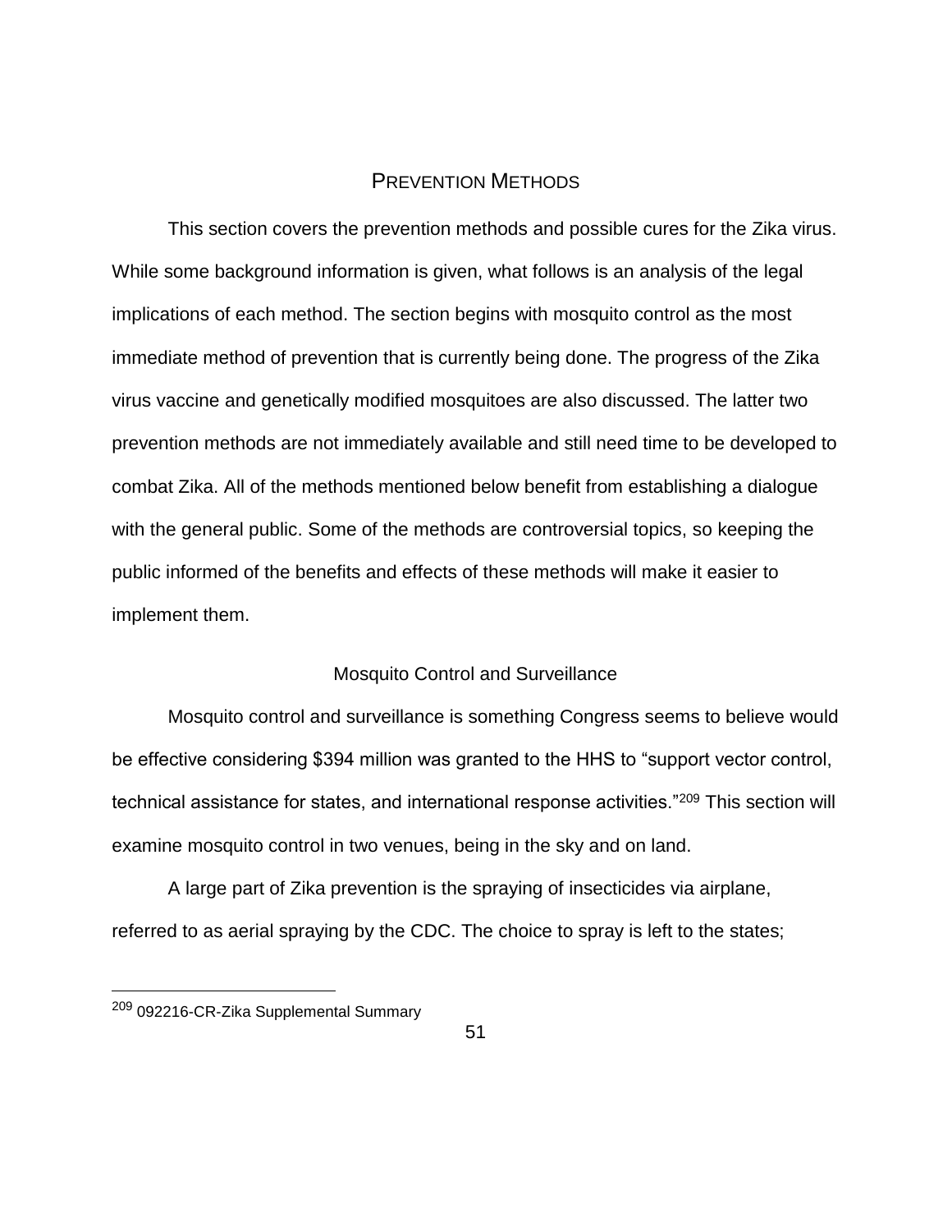## Prevention Methods

This section covers the prevention methods and possible cures for the Zika virus. While some background information is given, what follows is an analysis of the legal implications of each method. The section begins with mosquito control as the most immediate method of prevention that is currently being done. The progress of the Zika virus vaccine and genetically modified mosquitoes are also discussed. The latter two prevention methods are not immediately available and still need time to be developed to combat Zika. All of the methods mentioned below benefit from establishing a dialogue with the general public. Some of the methods are controversial topics, so keeping the public informed of the benefits and effects of these methods will make it easier to implement them.

### Mosquito Control and Surveillance

Mosquito control and surveillance is something Congress seems to believe would be effective considering $394 million was granted to the HHS to "support vector control, technical assistance for states, and international response activities."[209] This section will examine mosquito control in two venues, being in the sky and on land.

A large part of Zika prevention is the spraying of insecticides via airplane, referred to as aerial spraying by the CDC. The choice to spray is left to the states;

[209] 092216-CR-Zika Supplemental Summary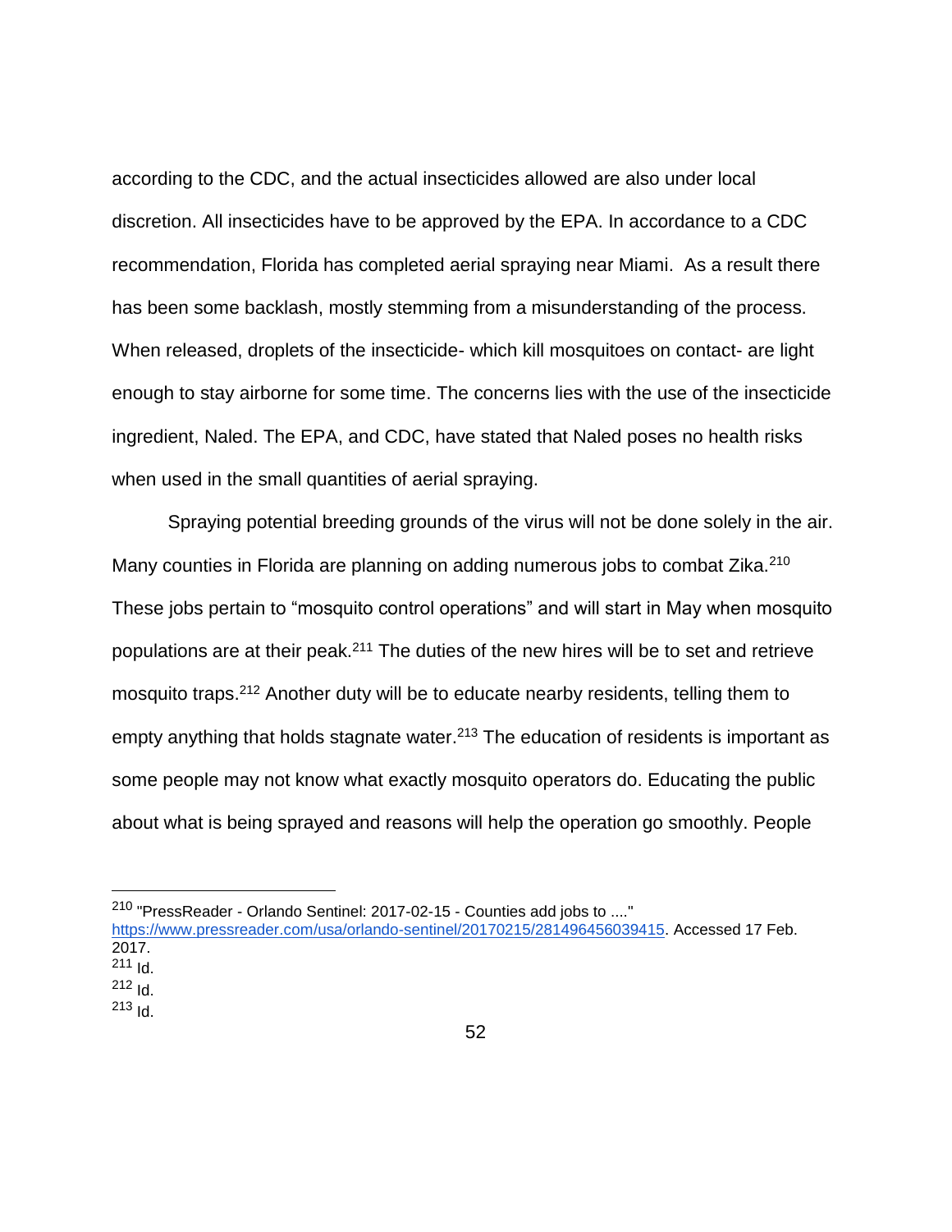according to the CDC, and the actual insecticides allowed are also under local discretion. All insecticides have to be approved by the EPA. In accordance to a CDC recommendation, Florida has completed aerial spraying near Miami. As a result there has been some backlash, mostly stemming from a misunderstanding of the process. When released, droplets of the insecticide- which kill mosquitoes on contact- are light enough to stay airborne for some time. The concerns lies with the use of the insecticide ingredient, Naled. The EPA, and CDC, have stated that Naled poses no health risks when used in the small quantities of aerial spraying.

Spraying potential breeding grounds of the virus will not be done solely in the air. Many counties in Florida are planning on adding numerous jobs to combat Zika.[210] These jobs pertain to "mosquito control operations" and will start in May when mosquito populations are at their peak.[211] The duties of the new hires will be to set and retrieve mosquito traps.[212] Another duty will be to educate nearby residents, telling them to empty anything that holds stagnate water.[213] The education of residents is important as some people may not know what exactly mosquito operators do. Educating the public about what is being sprayed and reasons will help the operation go smoothly. People

---

[210] "PressReader - Orlando Sentinel: 2017-02-15 - Counties add jobs to ...." https://www.pressreader.com/usa/orlando-sentinel/20170215/281496456039415. Accessed 17 Feb. 2017.

[211] Id.

[212] Id.

[213] Id.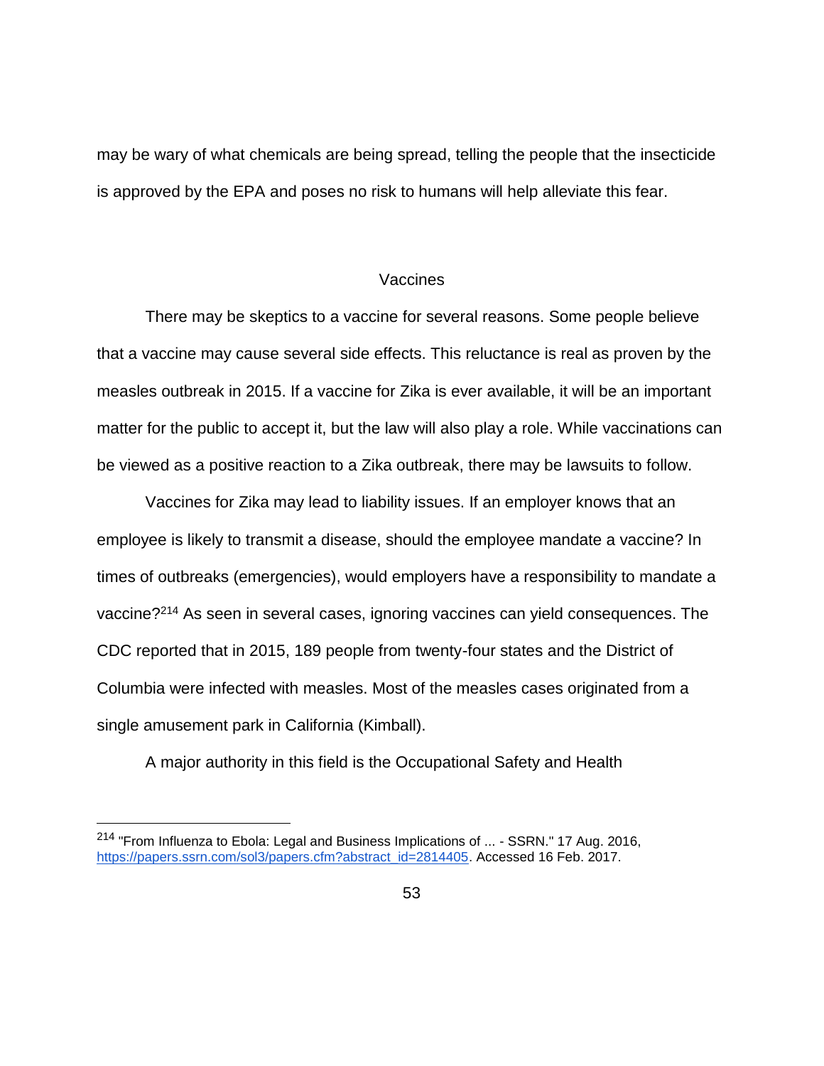may be wary of what chemicals are being spread, telling the people that the insecticide is approved by the EPA and poses no risk to humans will help alleviate this fear.

## Vaccines

There may be skeptics to a vaccine for several reasons. Some people believe that a vaccine may cause several side effects. This reluctance is real as proven by the measles outbreak in 2015. If a vaccine for Zika is ever available, it will be an important matter for the public to accept it, but the law will also play a role. While vaccinations can be viewed as a positive reaction to a Zika outbreak, there may be lawsuits to follow.

Vaccines for Zika may lead to liability issues. If an employer knows that an employee is likely to transmit a disease, should the employee mandate a vaccine? In times of outbreaks (emergencies), would employers have a responsibility to mandate a vaccine?[214] As seen in several cases, ignoring vaccines can yield consequences. The CDC reported that in 2015, 189 people from twenty-four states and the District of Columbia were infected with measles. Most of the measles cases originated from a single amusement park in California (Kimball).

A major authority in this field is the Occupational Safety and Health

---

[214] "From Influenza to Ebola: Legal and Business Implications of ... - SSRN." 17 Aug. 2016, https://papers.ssrn.com/sol3/papers.cfm?abstract_id=2814405. Accessed 16 Feb. 2017.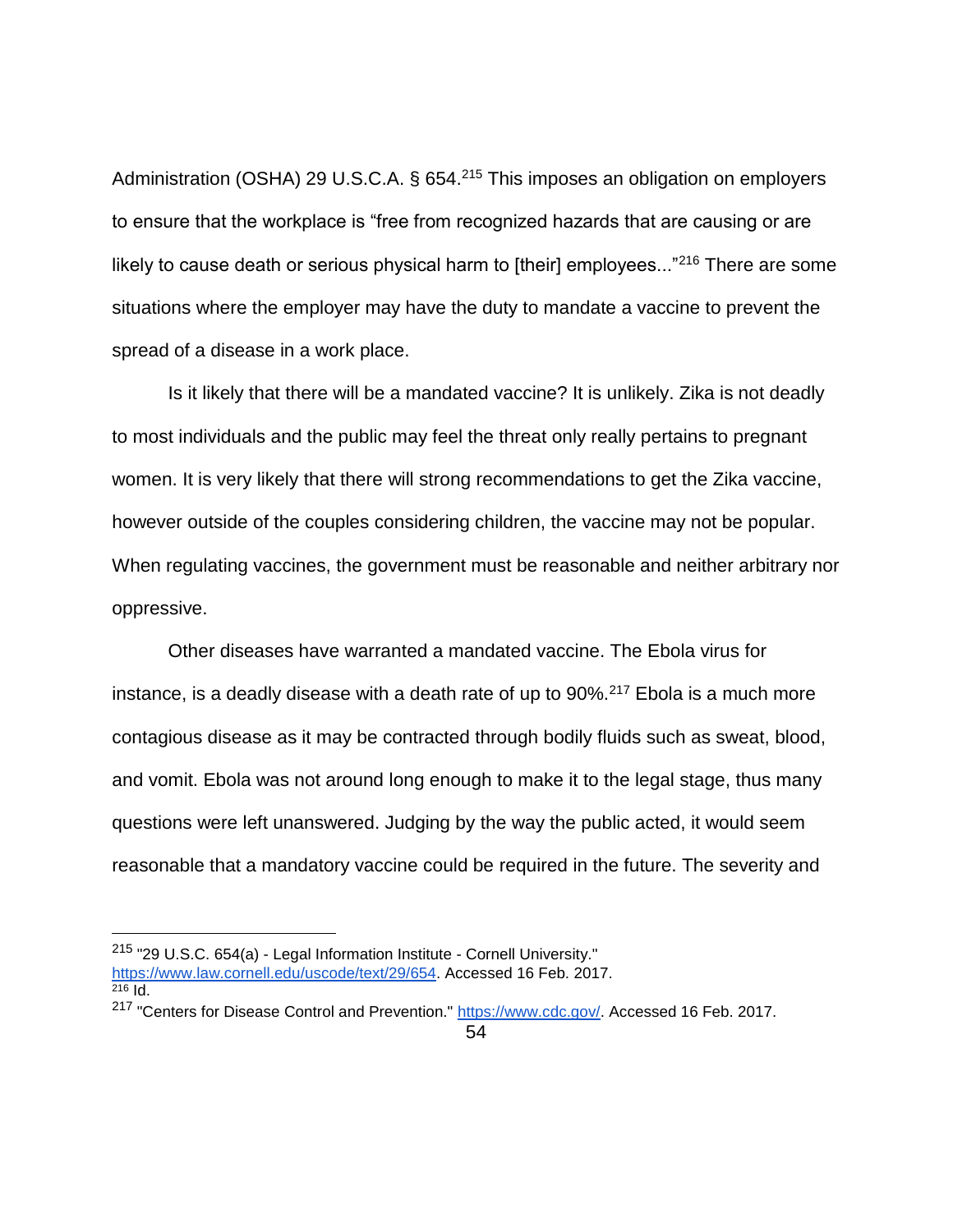Administration (OSHA) 29 U.S.C.A. § 654.[215] This imposes an obligation on employers to ensure that the workplace is "free from recognized hazards that are causing or are likely to cause death or serious physical harm to [their] employees..."[216] There are some situations where the employer may have the duty to mandate a vaccine to prevent the spread of a disease in a work place.

Is it likely that there will be a mandated vaccine? It is unlikely. Zika is not deadly to most individuals and the public may feel the threat only really pertains to pregnant women. It is very likely that there will strong recommendations to get the Zika vaccine, however outside of the couples considering children, the vaccine may not be popular. When regulating vaccines, the government must be reasonable and neither arbitrary nor oppressive.

Other diseases have warranted a mandated vaccine. The Ebola virus for instance, is a deadly disease with a death rate of up to 90%.[217] Ebola is a much more contagious disease as it may be contracted through bodily fluids such as sweat, blood, and vomit. Ebola was not around long enough to make it to the legal stage, thus many questions were left unanswered. Judging by the way the public acted, it would seem reasonable that a mandatory vaccine could be required in the future. The severity and

---

[215] "29 U.S.C. 654(a) - Legal Information Institute - Cornell University." https://www.law.cornell.edu/uscode/text/29/654. Accessed 16 Feb. 2017.

[216] Id.

[217] "Centers for Disease Control and Prevention." https://www.cdc.gov/. Accessed 16 Feb. 2017.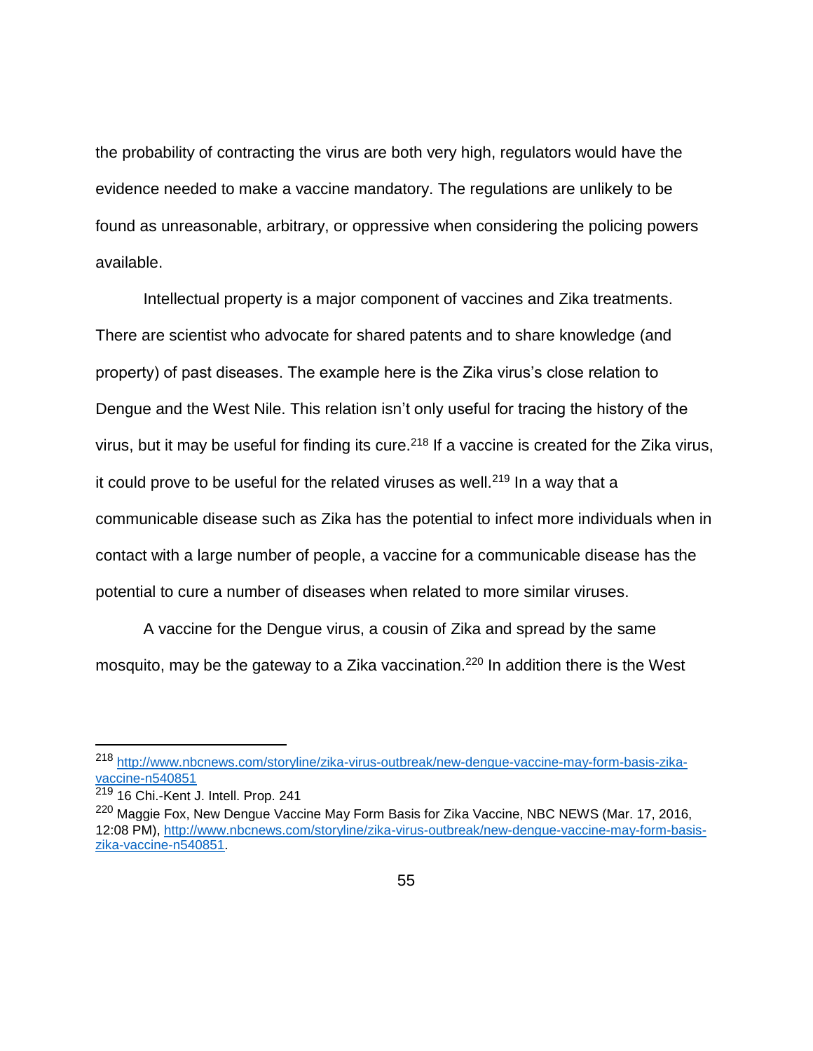the probability of contracting the virus are both very high, regulators would have the evidence needed to make a vaccine mandatory. The regulations are unlikely to be found as unreasonable, arbitrary, or oppressive when considering the policing powers available.

Intellectual property is a major component of vaccines and Zika treatments. There are scientist who advocate for shared patents and to share knowledge (and property) of past diseases. The example here is the Zika virus's close relation to Dengue and the West Nile. This relation isn't only useful for tracing the history of the virus, but it may be useful for finding its cure.[218] If a vaccine is created for the Zika virus, it could prove to be useful for the related viruses as well.[219] In a way that a communicable disease such as Zika has the potential to infect more individuals when in contact with a large number of people, a vaccine for a communicable disease has the potential to cure a number of diseases when related to more similar viruses.

A vaccine for the Dengue virus, a cousin of Zika and spread by the same mosquito, may be the gateway to a Zika vaccination.[220] In addition there is the West

---

[218] http://www.nbcnews.com/storyline/zika-virus-outbreak/new-dengue-vaccine-may-form-basis-zika-vaccine-n540851

[219] 16 Chi.-Kent J. Intell. Prop. 241

[220] Maggie Fox, New Dengue Vaccine May Form Basis for Zika Vaccine, NBC NEWS (Mar. 17, 2016, 12:08 PM), http://www.nbcnews.com/storyline/zika-virus-outbreak/new-dengue-vaccine-may-form-basis-zika-vaccine-n540851.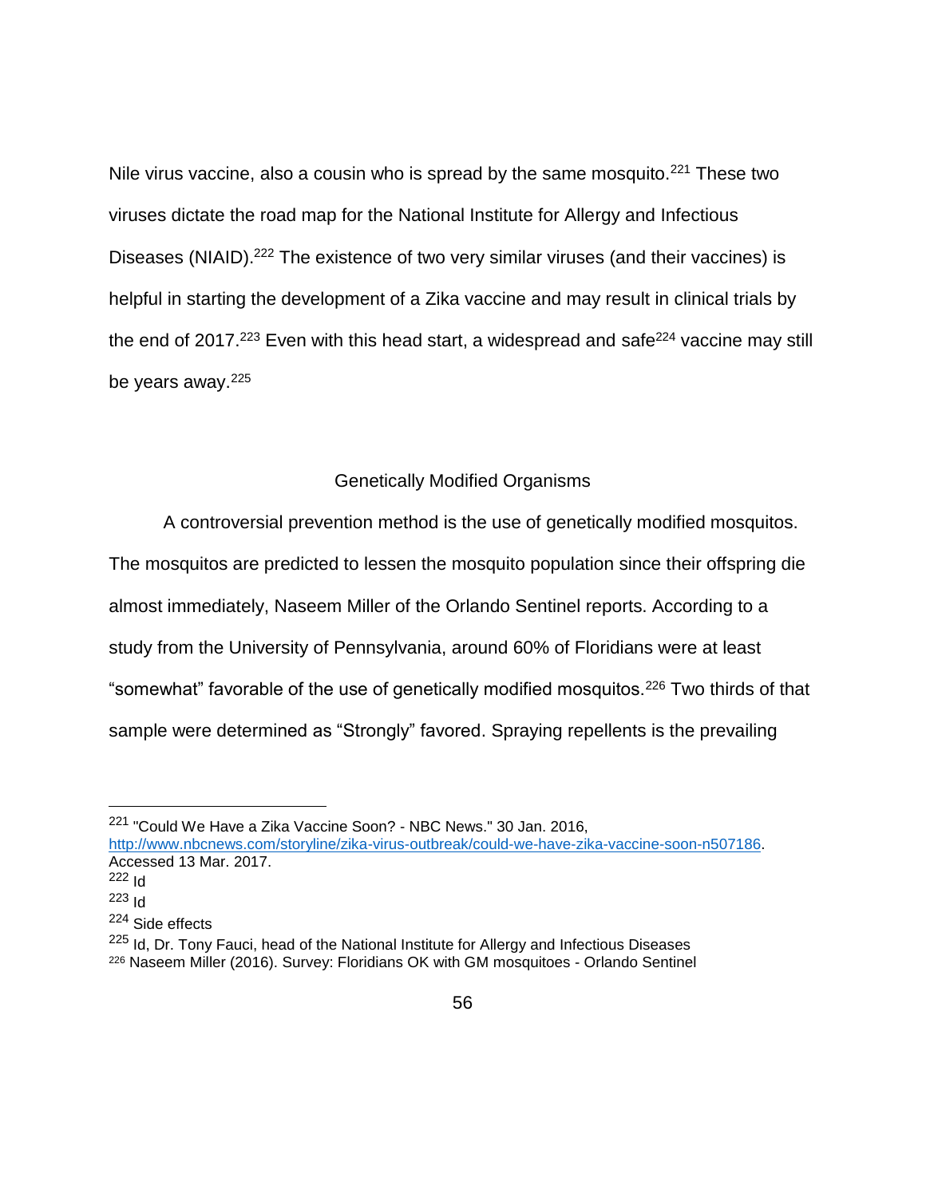Nile virus vaccine, also a cousin who is spread by the same mosquito.[221] These two viruses dictate the road map for the National Institute for Allergy and Infectious Diseases (NIAID).[222] The existence of two very similar viruses (and their vaccines) is helpful in starting the development of a Zika vaccine and may result in clinical trials by the end of 2017.[223] Even with this head start, a widespread and safe[224] vaccine may still be years away.[225]

## Genetically Modified Organisms

A controversial prevention method is the use of genetically modified mosquitos. The mosquitos are predicted to lessen the mosquito population since their offspring die almost immediately, Naseem Miller of the Orlando Sentinel reports. According to a study from the University of Pennsylvania, around 60% of Floridians were at least "somewhat" favorable of the use of genetically modified mosquitos.[226] Two thirds of that sample were determined as "Strongly" favored. Spraying repellents is the prevailing

---

[221] "Could We Have a Zika Vaccine Soon? - NBC News." 30 Jan. 2016, http://www.nbcnews.com/storyline/zika-virus-outbreak/could-we-have-zika-vaccine-soon-n507186. Accessed 13 Mar. 2017.

[222] Id

[223] Id

[224] Side effects

[225] Id, Dr. Tony Fauci, head of the National Institute for Allergy and Infectious Diseases

[226] Naseem Miller (2016). Survey: Floridians OK with GM mosquitoes - Orlando Sentinel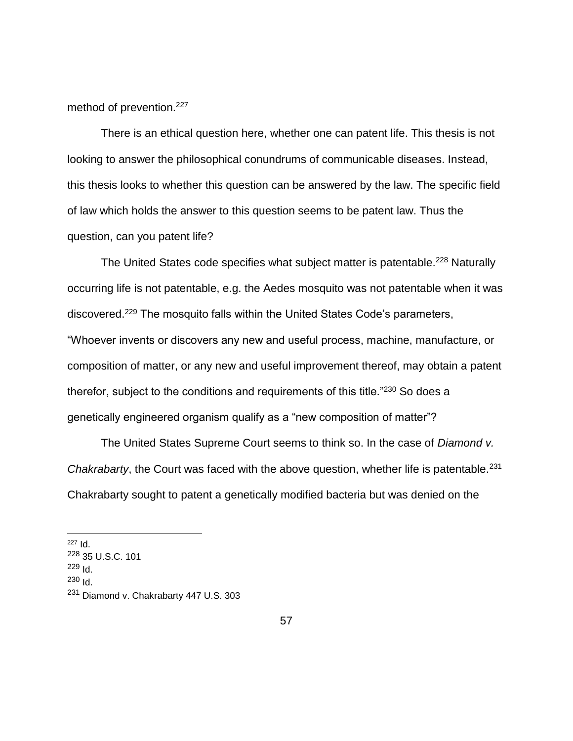method of prevention.[227]

There is an ethical question here, whether one can patent life. This thesis is not looking to answer the philosophical conundrums of communicable diseases. Instead, this thesis looks to whether this question can be answered by the law. The specific field of law which holds the answer to this question seems to be patent law. Thus the question, can you patent life?

The United States code specifies what subject matter is patentable.[228] Naturally occurring life is not patentable, e.g. the Aedes mosquito was not patentable when it was discovered.[229] The mosquito falls within the United States Code's parameters, "Whoever invents or discovers any new and useful process, machine, manufacture, or composition of matter, or any new and useful improvement thereof, may obtain a patent therefor, subject to the conditions and requirements of this title."[230] So does a genetically engineered organism qualify as a "new composition of matter"?

The United States Supreme Court seems to think so. In the case of *Diamond v. Chakrabarty*, the Court was faced with the above question, whether life is patentable.[231] Chakrabarty sought to patent a genetically modified bacteria but was denied on the

---

[227] Id.
[228] 35 U.S.C. 101
[229] Id.
[230] Id.
[231] Diamond v. Chakrabarty 447 U.S. 303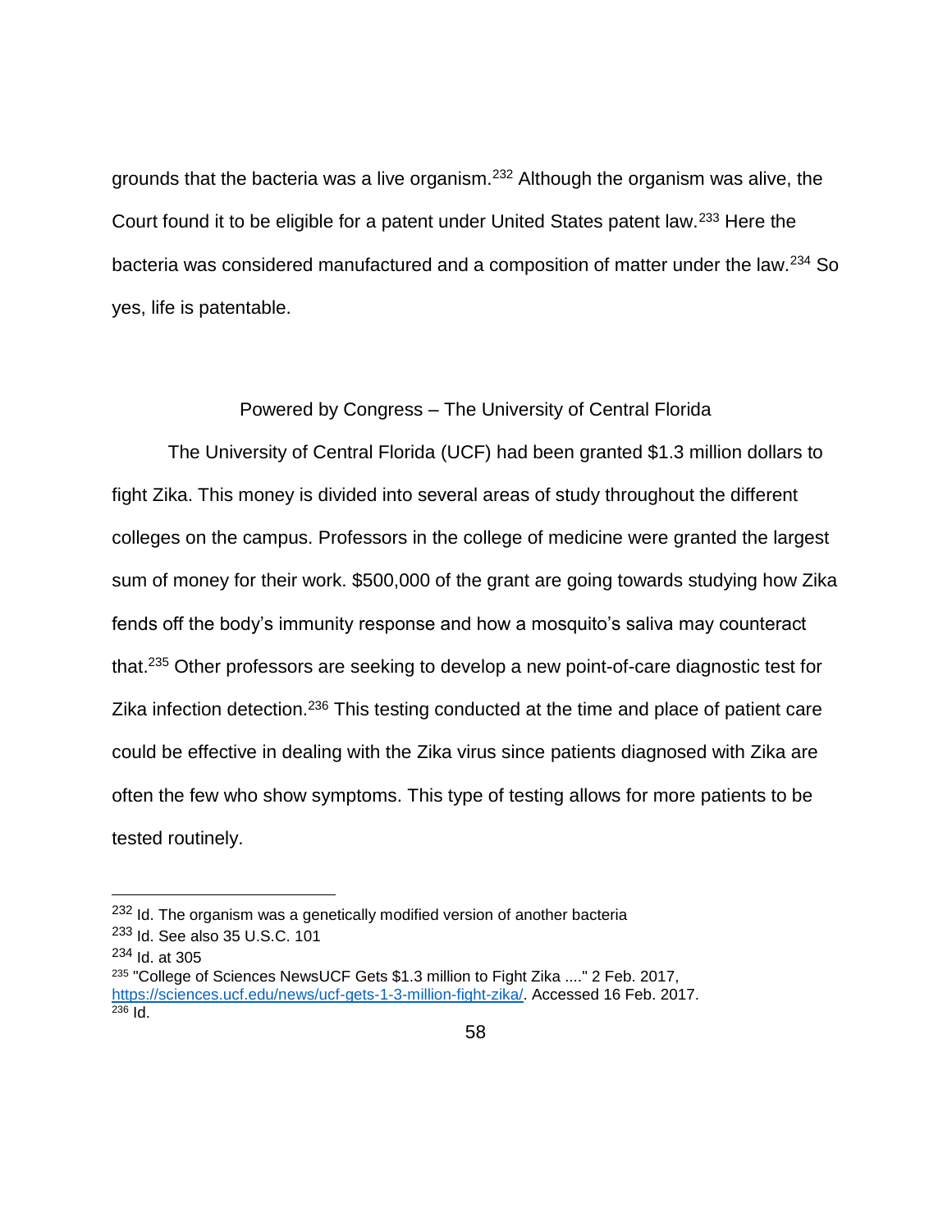grounds that the bacteria was a live organism.[232] Although the organism was alive, the Court found it to be eligible for a patent under United States patent law.[233] Here the bacteria was considered manufactured and a composition of matter under the law.[234] So yes, life is patentable.

## Powered by Congress – The University of Central Florida

The University of Central Florida (UCF) had been granted $1.3 million dollars to fight Zika. This money is divided into several areas of study throughout the different colleges on the campus. Professors in the college of medicine were granted the largest sum of money for their work. $500,000 of the grant are going towards studying how Zika fends off the body's immunity response and how a mosquito's saliva may counteract that.[235] Other professors are seeking to develop a new point-of-care diagnostic test for Zika infection detection.[236] This testing conducted at the time and place of patient care could be effective in dealing with the Zika virus since patients diagnosed with Zika are often the few who show symptoms. This type of testing allows for more patients to be tested routinely.

---

[232] Id. The organism was a genetically modified version of another bacteria

[233] Id. See also 35 U.S.C. 101

[234] Id. at 305

[235] "College of Sciences NewsUCF Gets $1.3 million to Fight Zika ...." 2 Feb. 2017, https://sciences.ucf.edu/news/ucf-gets-1-3-million-fight-zika/. Accessed 16 Feb. 2017.

[236] Id.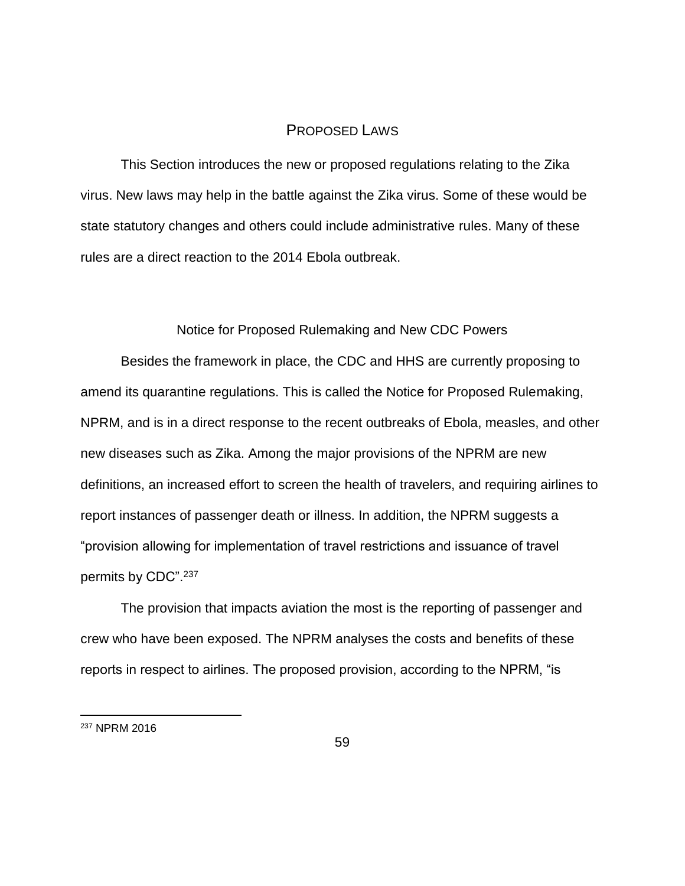## PROPOSED LAWS

This Section introduces the new or proposed regulations relating to the Zika virus. New laws may help in the battle against the Zika virus. Some of these would be state statutory changes and others could include administrative rules. Many of these rules are a direct reaction to the 2014 Ebola outbreak.

### Notice for Proposed Rulemaking and New CDC Powers

Besides the framework in place, the CDC and HHS are currently proposing to amend its quarantine regulations. This is called the Notice for Proposed Rulemaking, NPRM, and is in a direct response to the recent outbreaks of Ebola, measles, and other new diseases such as Zika. Among the major provisions of the NPRM are new definitions, an increased effort to screen the health of travelers, and requiring airlines to report instances of passenger death or illness. In addition, the NPRM suggests a "provision allowing for implementation of travel restrictions and issuance of travel permits by CDC".[237]

The provision that impacts aviation the most is the reporting of passenger and crew who have been exposed. The NPRM analyses the costs and benefits of these reports in respect to airlines. The proposed provision, according to the NPRM, "is

---

[237] NPRM 2016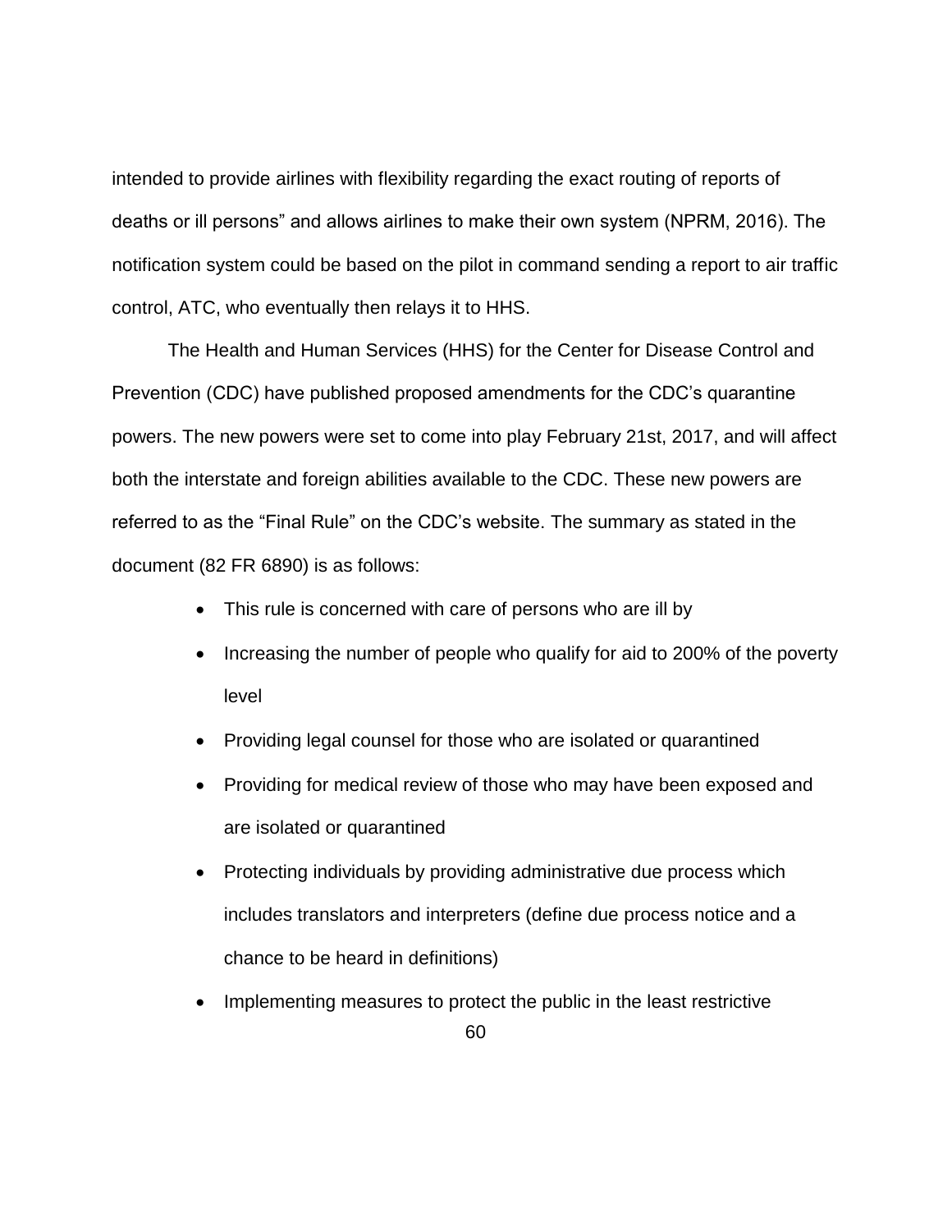intended to provide airlines with flexibility regarding the exact routing of reports of deaths or ill persons" and allows airlines to make their own system (NPRM, 2016). The notification system could be based on the pilot in command sending a report to air traffic control, ATC, who eventually then relays it to HHS.

The Health and Human Services (HHS) for the Center for Disease Control and Prevention (CDC) have published proposed amendments for the CDC's quarantine powers. The new powers were set to come into play February 21st, 2017, and will affect both the interstate and foreign abilities available to the CDC. These new powers are referred to as the "Final Rule" on the CDC's website. The summary as stated in the document (82 FR 6890) is as follows:

- This rule is concerned with care of persons who are ill by
- Increasing the number of people who qualify for aid to 200% of the poverty level
- Providing legal counsel for those who are isolated or quarantined
- Providing for medical review of those who may have been exposed and are isolated or quarantined
- Protecting individuals by providing administrative due process which includes translators and interpreters (define due process notice and a chance to be heard in definitions)
- Implementing measures to protect the public in the least restrictive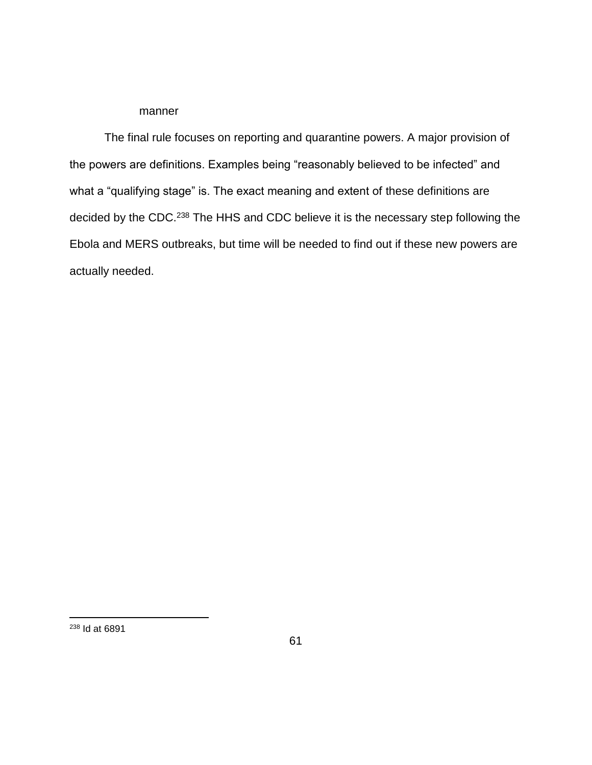manner

The final rule focuses on reporting and quarantine powers. A major provision of the powers are definitions. Examples being “reasonably believed to be infected” and what a “qualifying stage” is. The exact meaning and extent of these definitions are decided by the CDC.[238] The HHS and CDC believe it is the necessary step following the Ebola and MERS outbreaks, but time will be needed to find out if these new powers are actually needed.

---

[238] Id at 6891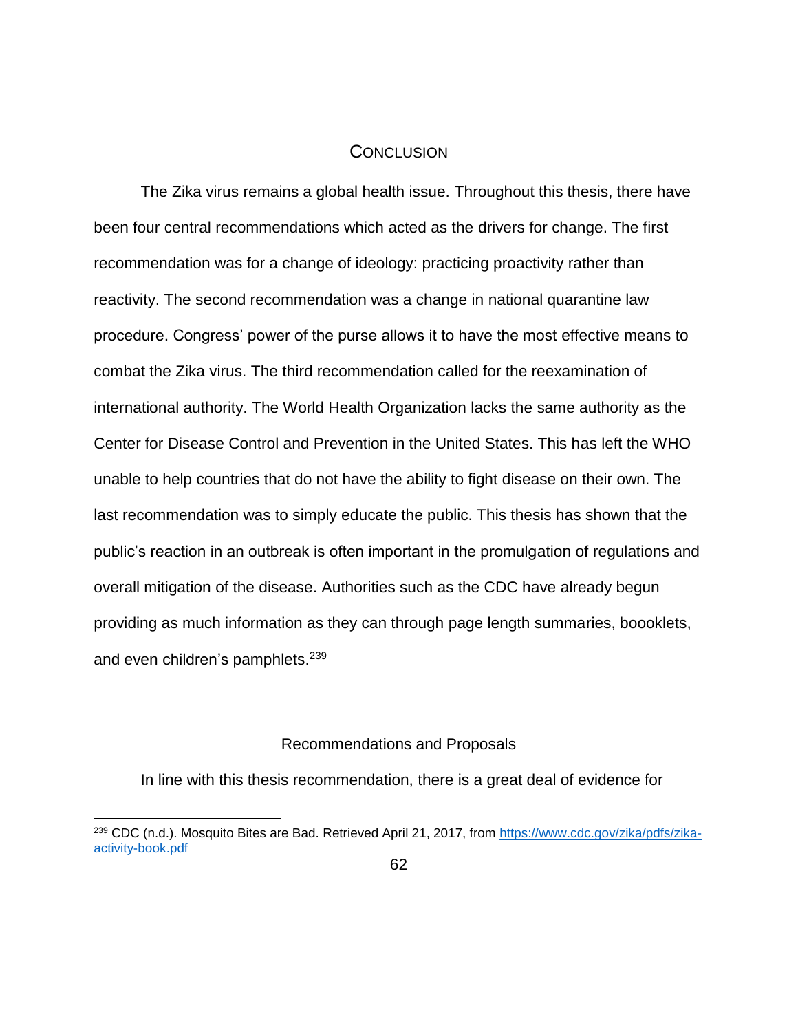# CONCLUSION

The Zika virus remains a global health issue. Throughout this thesis, there have been four central recommendations which acted as the drivers for change. The first recommendation was for a change of ideology: practicing proactivity rather than reactivity. The second recommendation was a change in national quarantine law procedure. Congress' power of the purse allows it to have the most effective means to combat the Zika virus. The third recommendation called for the reexamination of international authority. The World Health Organization lacks the same authority as the Center for Disease Control and Prevention in the United States. This has left the WHO unable to help countries that do not have the ability to fight disease on their own. The last recommendation was to simply educate the public. This thesis has shown that the public's reaction in an outbreak is often important in the promulgation of regulations and overall mitigation of the disease. Authorities such as the CDC have already begun providing as much information as they can through page length summaries, boooklets, and even children's pamphlets.[239]

## Recommendations and Proposals

In line with this thesis recommendation, there is a great deal of evidence for

---

[239] CDC (n.d.). Mosquito Bites are Bad. Retrieved April 21, 2017, from https://www.cdc.gov/zika/pdfs/zika-activity-book.pdf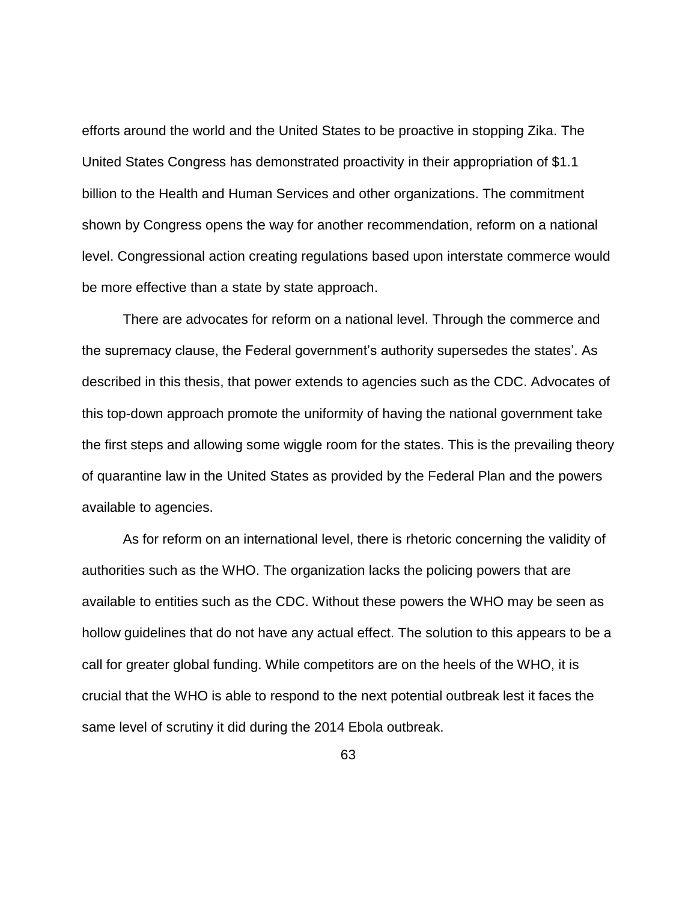efforts around the world and the United States to be proactive in stopping Zika. The United States Congress has demonstrated proactivity in their appropriation of $1.1 billion to the Health and Human Services and other organizations. The commitment shown by Congress opens the way for another recommendation, reform on a national level. Congressional action creating regulations based upon interstate commerce would be more effective than a state by state approach.

There are advocates for reform on a national level. Through the commerce and the supremacy clause, the Federal government's authority supersedes the states'. As described in this thesis, that power extends to agencies such as the CDC. Advocates of this top-down approach promote the uniformity of having the national government take the first steps and allowing some wiggle room for the states. This is the prevailing theory of quarantine law in the United States as provided by the Federal Plan and the powers available to agencies.

As for reform on an international level, there is rhetoric concerning the validity of authorities such as the WHO. The organization lacks the policing powers that are available to entities such as the CDC. Without these powers the WHO may be seen as hollow guidelines that do not have any actual effect. The solution to this appears to be a call for greater global funding. While competitors are on the heels of the WHO, it is crucial that the WHO is able to respond to the next potential outbreak lest it faces the same level of scrutiny it did during the 2014 Ebola outbreak.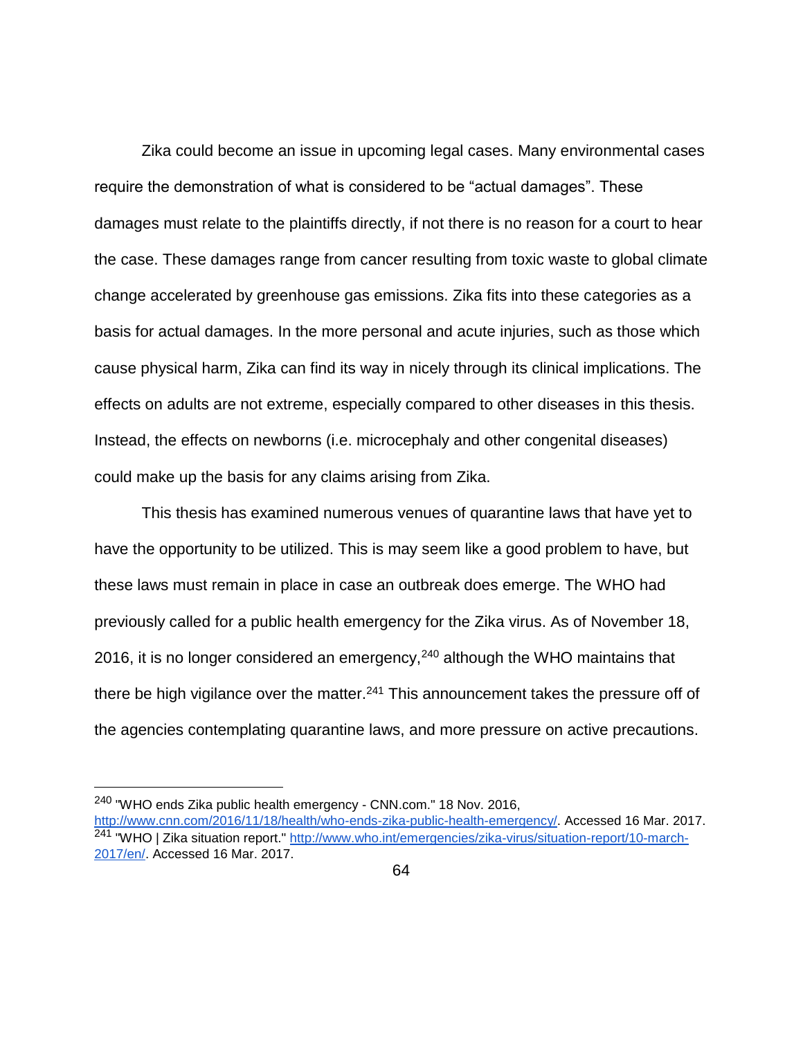Zika could become an issue in upcoming legal cases. Many environmental cases require the demonstration of what is considered to be “actual damages”. These damages must relate to the plaintiffs directly, if not there is no reason for a court to hear the case. These damages range from cancer resulting from toxic waste to global climate change accelerated by greenhouse gas emissions. Zika fits into these categories as a basis for actual damages. In the more personal and acute injuries, such as those which cause physical harm, Zika can find its way in nicely through its clinical implications. The effects on adults are not extreme, especially compared to other diseases in this thesis. Instead, the effects on newborns (i.e. microcephaly and other congenital diseases) could make up the basis for any claims arising from Zika.

This thesis has examined numerous venues of quarantine laws that have yet to have the opportunity to be utilized. This is may seem like a good problem to have, but these laws must remain in place in case an outbreak does emerge. The WHO had previously called for a public health emergency for the Zika virus. As of November 18, 2016, it is no longer considered an emergency,[240] although the WHO maintains that there be high vigilance over the matter.[241] This announcement takes the pressure off of the agencies contemplating quarantine laws, and more pressure on active precautions.

---

[240] "WHO ends Zika public health emergency - CNN.com." 18 Nov. 2016, http://www.cnn.com/2016/11/18/health/who-ends-zika-public-health-emergency/. Accessed 16 Mar. 2017.

[241] "WHO | Zika situation report." http://www.who.int/emergencies/zika-virus/situation-report/10-march-2017/en/. Accessed 16 Mar. 2017.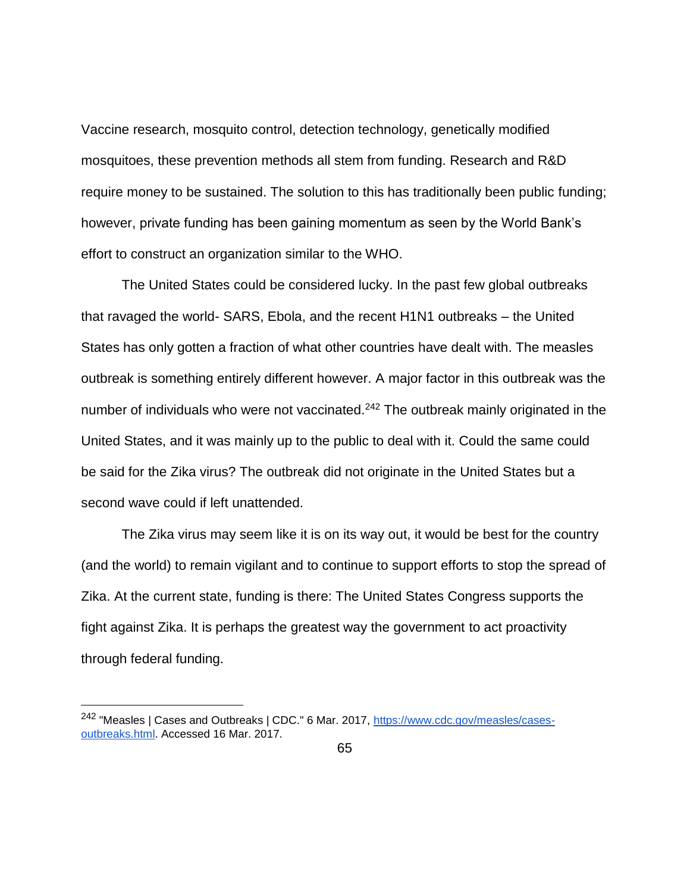Vaccine research, mosquito control, detection technology, genetically modified mosquitoes, these prevention methods all stem from funding. Research and R&D require money to be sustained. The solution to this has traditionally been public funding; however, private funding has been gaining momentum as seen by the World Bank's effort to construct an organization similar to the WHO.

The United States could be considered lucky. In the past few global outbreaks that ravaged the world- SARS, Ebola, and the recent H1N1 outbreaks – the United States has only gotten a fraction of what other countries have dealt with. The measles outbreak is something entirely different however. A major factor in this outbreak was the number of individuals who were not vaccinated.[242] The outbreak mainly originated in the United States, and it was mainly up to the public to deal with it. Could the same could be said for the Zika virus? The outbreak did not originate in the United States but a second wave could if left unattended.

The Zika virus may seem like it is on its way out, it would be best for the country (and the world) to remain vigilant and to continue to support efforts to stop the spread of Zika. At the current state, funding is there: The United States Congress supports the fight against Zika. It is perhaps the greatest way the government to act proactivity through federal funding.

---

[242] "Measles | Cases and Outbreaks | CDC." 6 Mar. 2017, https://www.cdc.gov/measles/cases-outbreaks.html. Accessed 16 Mar. 2017.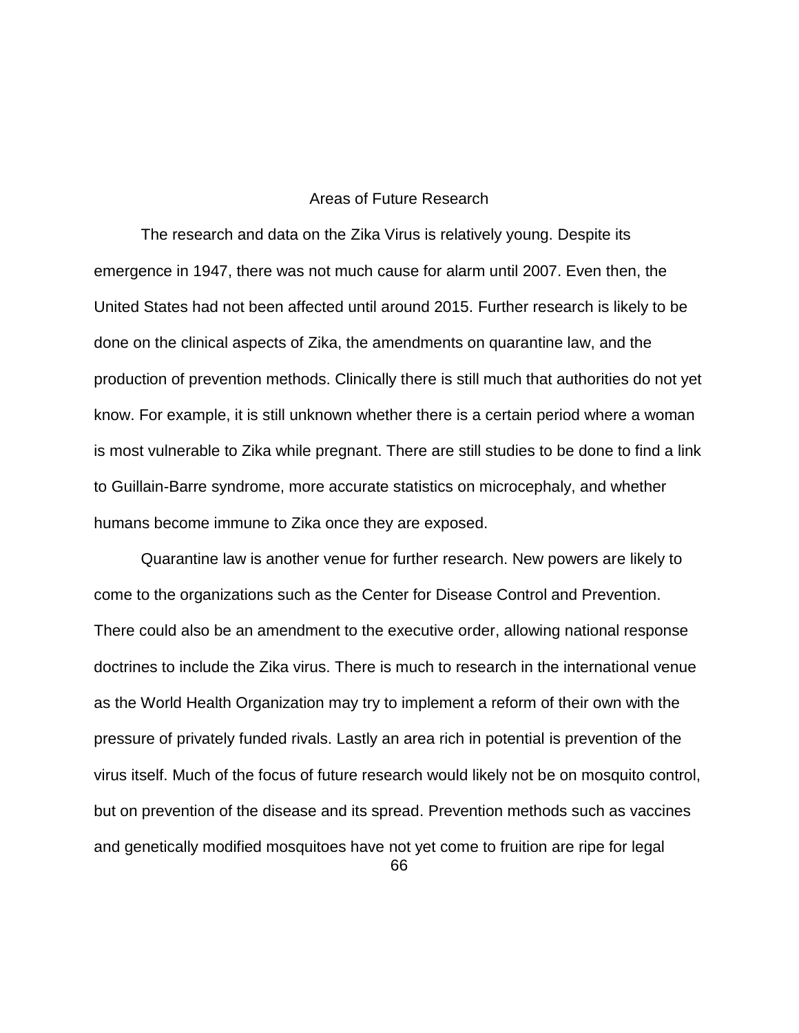## Areas of Future Research

The research and data on the Zika Virus is relatively young. Despite its emergence in 1947, there was not much cause for alarm until 2007. Even then, the United States had not been affected until around 2015. Further research is likely to be done on the clinical aspects of Zika, the amendments on quarantine law, and the production of prevention methods. Clinically there is still much that authorities do not yet know. For example, it is still unknown whether there is a certain period where a woman is most vulnerable to Zika while pregnant. There are still studies to be done to find a link to Guillain-Barre syndrome, more accurate statistics on microcephaly, and whether humans become immune to Zika once they are exposed.

Quarantine law is another venue for further research. New powers are likely to come to the organizations such as the Center for Disease Control and Prevention. There could also be an amendment to the executive order, allowing national response doctrines to include the Zika virus. There is much to research in the international venue as the World Health Organization may try to implement a reform of their own with the pressure of privately funded rivals. Lastly an area rich in potential is prevention of the virus itself. Much of the focus of future research would likely not be on mosquito control, but on prevention of the disease and its spread. Prevention methods such as vaccines and genetically modified mosquitoes have not yet come to fruition are ripe for legal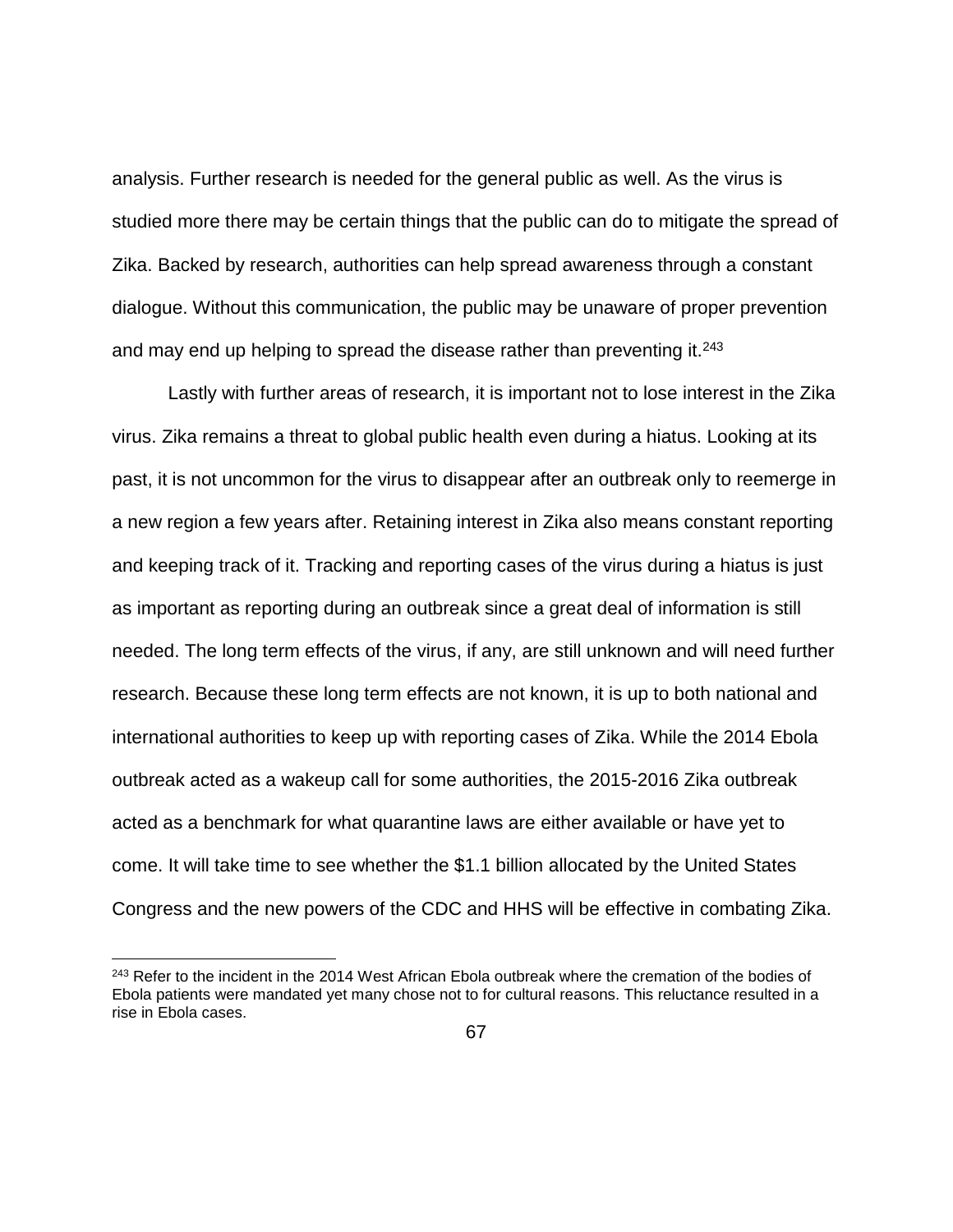analysis. Further research is needed for the general public as well. As the virus is studied more there may be certain things that the public can do to mitigate the spread of Zika. Backed by research, authorities can help spread awareness through a constant dialogue. Without this communication, the public may be unaware of proper prevention and may end up helping to spread the disease rather than preventing it.[243]

Lastly with further areas of research, it is important not to lose interest in the Zika virus. Zika remains a threat to global public health even during a hiatus. Looking at its past, it is not uncommon for the virus to disappear after an outbreak only to reemerge in a new region a few years after. Retaining interest in Zika also means constant reporting and keeping track of it. Tracking and reporting cases of the virus during a hiatus is just as important as reporting during an outbreak since a great deal of information is still needed. The long term effects of the virus, if any, are still unknown and will need further research. Because these long term effects are not known, it is up to both national and international authorities to keep up with reporting cases of Zika. While the 2014 Ebola outbreak acted as a wakeup call for some authorities, the 2015-2016 Zika outbreak acted as a benchmark for what quarantine laws are either available or have yet to come. It will take time to see whether the $1.1 billion allocated by the United States Congress and the new powers of the CDC and HHS will be effective in combating Zika.

---

[243] Refer to the incident in the 2014 West African Ebola outbreak where the cremation of the bodies of Ebola patients were mandated yet many chose not to for cultural reasons. This reluctance resulted in a rise in Ebola cases.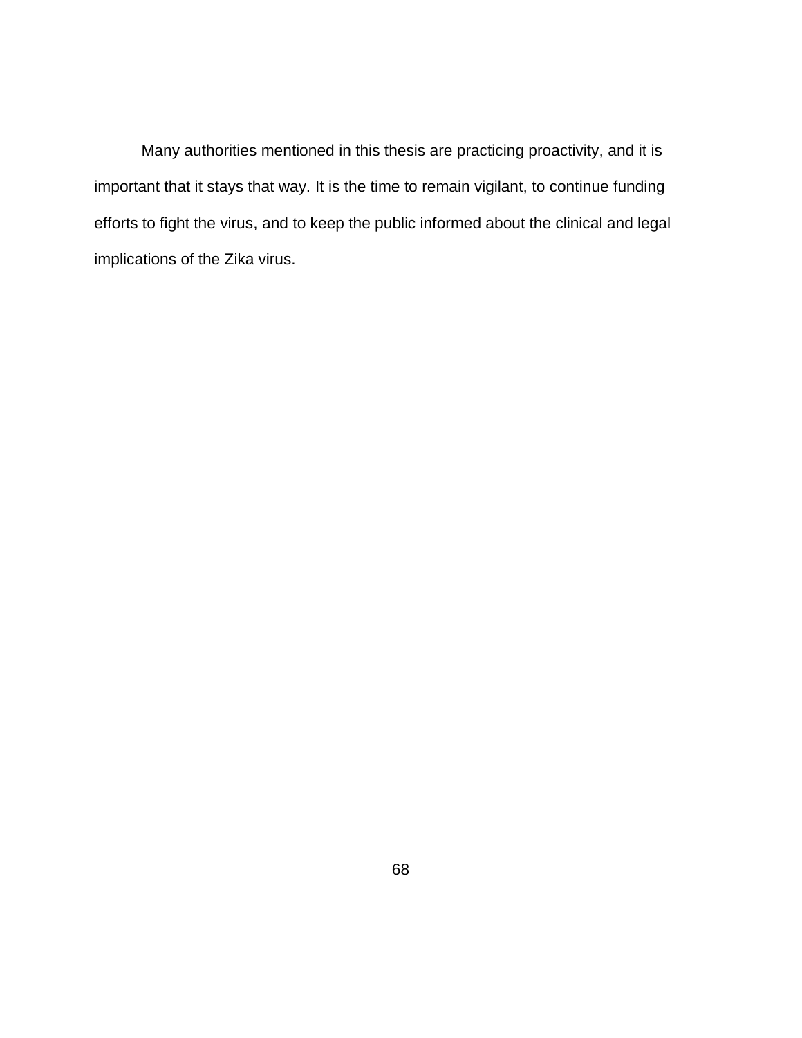Many authorities mentioned in this thesis are practicing proactivity, and it is important that it stays that way. It is the time to remain vigilant, to continue funding efforts to fight the virus, and to keep the public informed about the clinical and legal implications of the Zika virus.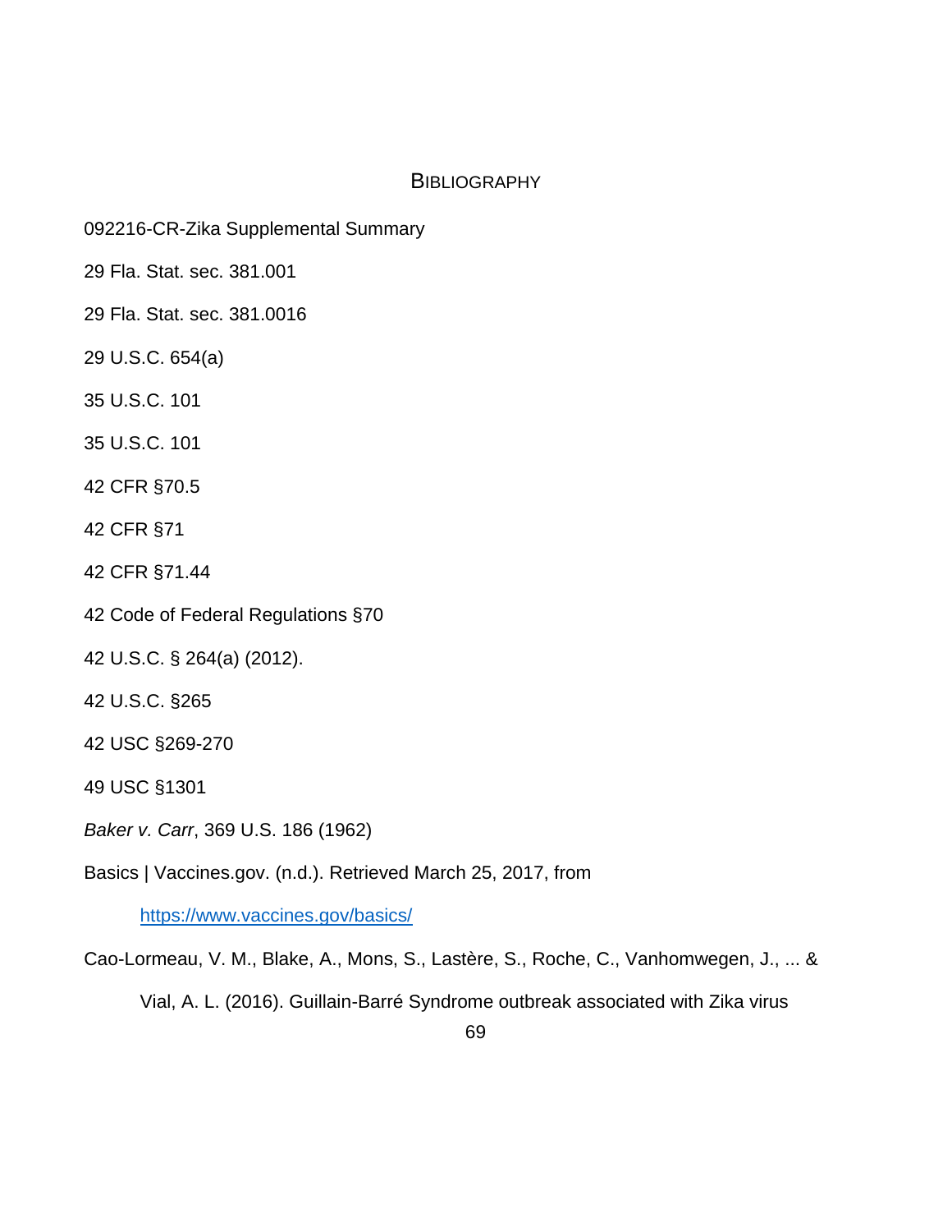# BIBLIOGRAPHY

092216-CR-Zika Supplemental Summary

29 Fla. Stat. sec. 381.001

29 Fla. Stat. sec. 381.0016

29 U.S.C. 654(a)

35 U.S.C. 101

35 U.S.C. 101

42 CFR §70.5

42 CFR §71

42 CFR §71.44

42 Code of Federal Regulations §70

42 U.S.C. § 264(a) (2012).

42 U.S.C. §265

42 USC §269-270

49 USC §1301

*Baker v. Carr*, 369 U.S. 186 (1962)

Basics | Vaccines.gov. (n.d.). Retrieved March 25, 2017, from

https://www.vaccines.gov/basics/

Cao-Lormeau, V. M., Blake, A., Mons, S., Lastère, S., Roche, C., Vanhomwegen, J., ... &

Vial, A. L. (2016). Guillain-Barré Syndrome outbreak associated with Zika virus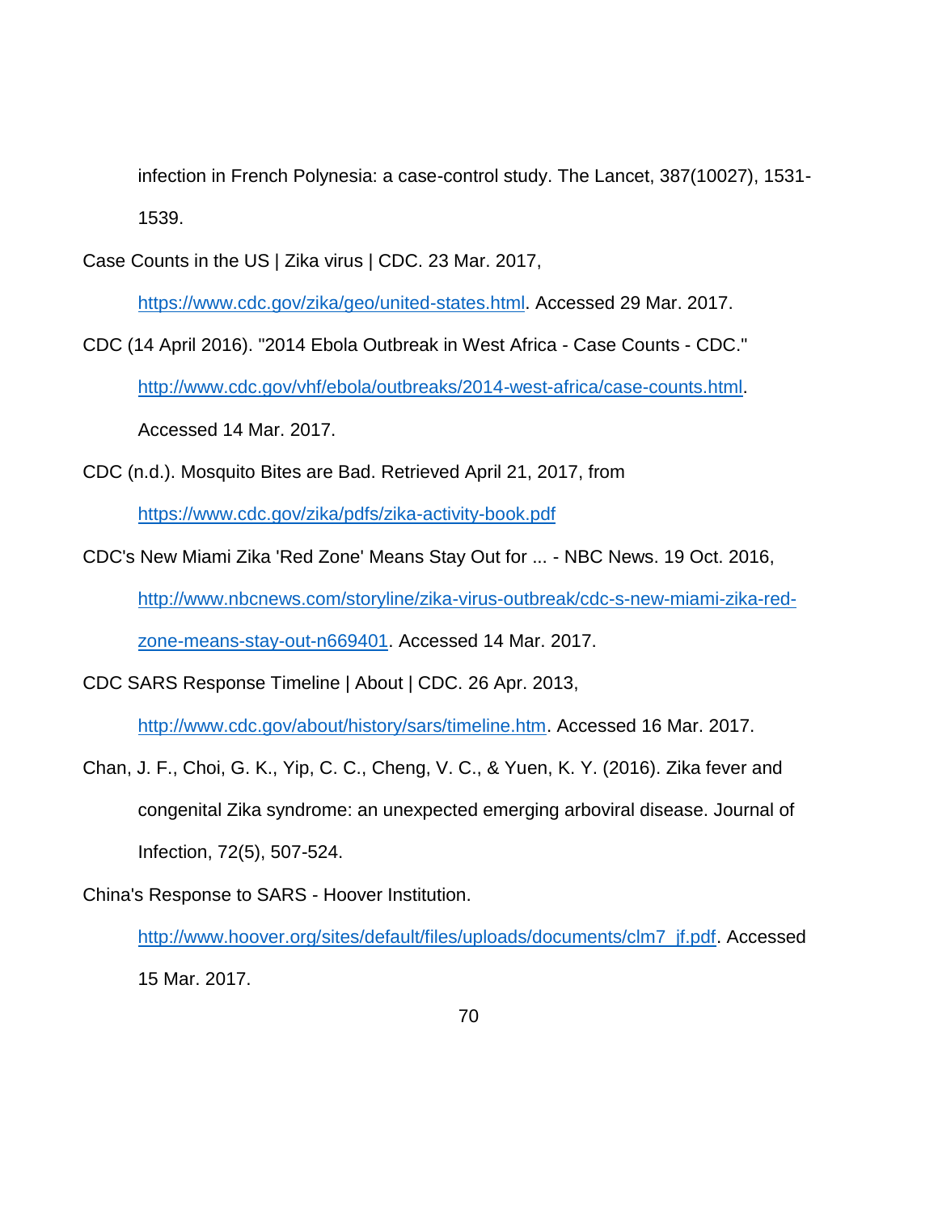infection in French Polynesia: a case-control study. The Lancet, 387(10027), 1531-1539.

Case Counts in the US | Zika virus | CDC. 23 Mar. 2017, https://www.cdc.gov/zika/geo/united-states.html. Accessed 29 Mar. 2017.

CDC (14 April 2016). "2014 Ebola Outbreak in West Africa - Case Counts - CDC." http://www.cdc.gov/vhf/ebola/outbreaks/2014-west-africa/case-counts.html. Accessed 14 Mar. 2017.

CDC (n.d.). Mosquito Bites are Bad. Retrieved April 21, 2017, from https://www.cdc.gov/zika/pdfs/zika-activity-book.pdf

CDC's New Miami Zika 'Red Zone' Means Stay Out for ... - NBC News. 19 Oct. 2016, http://www.nbcnews.com/storyline/zika-virus-outbreak/cdc-s-new-miami-zika-red-zone-means-stay-out-n669401. Accessed 14 Mar. 2017.

CDC SARS Response Timeline | About | CDC. 26 Apr. 2013, http://www.cdc.gov/about/history/sars/timeline.htm. Accessed 16 Mar. 2017.

Chan, J. F., Choi, G. K., Yip, C. C., Cheng, V. C., & Yuen, K. Y. (2016). Zika fever and congenital Zika syndrome: an unexpected emerging arboviral disease. Journal of Infection, 72(5), 507-524.

China's Response to SARS - Hoover Institution. http://www.hoover.org/sites/default/files/uploads/documents/clm7_jf.pdf. Accessed 15 Mar. 2017.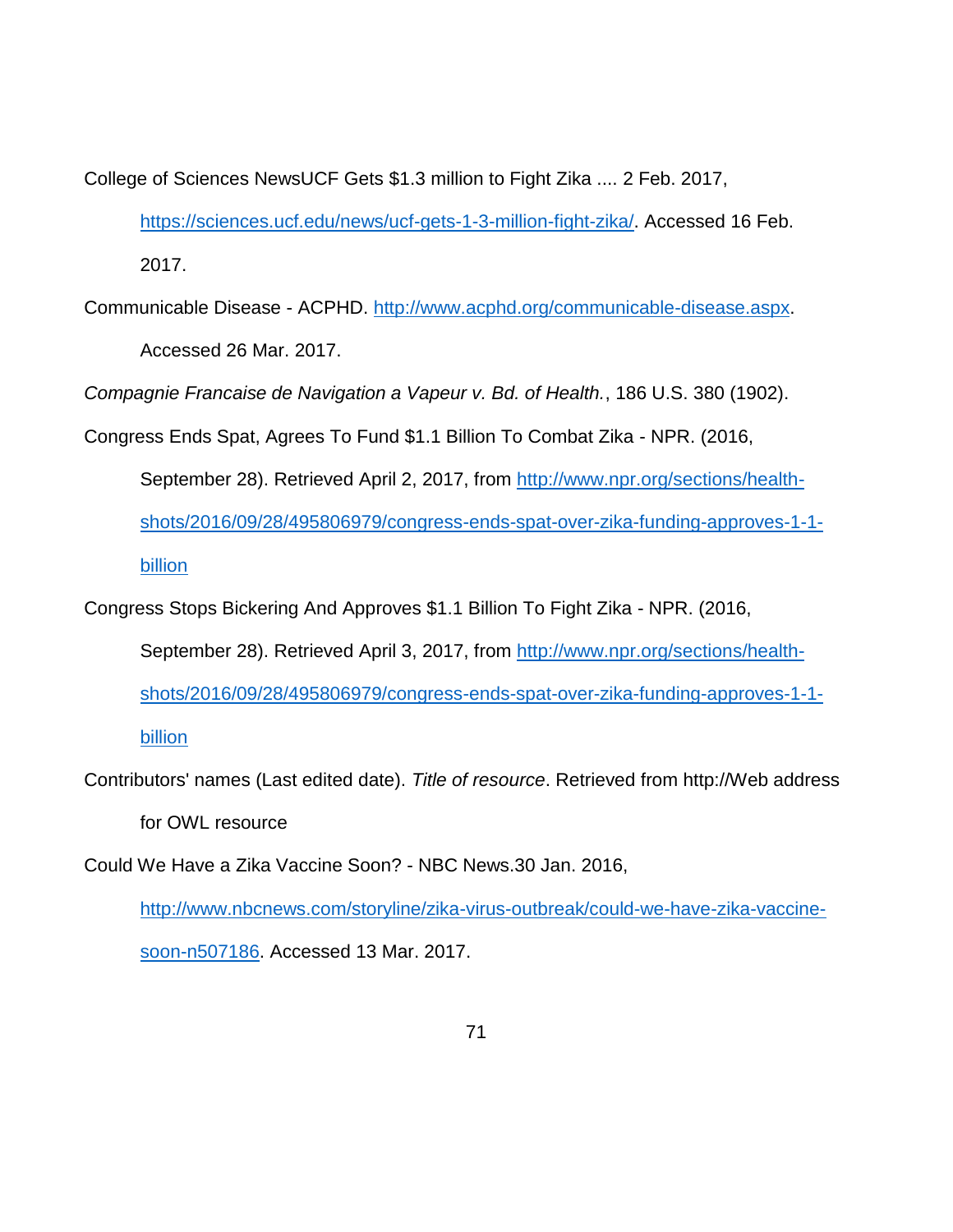College of Sciences NewsUCF Gets $1.3 million to Fight Zika .... 2 Feb. 2017, https://sciences.ucf.edu/news/ucf-gets-1-3-million-fight-zika/. Accessed 16 Feb. 2017.

Communicable Disease - ACPHD. http://www.acphd.org/communicable-disease.aspx. Accessed 26 Mar. 2017.

*Compagnie Francaise de Navigation a Vapeur v. Bd. of Health.*, 186 U.S. 380 (1902).

Congress Ends Spat, Agrees To Fund $1.1 Billion To Combat Zika - NPR. (2016, September 28). Retrieved April 2, 2017, from http://www.npr.org/sections/health-shots/2016/09/28/495806979/congress-ends-spat-over-zika-funding-approves-1-1-billion

Congress Stops Bickering And Approves $1.1 Billion To Fight Zika - NPR. (2016, September 28). Retrieved April 3, 2017, from http://www.npr.org/sections/health-shots/2016/09/28/495806979/congress-ends-spat-over-zika-funding-approves-1-1-billion

Contributors' names (Last edited date). *Title of resource*. Retrieved from http://Web address for OWL resource

Could We Have a Zika Vaccine Soon? - NBC News.30 Jan. 2016, http://www.nbcnews.com/storyline/zika-virus-outbreak/could-we-have-zika-vaccine-soon-n507186. Accessed 13 Mar. 2017.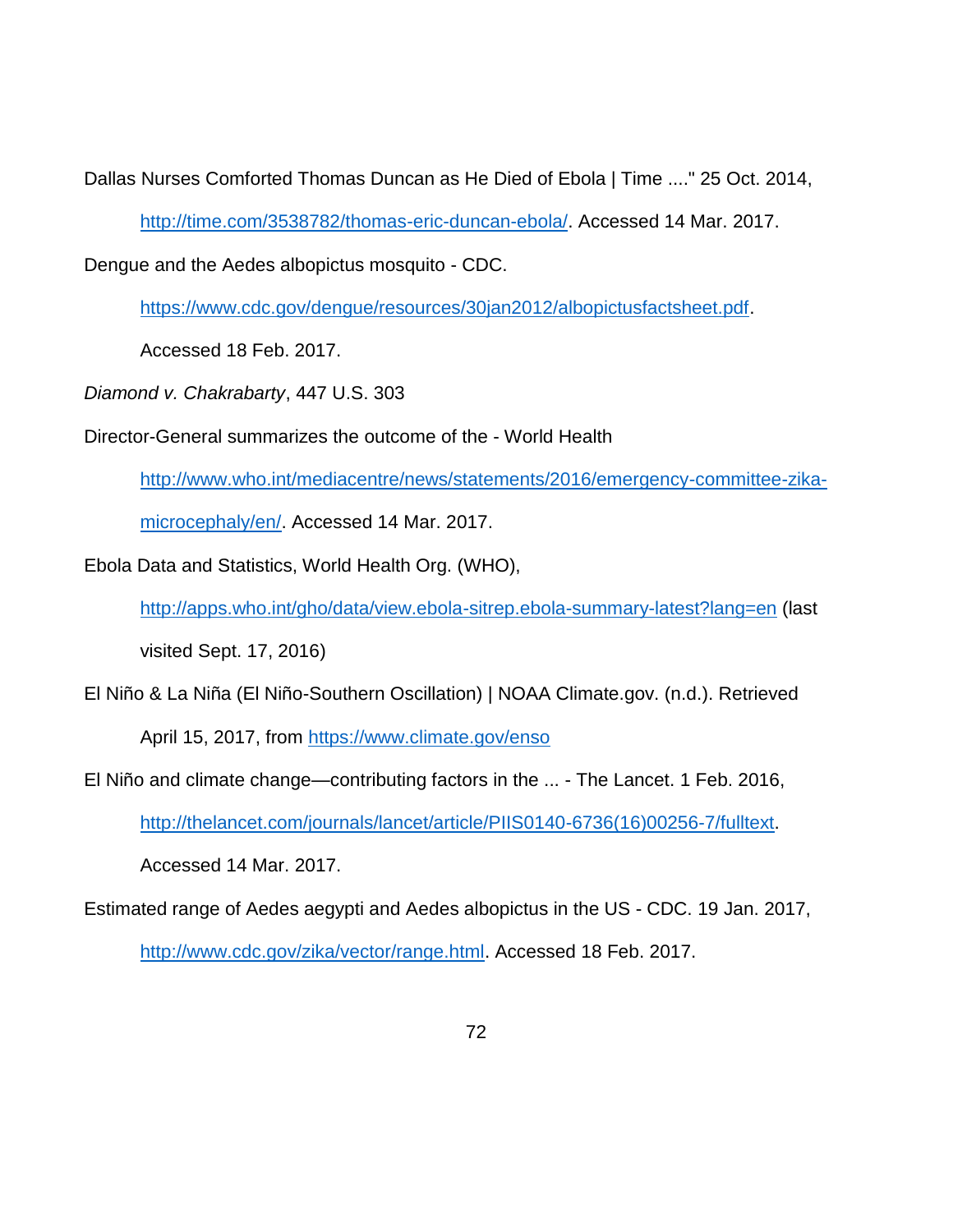Dallas Nurses Comforted Thomas Duncan as He Died of Ebola | Time ...." 25 Oct. 2014, http://time.com/3538782/thomas-eric-duncan-ebola/. Accessed 14 Mar. 2017.

Dengue and the Aedes albopictus mosquito - CDC. https://www.cdc.gov/dengue/resources/30jan2012/albopictusfactsheet.pdf. Accessed 18 Feb. 2017.

*Diamond v. Chakrabarty*, 447 U.S. 303

Director-General summarizes the outcome of the - World Health http://www.who.int/mediacentre/news/statements/2016/emergency-committee-zika-microcephaly/en/. Accessed 14 Mar. 2017.

Ebola Data and Statistics, World Health Org. (WHO), http://apps.who.int/gho/data/view.ebola-sitrep.ebola-summary-latest?lang=en (last visited Sept. 17, 2016)

El Niño & La Niña (El Niño-Southern Oscillation) | NOAA Climate.gov. (n.d.). Retrieved April 15, 2017, from https://www.climate.gov/enso

El Niño and climate change—contributing factors in the ... - The Lancet. 1 Feb. 2016, http://thelancet.com/journals/lancet/article/PIIS0140-6736(16)00256-7/fulltext. Accessed 14 Mar. 2017.

Estimated range of Aedes aegypti and Aedes albopictus in the US - CDC. 19 Jan. 2017, http://www.cdc.gov/zika/vector/range.html. Accessed 18 Feb. 2017.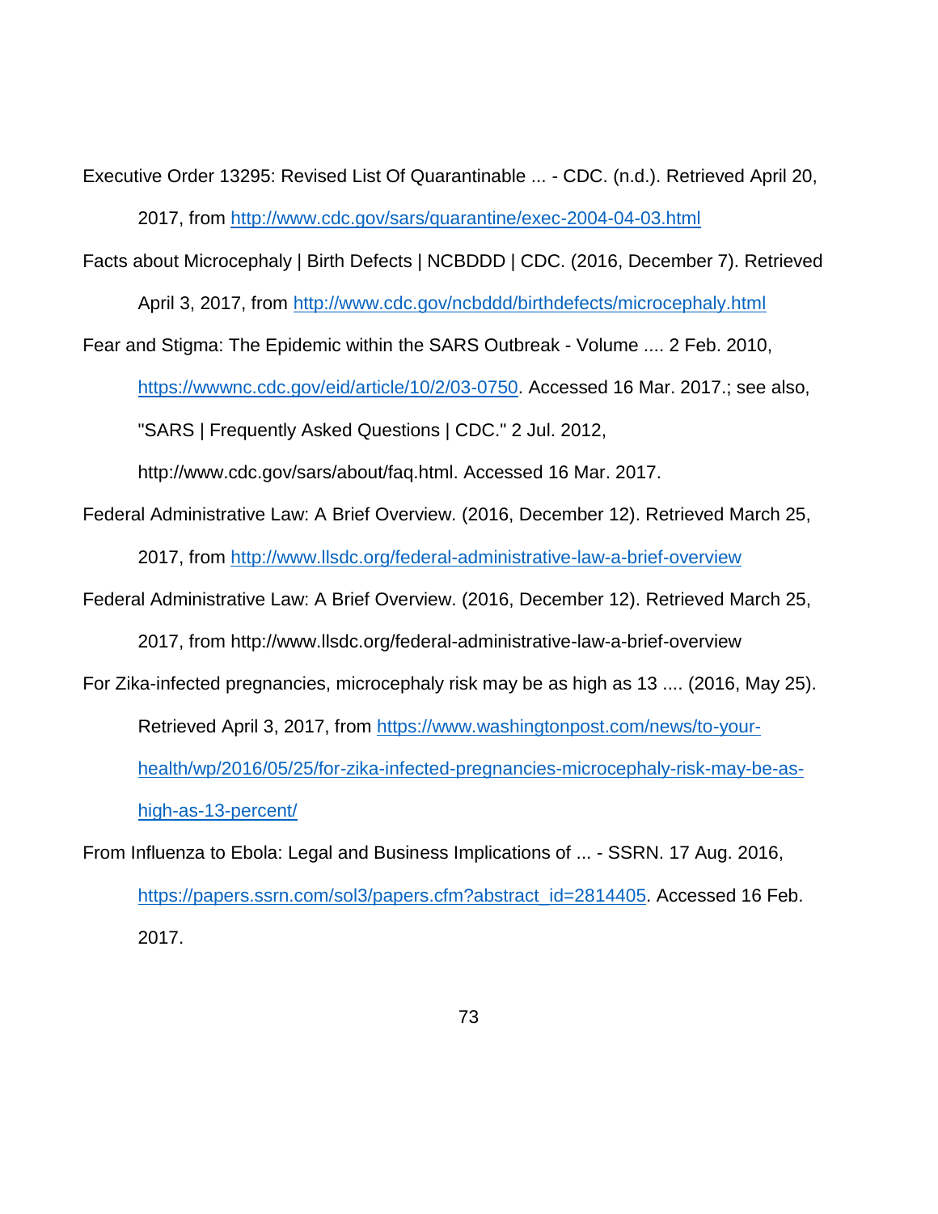Executive Order 13295: Revised List Of Quarantinable ... - CDC. (n.d.). Retrieved April 20, 2017, from http://www.cdc.gov/sars/quarantine/exec-2004-04-03.html

Facts about Microcephaly | Birth Defects | NCBDDD | CDC. (2016, December 7). Retrieved April 3, 2017, from http://www.cdc.gov/ncbddd/birthdefects/microcephaly.html

Fear and Stigma: The Epidemic within the SARS Outbreak - Volume .... 2 Feb. 2010, https://wwwnc.cdc.gov/eid/article/10/2/03-0750. Accessed 16 Mar. 2017.; see also, "SARS | Frequently Asked Questions | CDC." 2 Jul. 2012, http://www.cdc.gov/sars/about/faq.html. Accessed 16 Mar. 2017.

Federal Administrative Law: A Brief Overview. (2016, December 12). Retrieved March 25, 2017, from http://www.llsdc.org/federal-administrative-law-a-brief-overview

Federal Administrative Law: A Brief Overview. (2016, December 12). Retrieved March 25, 2017, from http://www.llsdc.org/federal-administrative-law-a-brief-overview

For Zika-infected pregnancies, microcephaly risk may be as high as 13 .... (2016, May 25). Retrieved April 3, 2017, from https://www.washingtonpost.com/news/to-your-health/wp/2016/05/25/for-zika-infected-pregnancies-microcephaly-risk-may-be-as-high-as-13-percent/

From Influenza to Ebola: Legal and Business Implications of ... - SSRN. 17 Aug. 2016, https://papers.ssrn.com/sol3/papers.cfm?abstract_id=2814405. Accessed 16 Feb. 2017.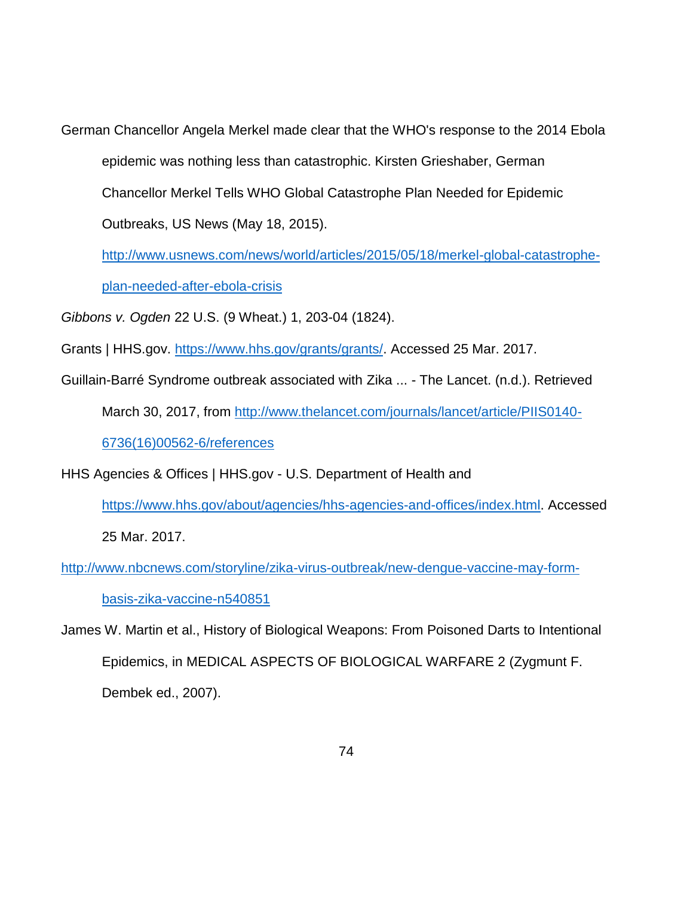German Chancellor Angela Merkel made clear that the WHO's response to the 2014 Ebola epidemic was nothing less than catastrophic. Kirsten Grieshaber, German Chancellor Merkel Tells WHO Global Catastrophe Plan Needed for Epidemic Outbreaks, US News (May 18, 2015). http://www.usnews.com/news/world/articles/2015/05/18/merkel-global-catastrophe-plan-needed-after-ebola-crisis

*Gibbons v. Ogden* 22 U.S. (9 Wheat.) 1, 203-04 (1824).

Grants | HHS.gov. https://www.hhs.gov/grants/grants/. Accessed 25 Mar. 2017.

Guillain-Barré Syndrome outbreak associated with Zika ... - The Lancet. (n.d.). Retrieved March 30, 2017, from http://www.thelancet.com/journals/lancet/article/PIIS0140-6736(16)00562-6/references

HHS Agencies & Offices | HHS.gov - U.S. Department of Health and https://www.hhs.gov/about/agencies/hhs-agencies-and-offices/index.html. Accessed 25 Mar. 2017.

http://www.nbcnews.com/storyline/zika-virus-outbreak/new-dengue-vaccine-may-form-basis-zika-vaccine-n540851

James W. Martin et al., History of Biological Weapons: From Poisoned Darts to Intentional Epidemics, in MEDICAL ASPECTS OF BIOLOGICAL WARFARE 2 (Zygmunt F. Dembek ed., 2007).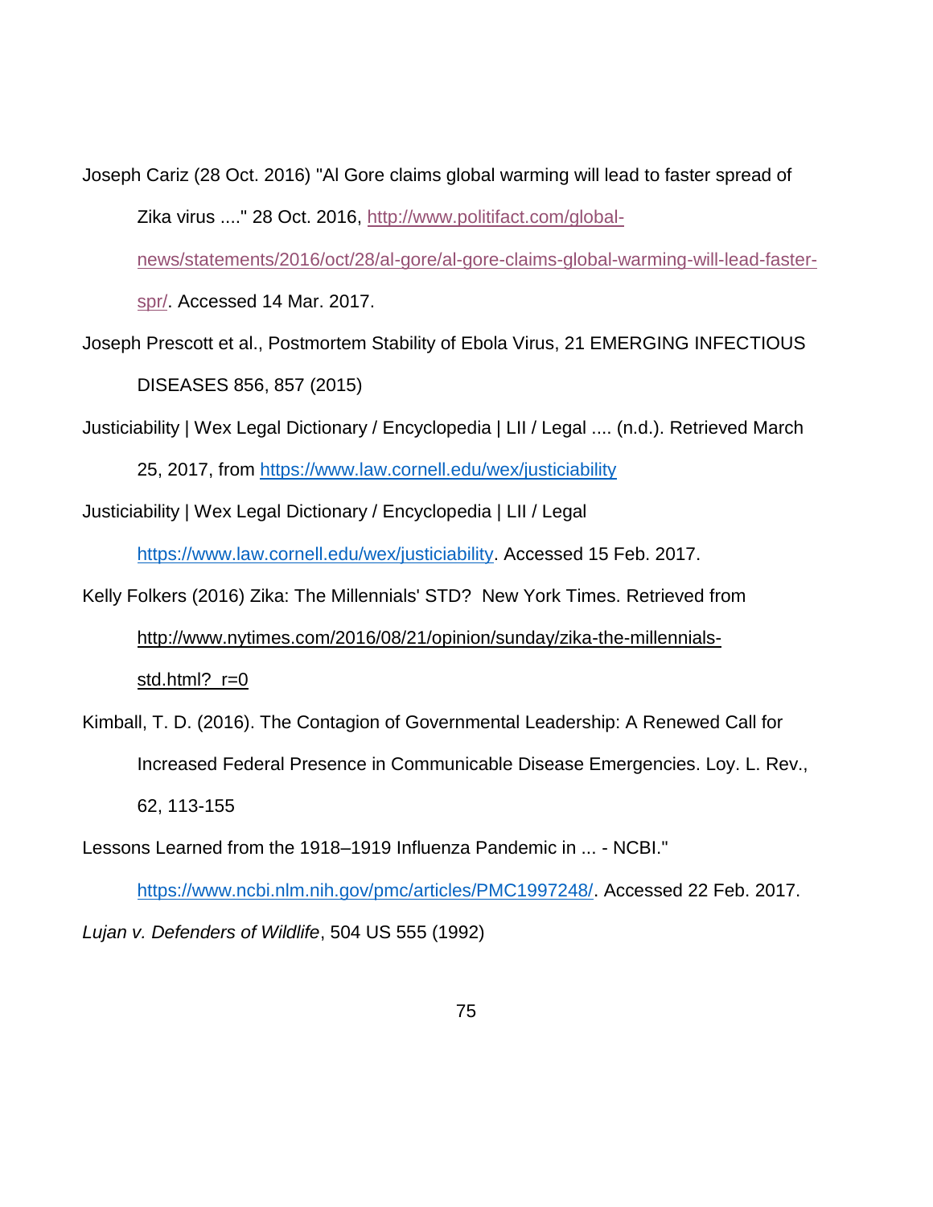Joseph Cariz (28 Oct. 2016) "Al Gore claims global warming will lead to faster spread of Zika virus ...." 28 Oct. 2016, http://www.politifact.com/global-news/statements/2016/oct/28/al-gore/al-gore-claims-global-warming-will-lead-faster-spr/. Accessed 14 Mar. 2017.

Joseph Prescott et al., Postmortem Stability of Ebola Virus, 21 EMERGING INFECTIOUS DISEASES 856, 857 (2015)

Justiciability | Wex Legal Dictionary / Encyclopedia | LII / Legal .... (n.d.). Retrieved March 25, 2017, from https://www.law.cornell.edu/wex/justiciability

Justiciability | Wex Legal Dictionary / Encyclopedia | LII / Legal https://www.law.cornell.edu/wex/justiciability. Accessed 15 Feb. 2017.

Kelly Folkers (2016) Zika: The Millennials' STD? New York Times. Retrieved from http://www.nytimes.com/2016/08/21/opinion/sunday/zika-the-millennials-std.html?_r=0

Kimball, T. D. (2016). The Contagion of Governmental Leadership: A Renewed Call for Increased Federal Presence in Communicable Disease Emergencies. Loy. L. Rev., 62, 113-155

Lessons Learned from the 1918–1919 Influenza Pandemic in ... - NCBI." https://www.ncbi.nlm.nih.gov/pmc/articles/PMC1997248/. Accessed 22 Feb. 2017.

*Lujan v. Defenders of Wildlife*, 504 US 555 (1992)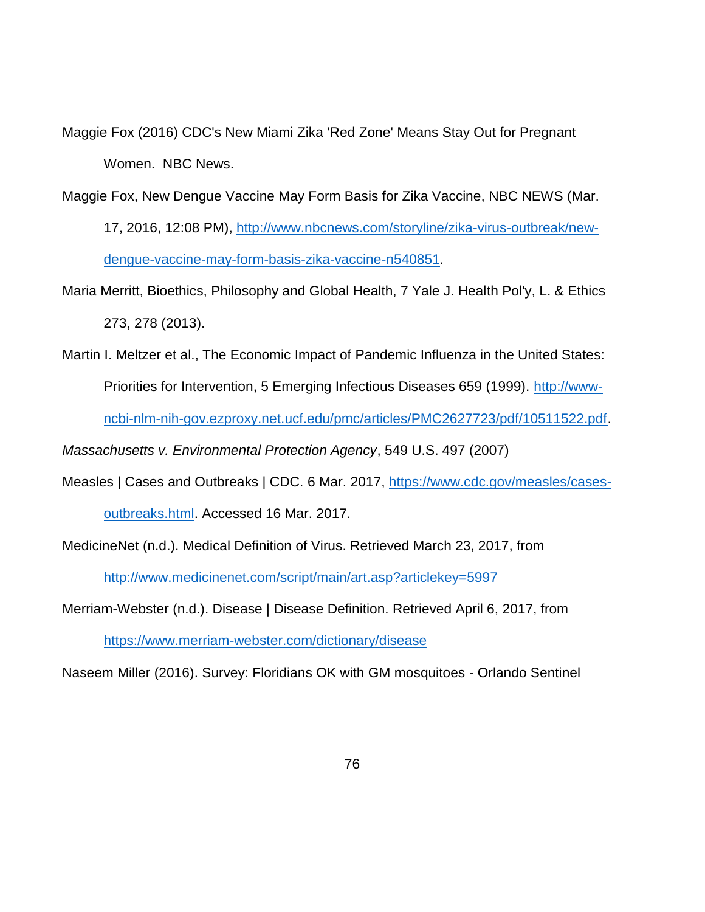Maggie Fox (2016) CDC's New Miami Zika 'Red Zone' Means Stay Out for Pregnant Women. NBC News.

Maggie Fox, New Dengue Vaccine May Form Basis for Zika Vaccine, NBC NEWS (Mar. 17, 2016, 12:08 PM), http://www.nbcnews.com/storyline/zika-virus-outbreak/new-dengue-vaccine-may-form-basis-zika-vaccine-n540851.

Maria Merritt, Bioethics, Philosophy and Global Health, 7 Yale J. Health Pol'y, L. & Ethics 273, 278 (2013).

Martin I. Meltzer et al., The Economic Impact of Pandemic Influenza in the United States: Priorities for Intervention, 5 Emerging Infectious Diseases 659 (1999). http://www-ncbi-nlm-nih-gov.ezproxy.net.ucf.edu/pmc/articles/PMC2627723/pdf/10511522.pdf.

*Massachusetts v. Environmental Protection Agency*, 549 U.S. 497 (2007)

Measles | Cases and Outbreaks | CDC. 6 Mar. 2017, https://www.cdc.gov/measles/cases-outbreaks.html. Accessed 16 Mar. 2017.

MedicineNet (n.d.). Medical Definition of Virus. Retrieved March 23, 2017, from http://www.medicinenet.com/script/main/art.asp?articlekey=5997

Merriam-Webster (n.d.). Disease | Disease Definition. Retrieved April 6, 2017, from https://www.merriam-webster.com/dictionary/disease

Naseem Miller (2016). Survey: Floridians OK with GM mosquitoes - Orlando Sentinel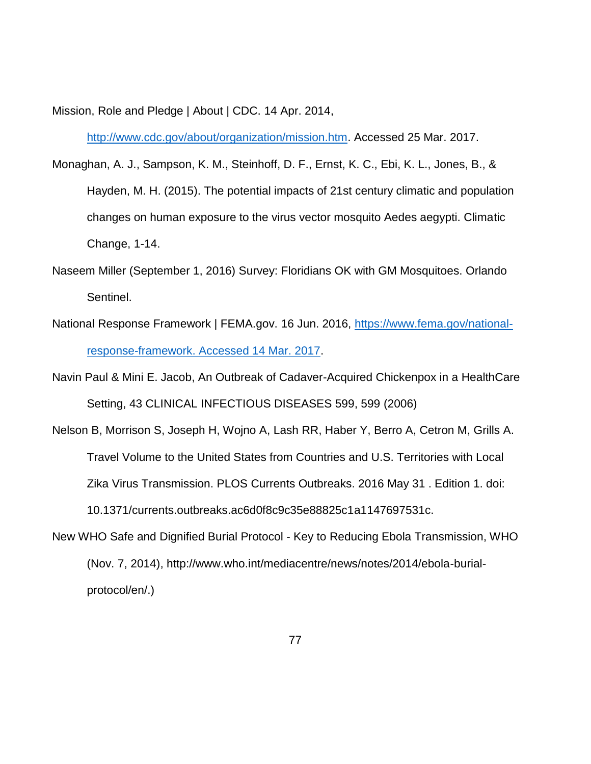Mission, Role and Pledge | About | CDC. 14 Apr. 2014, http://www.cdc.gov/about/organization/mission.htm. Accessed 25 Mar. 2017.

Monaghan, A. J., Sampson, K. M., Steinhoff, D. F., Ernst, K. C., Ebi, K. L., Jones, B., & Hayden, M. H. (2015). The potential impacts of 21st century climatic and population changes on human exposure to the virus vector mosquito Aedes aegypti. Climatic Change, 1-14.

Naseem Miller (September 1, 2016) Survey: Floridians OK with GM Mosquitoes. Orlando Sentinel.

National Response Framework | FEMA.gov. 16 Jun. 2016, https://www.fema.gov/national-response-framework. Accessed 14 Mar. 2017.

Navin Paul & Mini E. Jacob, An Outbreak of Cadaver-Acquired Chickenpox in a HealthCare Setting, 43 CLINICAL INFECTIOUS DISEASES 599, 599 (2006)

Nelson B, Morrison S, Joseph H, Wojno A, Lash RR, Haber Y, Berro A, Cetron M, Grills A. Travel Volume to the United States from Countries and U.S. Territories with Local Zika Virus Transmission. PLOS Currents Outbreaks. 2016 May 31 . Edition 1. doi: 10.1371/currents.outbreaks.ac6d0f8c9c35e88825c1a1147697531c.

New WHO Safe and Dignified Burial Protocol - Key to Reducing Ebola Transmission, WHO (Nov. 7, 2014), http://www.who.int/mediacentre/news/notes/2014/ebola-burial-protocol/en/.)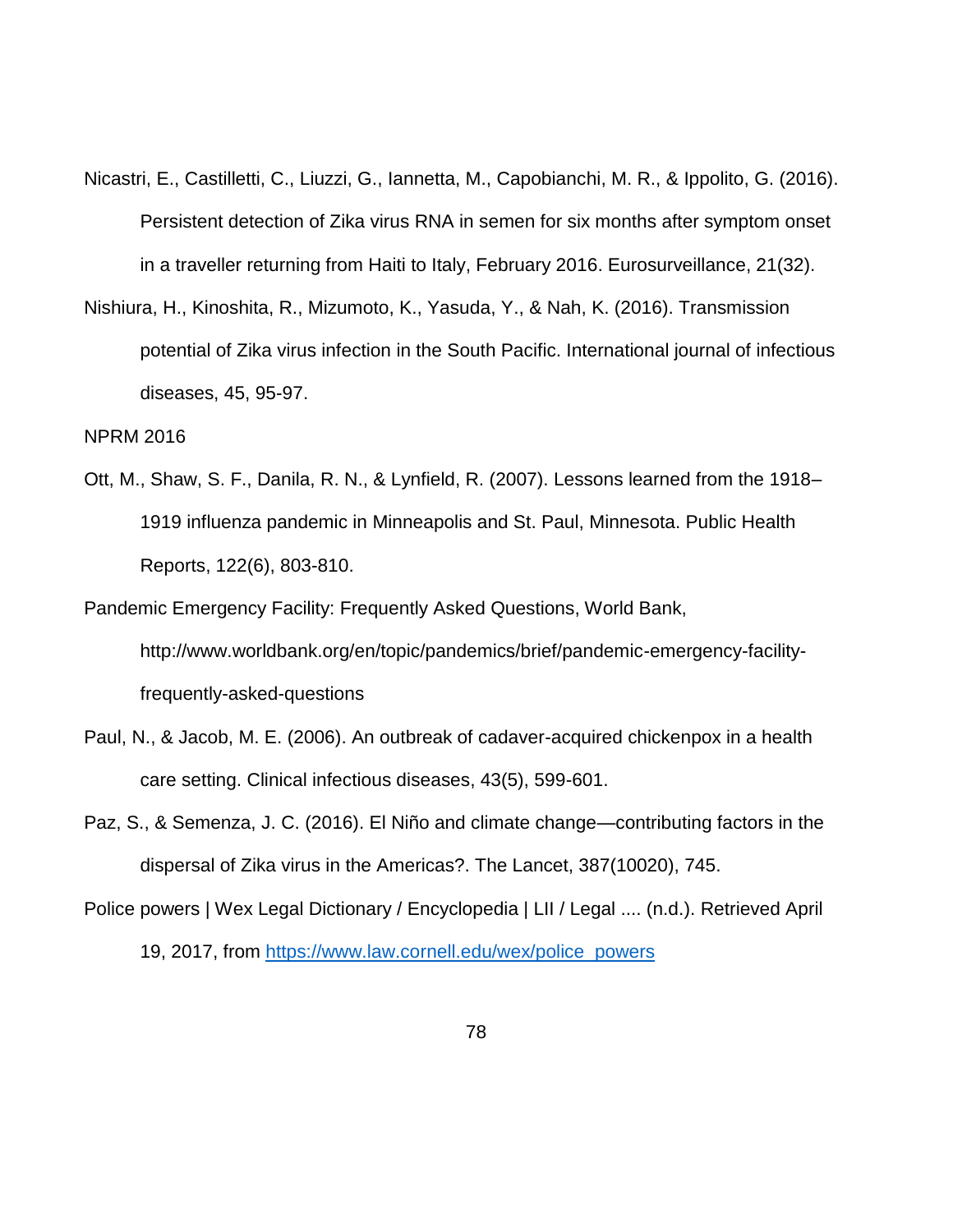Nicastri, E., Castilletti, C., Liuzzi, G., Iannetta, M., Capobianchi, M. R., & Ippolito, G. (2016). Persistent detection of Zika virus RNA in semen for six months after symptom onset in a traveller returning from Haiti to Italy, February 2016. Eurosurveillance, 21(32).

Nishiura, H., Kinoshita, R., Mizumoto, K., Yasuda, Y., & Nah, K. (2016). Transmission potential of Zika virus infection in the South Pacific. International journal of infectious diseases, 45, 95-97.

NPRM 2016

Ott, M., Shaw, S. F., Danila, R. N., & Lynfield, R. (2007). Lessons learned from the 1918–1919 influenza pandemic in Minneapolis and St. Paul, Minnesota. Public Health Reports, 122(6), 803-810.

Pandemic Emergency Facility: Frequently Asked Questions, World Bank, http://www.worldbank.org/en/topic/pandemics/brief/pandemic-emergency-facility-frequently-asked-questions

Paul, N., & Jacob, M. E. (2006). An outbreak of cadaver-acquired chickenpox in a health care setting. Clinical infectious diseases, 43(5), 599-601.

Paz, S., & Semenza, J. C. (2016). El Niño and climate change—contributing factors in the dispersal of Zika virus in the Americas?. The Lancet, 387(10020), 745.

Police powers | Wex Legal Dictionary / Encyclopedia | LII / Legal .... (n.d.). Retrieved April 19, 2017, from https://www.law.cornell.edu/wex/police_powers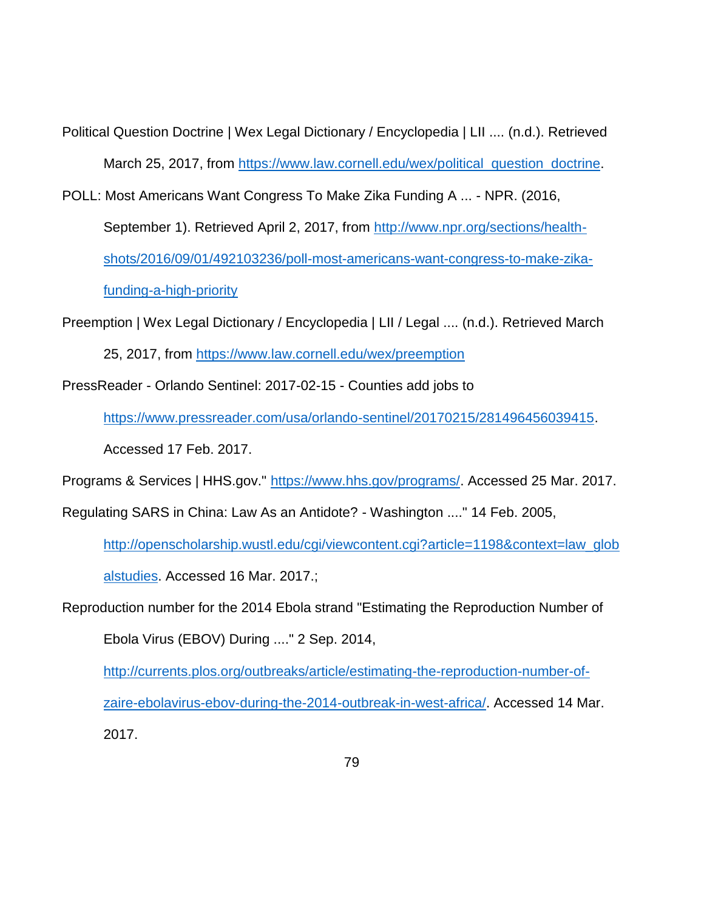Political Question Doctrine | Wex Legal Dictionary / Encyclopedia | LII .... (n.d.). Retrieved March 25, 2017, from https://www.law.cornell.edu/wex/political_question_doctrine.

POLL: Most Americans Want Congress To Make Zika Funding A ... - NPR. (2016, September 1). Retrieved April 2, 2017, from http://www.npr.org/sections/health-shots/2016/09/01/492103236/poll-most-americans-want-congress-to-make-zika-funding-a-high-priority

Preemption | Wex Legal Dictionary / Encyclopedia | LII / Legal .... (n.d.). Retrieved March 25, 2017, from https://www.law.cornell.edu/wex/preemption

PressReader - Orlando Sentinel: 2017-02-15 - Counties add jobs to https://www.pressreader.com/usa/orlando-sentinel/20170215/281496456039415. Accessed 17 Feb. 2017.

Programs & Services | HHS.gov." https://www.hhs.gov/programs/. Accessed 25 Mar. 2017.

Regulating SARS in China: Law As an Antidote? - Washington ...." 14 Feb. 2005, http://openscholarship.wustl.edu/cgi/viewcontent.cgi?article=1198&context=law_globalstudies. Accessed 16 Mar. 2017.;

Reproduction number for the 2014 Ebola strand "Estimating the Reproduction Number of Ebola Virus (EBOV) During ...." 2 Sep. 2014, http://currents.plos.org/outbreaks/article/estimating-the-reproduction-number-of-zaire-ebolavirus-ebov-during-the-2014-outbreak-in-west-africa/. Accessed 14 Mar. 2017.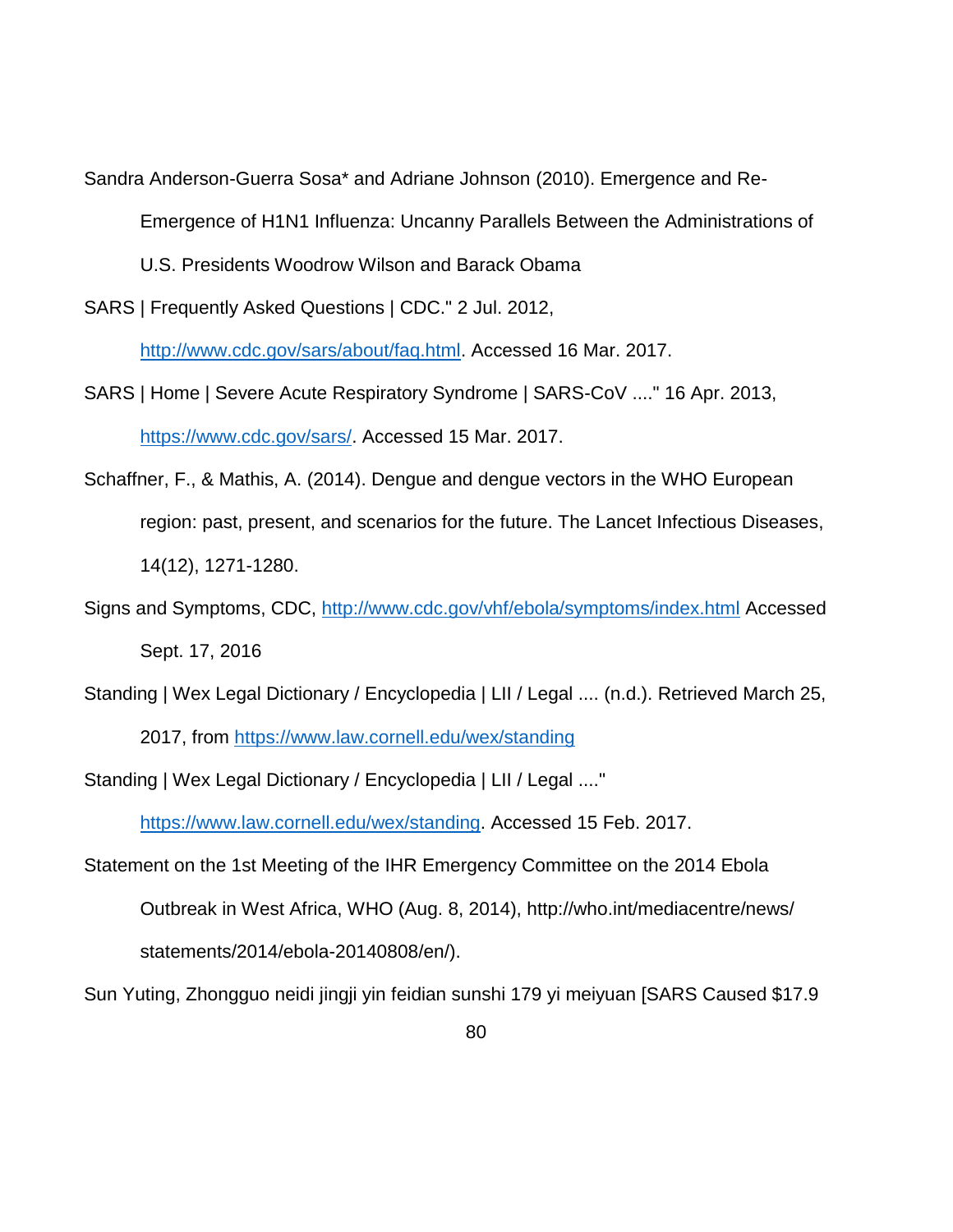Sandra Anderson-Guerra Sosa* and Adriane Johnson (2010). Emergence and Re-Emergence of H1N1 Influenza: Uncanny Parallels Between the Administrations of U.S. Presidents Woodrow Wilson and Barack Obama

SARS | Frequently Asked Questions | CDC." 2 Jul. 2012, http://www.cdc.gov/sars/about/faq.html. Accessed 16 Mar. 2017.

SARS | Home | Severe Acute Respiratory Syndrome | SARS-CoV ...." 16 Apr. 2013, https://www.cdc.gov/sars/. Accessed 15 Mar. 2017.

Schaffner, F., & Mathis, A. (2014). Dengue and dengue vectors in the WHO European region: past, present, and scenarios for the future. The Lancet Infectious Diseases, 14(12), 1271-1280.

Signs and Symptoms, CDC, http://www.cdc.gov/vhf/ebola/symptoms/index.html Accessed Sept. 17, 2016

Standing | Wex Legal Dictionary / Encyclopedia | LII / Legal .... (n.d.). Retrieved March 25, 2017, from https://www.law.cornell.edu/wex/standing

Standing | Wex Legal Dictionary / Encyclopedia | LII / Legal ...." https://www.law.cornell.edu/wex/standing. Accessed 15 Feb. 2017.

Statement on the 1st Meeting of the IHR Emergency Committee on the 2014 Ebola Outbreak in West Africa, WHO (Aug. 8, 2014), http://who.int/mediacentre/news/statements/2014/ebola-20140808/en/).

Sun Yuting, Zhongguo neidi jingji yin feidian sunshi 179 yi meiyuan [SARS Caused $17.9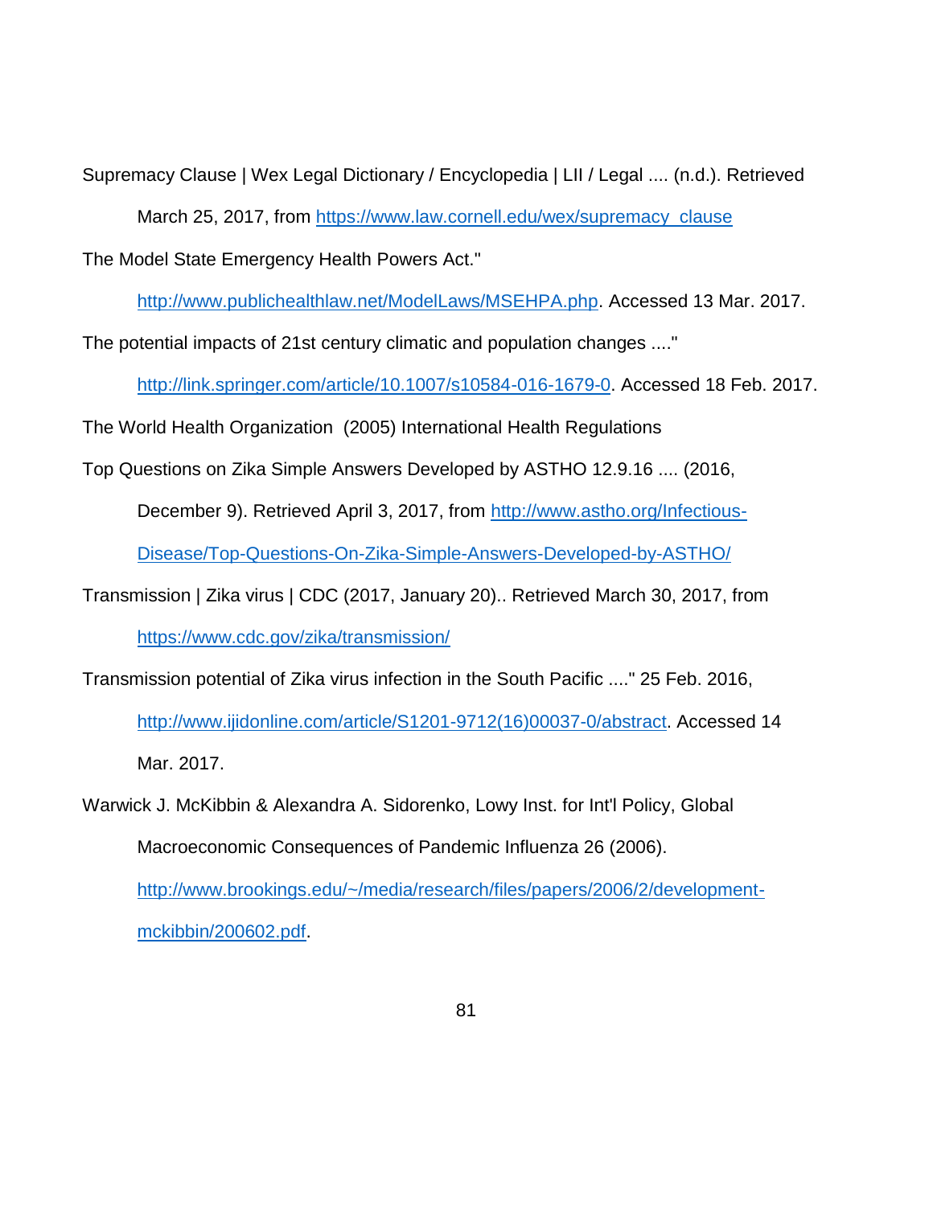Supremacy Clause | Wex Legal Dictionary / Encyclopedia | LII / Legal .... (n.d.). Retrieved March 25, 2017, from https://www.law.cornell.edu/wex/supremacy_clause

The Model State Emergency Health Powers Act." http://www.publichealthlaw.net/ModelLaws/MSEHPA.php. Accessed 13 Mar. 2017.

The potential impacts of 21st century climatic and population changes ...." http://link.springer.com/article/10.1007/s10584-016-1679-0. Accessed 18 Feb. 2017.

The World Health Organization (2005) International Health Regulations

Top Questions on Zika Simple Answers Developed by ASTHO 12.9.16 .... (2016, December 9). Retrieved April 3, 2017, from http://www.astho.org/Infectious-Disease/Top-Questions-On-Zika-Simple-Answers-Developed-by-ASTHO/

Transmission | Zika virus | CDC (2017, January 20).. Retrieved March 30, 2017, from https://www.cdc.gov/zika/transmission/

Transmission potential of Zika virus infection in the South Pacific ...." 25 Feb. 2016, http://www.ijidonline.com/article/S1201-9712(16)00037-0/abstract. Accessed 14 Mar. 2017.

Warwick J. McKibbin & Alexandra A. Sidorenko, Lowy Inst. for Int'l Policy, Global Macroeconomic Consequences of Pandemic Influenza 26 (2006). http://www.brookings.edu/~/media/research/files/papers/2006/2/development-mckibbin/200602.pdf.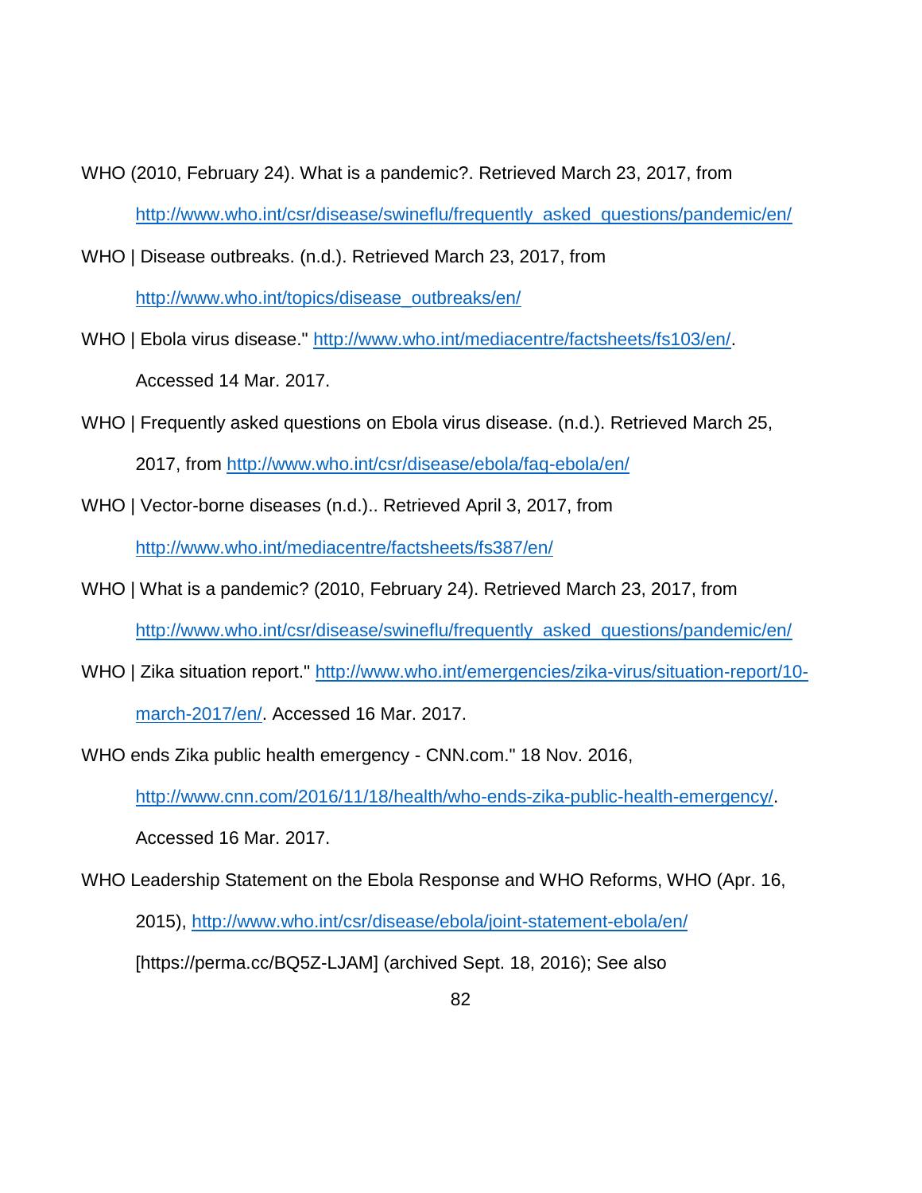WHO (2010, February 24). What is a pandemic?. Retrieved March 23, 2017, from http://www.who.int/csr/disease/swineflu/frequently_asked_questions/pandemic/en/

WHO | Disease outbreaks. (n.d.). Retrieved March 23, 2017, from http://www.who.int/topics/disease_outbreaks/en/

WHO | Ebola virus disease." http://www.who.int/mediacentre/factsheets/fs103/en/. Accessed 14 Mar. 2017.

WHO | Frequently asked questions on Ebola virus disease. (n.d.). Retrieved March 25, 2017, from http://www.who.int/csr/disease/ebola/faq-ebola/en/

WHO | Vector-borne diseases (n.d.).. Retrieved April 3, 2017, from http://www.who.int/mediacentre/factsheets/fs387/en/

WHO | What is a pandemic? (2010, February 24). Retrieved March 23, 2017, from http://www.who.int/csr/disease/swineflu/frequently_asked_questions/pandemic/en/

WHO | Zika situation report." http://www.who.int/emergencies/zika-virus/situation-report/10-march-2017/en/. Accessed 16 Mar. 2017.

WHO ends Zika public health emergency - CNN.com." 18 Nov. 2016, http://www.cnn.com/2016/11/18/health/who-ends-zika-public-health-emergency/. Accessed 16 Mar. 2017.

WHO Leadership Statement on the Ebola Response and WHO Reforms, WHO (Apr. 16, 2015), http://www.who.int/csr/disease/ebola/joint-statement-ebola/en/ [https://perma.cc/BQ5Z-LJAM] (archived Sept. 18, 2016); See also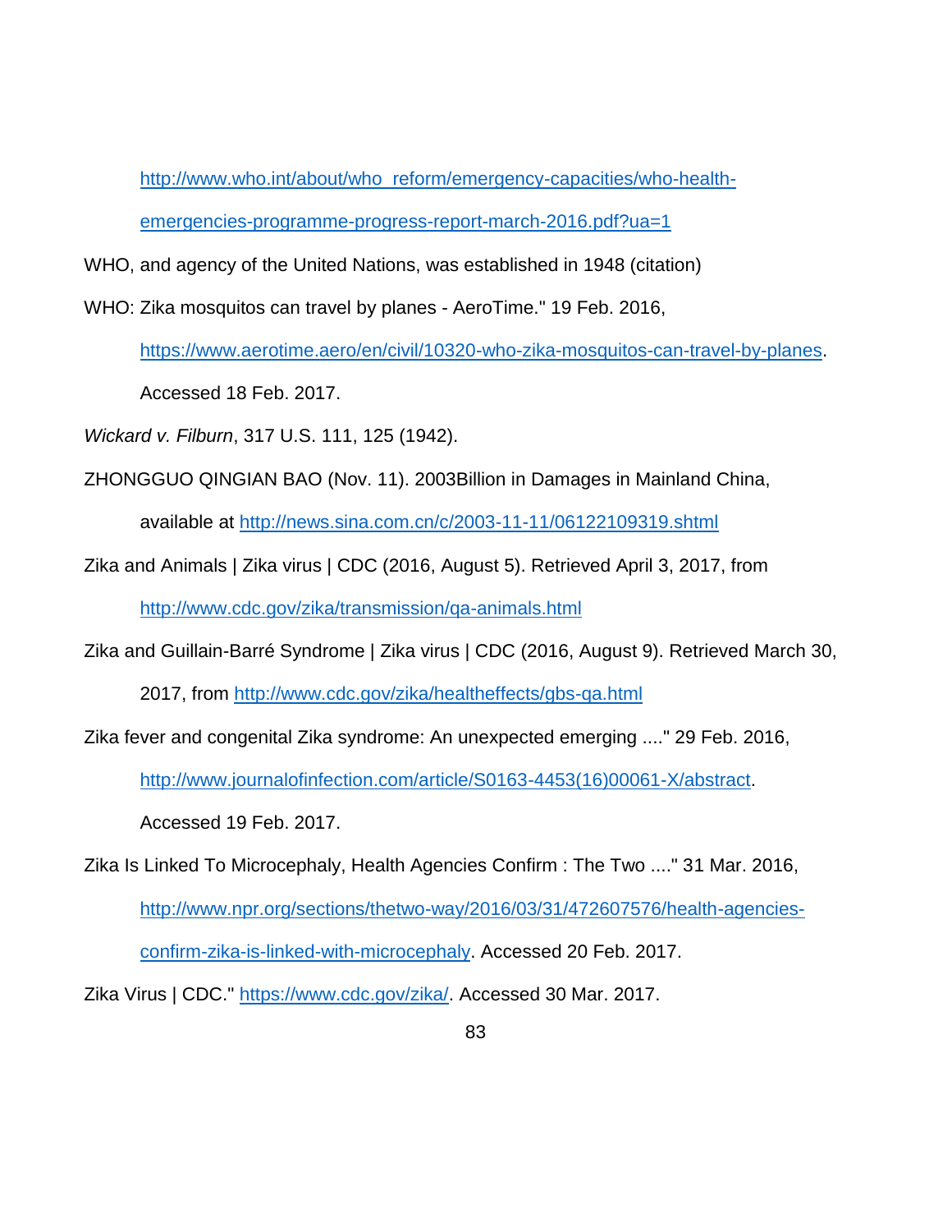http://www.who.int/about/who_reform/emergency-capacities/who-health-emergencies-programme-progress-report-march-2016.pdf?ua=1

WHO, and agency of the United Nations, was established in 1948 (citation)

WHO: Zika mosquitos can travel by planes - AeroTime." 19 Feb. 2016, https://www.aerotime.aero/en/civil/10320-who-zika-mosquitos-can-travel-by-planes. Accessed 18 Feb. 2017.

*Wickard v. Filburn*, 317 U.S. 111, 125 (1942).

ZHONGGUO QINGIAN BAO (Nov. 11). 2003Billion in Damages in Mainland China, available at http://news.sina.com.cn/c/2003-11-11/06122109319.shtml

Zika and Animals | Zika virus | CDC (2016, August 5). Retrieved April 3, 2017, from http://www.cdc.gov/zika/transmission/qa-animals.html

Zika and Guillain-Barré Syndrome | Zika virus | CDC (2016, August 9). Retrieved March 30, 2017, from http://www.cdc.gov/zika/healtheffects/gbs-qa.html

Zika fever and congenital Zika syndrome: An unexpected emerging ...." 29 Feb. 2016, http://www.journalofinfection.com/article/S0163-4453(16)00061-X/abstract. Accessed 19 Feb. 2017.

Zika Is Linked To Microcephaly, Health Agencies Confirm : The Two ...." 31 Mar. 2016, http://www.npr.org/sections/thetwo-way/2016/03/31/472607576/health-agencies-confirm-zika-is-linked-with-microcephaly. Accessed 20 Feb. 2017.

Zika Virus | CDC." https://www.cdc.gov/zika/. Accessed 30 Mar. 2017.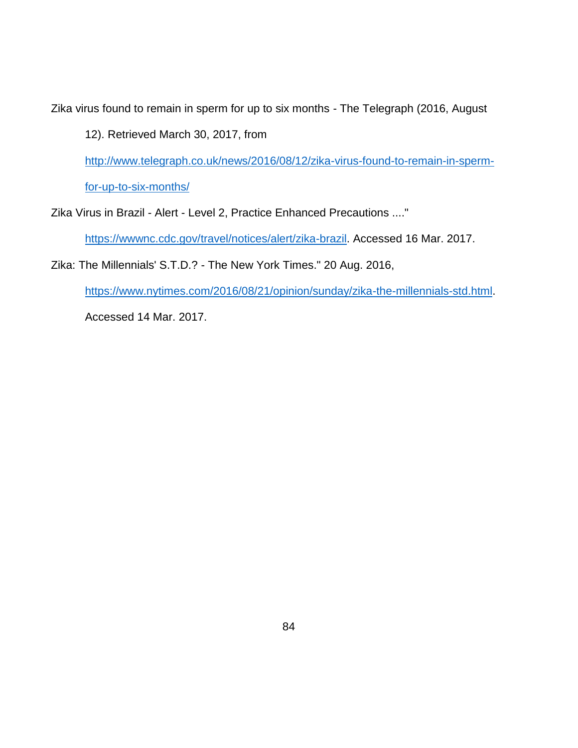Zika virus found to remain in sperm for up to six months - The Telegraph (2016, August 12). Retrieved March 30, 2017, from http://www.telegraph.co.uk/news/2016/08/12/zika-virus-found-to-remain-in-sperm-for-up-to-six-months/

Zika Virus in Brazil - Alert - Level 2, Practice Enhanced Precautions ...." https://wwwnc.cdc.gov/travel/notices/alert/zika-brazil. Accessed 16 Mar. 2017.

Zika: The Millennials' S.T.D.? - The New York Times." 20 Aug. 2016, https://www.nytimes.com/2016/08/21/opinion/sunday/zika-the-millennials-std.html. Accessed 14 Mar. 2017.